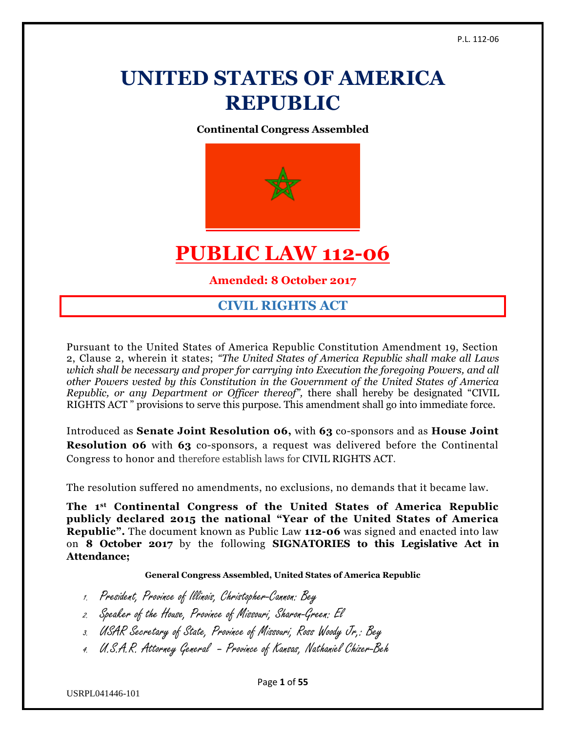# UNITED STATES OF AMERICA REPUBLIC

**Continental Congress Assembled**

# PUBLIC LAW 112-06

**Amended: 8 October 2017**

## CIVIL RIGHTS ACT

Pursuant to the United States of America Republic Constitution Amendment 19, Section 2, Clause 2, wherein it states; *"The United States of America Republic shall make all Laws which shall be necessary and proper for carrying into Execution the foregoing Powers, and all other Powers vested by this Constitution in the Government of the United States of America Republic, or any Department or Officer thereof",* there shall hereby be designated "CIVIL RIGHTS ACT " provisions to serve this purpose. This amendment shall go into immediate force.

Introduced as **Senate Joint Resolution 06,** with **63** co-sponsors and as **House Joint Resolution 06** with **63** co-sponsors, a request was delivered before the Continental Congress to honor and therefore establish laws for CIVIL RIGHTS ACT.

The resolution suffered no amendments, no exclusions, no demands that it became law.

**The 1st Continental Congress of the United States of America Republic publicly declared 2015 the national "Year of the United States of America Republic".** The document known as Public Law **112-06** was signed and enacted into law on **8 October 2017** by the following **SIGNATORIES to this Legislative Act in Attendance;**

**General Congress Assembled, United States of America Republic**

1. *President, Province of Illinois, Christopher-Cannon: Bey*
2. *Speaker of the House, Province of Missouri, Sharon-Green: El*
3. *USAR Secretary of State, Province of Missouri, Ross Woody Jr,: Bey*
4. *U.S.A.R. Attorney General – Province of Kansas, Nathaniel Chizer-Beh*

USRPL041446-101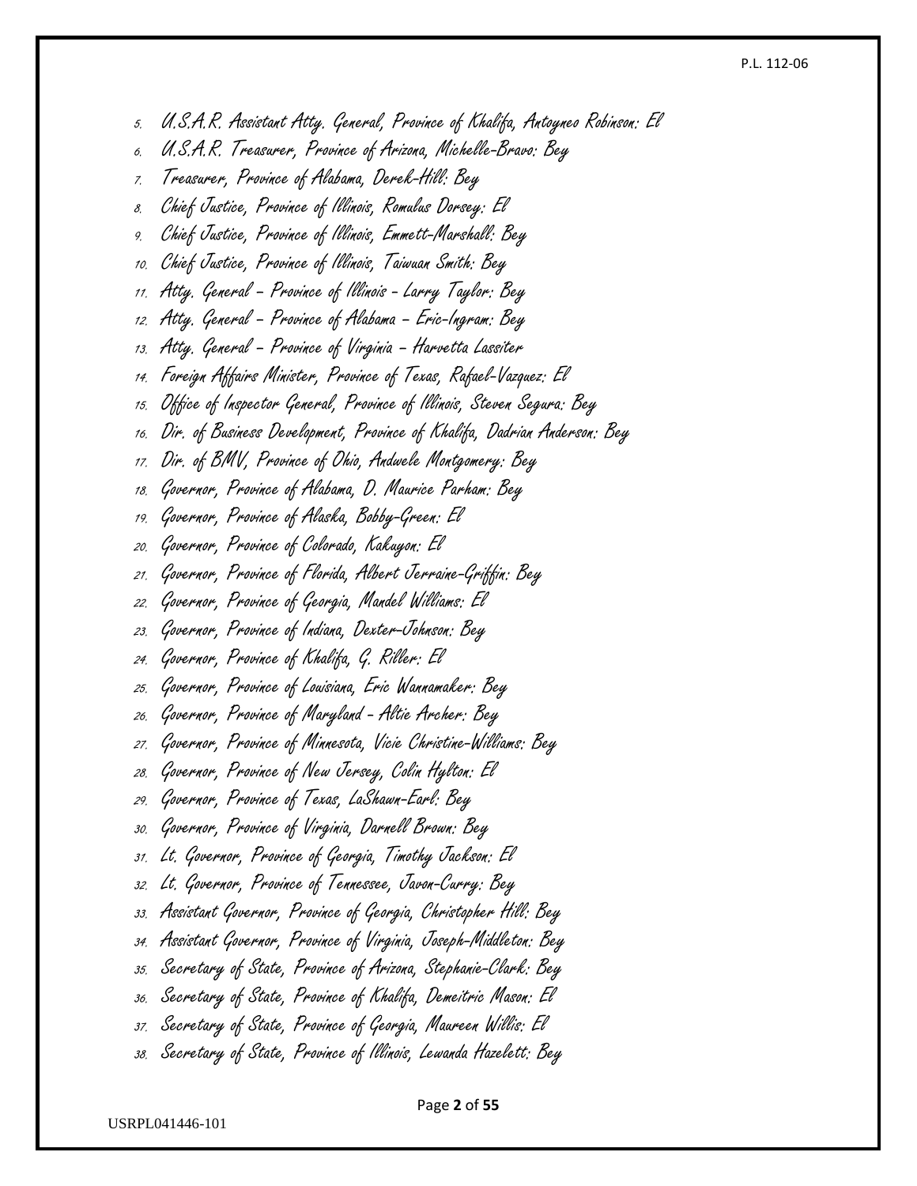5. U.S.A.R. Assistant Atty. General, Province of Khalifa, Antoyneo Robinson: El
6. U.S.A.R. Treasurer, Province of Arizona, Michelle-Bravo: Bey
7. Treasurer, Province of Alabama, Derek-Hill: Bey
8. Chief Justice, Province of Illinois, Romulus Dorsey: El
9. Chief Justice, Province of Illinois, Emmett-Marshall: Bey
10. Chief Justice, Province of Illinois, Taiwuan Smith: Bey
11. Atty. General – Province of Illinois – Larry Taylor: Bey
12. Atty. General – Province of Alabama – Eric-Ingram: Bey
13. Atty. General – Province of Virginia – Harvetta Lassiter
14. Foreign Affairs Minister, Province of Texas, Rafael-Vazquez: El
15. Office of Inspector General, Province of Illinois, Steven Segura: Bey
16. Dir. of Business Development, Province of Khalifa, Dadrian Anderson: Bey
17. Dir. of BMV, Province of Ohio, Andwele Montgomery: Bey
18. Governor, Province of Alabama, D. Maurice Parham: Bey
19. Governor, Province of Alaska, Bobby-Green: El
20. Governor, Province of Colorado, Kakuyon: El
21. Governor, Province of Florida, Albert Jerraine-Griffin: Bey
22. Governor, Province of Georgia, Mandel Williams: El
23. Governor, Province of Indiana, Dexter-Johnson: Bey
24. Governor, Province of Khalifa, G. Riller: El
25. Governor, Province of Louisiana, Eric Wannamaker: Bey
26. Governor, Province of Maryland - Altie Archer: Bey
27. Governor, Province of Minnesota, Vicie Christine-Williams: Bey
28. Governor, Province of New Jersey, Colin Hylton: El
29. Governor, Province of Texas, LaShawn-Earl: Bey
30. Governor, Province of Virginia, Darnell Brown: Bey
31. Lt. Governor, Province of Georgia, Timothy Jackson: El
32. Lt. Governor, Province of Tennessee, Javon-Curry: Bey
33. Assistant Governor, Province of Georgia, Christopher Hill: Bey
34. Assistant Governor, Province of Virginia, Joseph-Middleton: Bey
35. Secretary of State, Province of Arizona, Stephanie-Clark: Bey
36. Secretary of State, Province of Khalifa, Demeitric Mason: El
37. Secretary of State, Province of Georgia, Maureen Willis: El
38. Secretary of State, Province of Illinois, Lewanda Hazelett: Bey

USRPL041446-101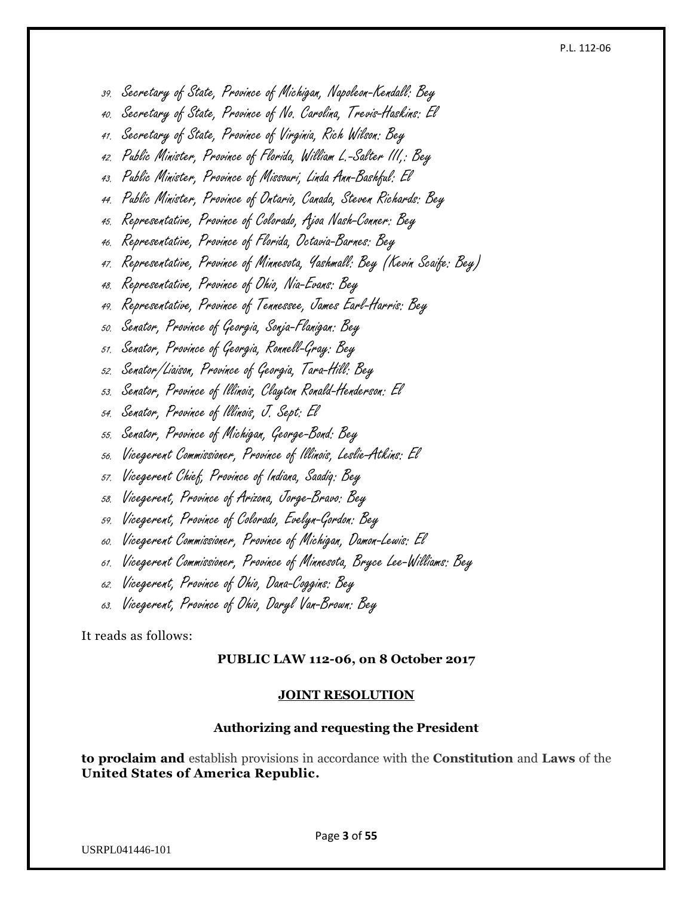39. Secretary of State, Province of Michigan, Napoleon-Kendall: Bey
40. Secretary of State, Province of No. Carolina, Trevis-Haskins: El
41. Secretary of State, Province of Virginia, Rich Wilson: Bey
42. Public Minister, Province of Florida, William L.-Salter III,: Bey
43. Public Minister, Province of Missouri, Linda Ann-Bashful: El
44. Public Minister, Province of Ontario, Canada, Steven Richards: Bey
45. Representative, Province of Colorado, Ajoa Nash-Conner: Bey
46. Representative, Province of Florida, Octavia-Barnes: Bey
47. Representative, Province of Minnesota, Yashmall: Bey (Kevin Scaife: Bey)
48. Representative, Province of Ohio, Nia-Evans: Bey
49. Representative, Province of Tennessee, James Earl-Harris: Bey
50. Senator, Province of Georgia, Sonja-Flanigan: Bey
51. Senator, Province of Georgia, Ronnell-Gray: Bey
52. Senator/Liaison, Province of Georgia, Tara-Hill: Bey
53. Senator, Province of Illinois, Clayton Ronald-Henderson: El
54. Senator, Province of Illinois, J. Sept: El
55. Senator, Province of Michigan, George-Bond: Bey
56. Vicegerent Commissioner, Province of Illinois, Leslie-Atkins: El
57. Vicegerent Chief, Province of Indiana, Saadiq: Bey
58. Vicegerent, Province of Arizona, Jorge-Bravo: Bey
59. Vicegerent, Province of Colorado, Evelyn-Gordon: Bey
60. Vicegerent Commissioner, Province of Michigan, Damon-Lewis: El
61. Vicegerent Commissioner, Province of Minnesota, Bryce Lee-Williams: Bey
62. Vicegerent, Province of Ohio, Dana-Coggins: Bey
63. Vicegerent, Province of Ohio, Daryl Van-Brown: Bey

It reads as follows:

**PUBLIC LAW 112-06, on 8 October 2017**

**JOINT RESOLUTION**

**Authorizing and requesting the President**

**to proclaim and** establish provisions in accordance with the **Constitution** and **Laws** of the **United States of America Republic.**

USRPL041446-101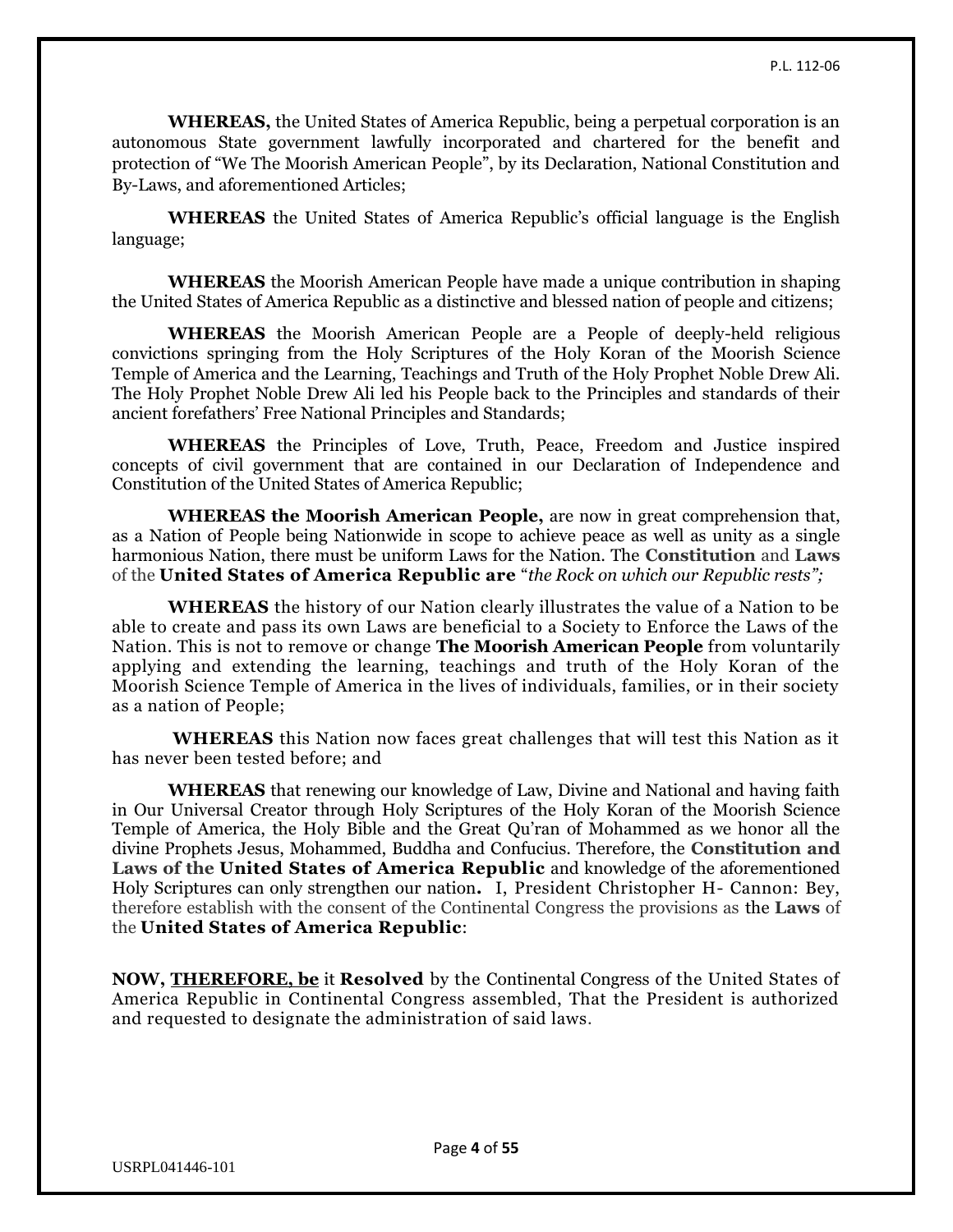**WHEREAS,** the United States of America Republic, being a perpetual corporation is an autonomous State government lawfully incorporated and chartered for the benefit and protection of "We The Moorish American People", by its Declaration, National Constitution and By-Laws, and aforementioned Articles;

**WHEREAS** the United States of America Republic's official language is the English language;

**WHEREAS** the Moorish American People have made a unique contribution in shaping the United States of America Republic as a distinctive and blessed nation of people and citizens;

**WHEREAS** the Moorish American People are a People of deeply-held religious convictions springing from the Holy Scriptures of the Holy Koran of the Moorish Science Temple of America and the Learning, Teachings and Truth of the Holy Prophet Noble Drew Ali. The Holy Prophet Noble Drew Ali led his People back to the Principles and standards of their ancient forefathers' Free National Principles and Standards;

**WHEREAS** the Principles of Love, Truth, Peace, Freedom and Justice inspired concepts of civil government that are contained in our Declaration of Independence and Constitution of the United States of America Republic;

**WHEREAS the Moorish American People,** are now in great comprehension that, as a Nation of People being Nationwide in scope to achieve peace as well as unity as a single harmonious Nation, there must be uniform Laws for the Nation. The **Constitution** and **Laws** of the **United States of America Republic are** "*the Rock on which our Republic rests";*

**WHEREAS** the history of our Nation clearly illustrates the value of a Nation to be able to create and pass its own Laws are beneficial to a Society to Enforce the Laws of the Nation. This is not to remove or change **The Moorish American People** from voluntarily applying and extending the learning, teachings and truth of the Holy Koran of the Moorish Science Temple of America in the lives of individuals, families, or in their society as a nation of People;

**WHEREAS** this Nation now faces great challenges that will test this Nation as it has never been tested before; and

**WHEREAS** that renewing our knowledge of Law, Divine and National and having faith in Our Universal Creator through Holy Scriptures of the Holy Koran of the Moorish Science Temple of America, the Holy Bible and the Great Qu'ran of Mohammed as we honor all the divine Prophets Jesus, Mohammed, Buddha and Confucius. Therefore, the **Constitution and Laws of the United States of America Republic** and knowledge of the aforementioned Holy Scriptures can only strengthen our nation**.** I, President Christopher H- Cannon: Bey, therefore establish with the consent of the Continental Congress the provisions as the **Laws** of the **United States of America Republic**:

**NOW, THEREFORE, be** it **Resolved** by the Continental Congress of the United States of America Republic in Continental Congress assembled, That the President is authorized and requested to designate the administration of said laws.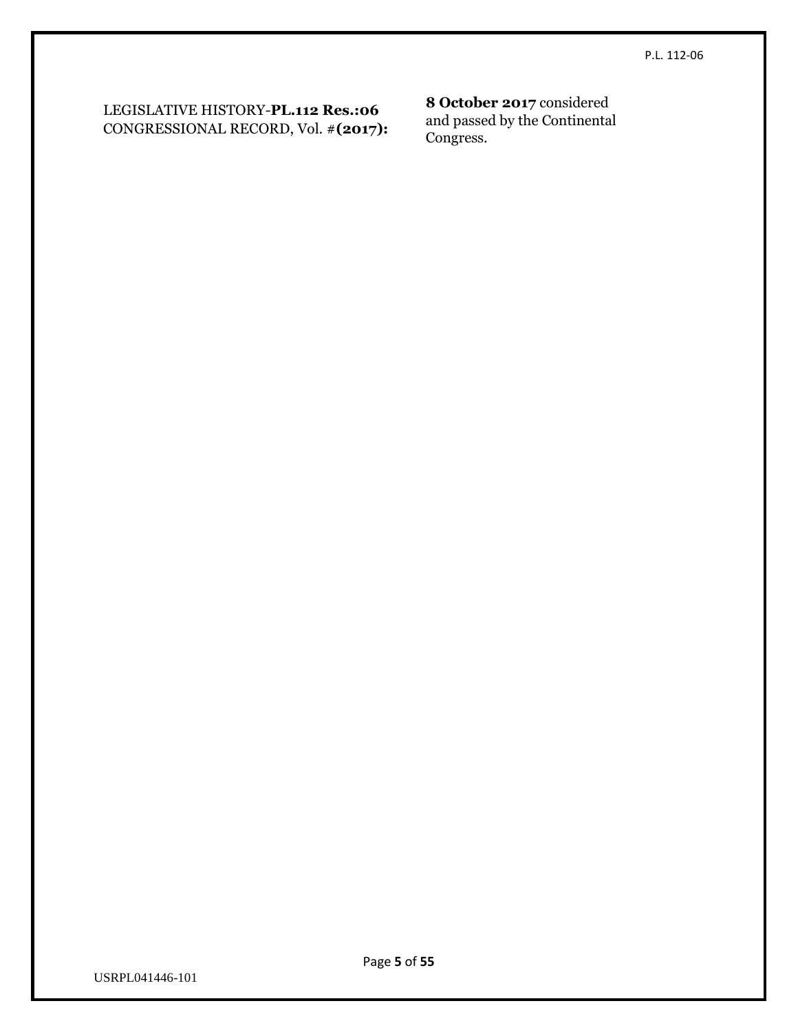LEGISLATIVE HISTORY-**PL.112 Res.:06**
CONGRESSIONAL RECORD, Vol. #**(2017):**

**8 October 2017** considered and passed by the Continental Congress.

USRPL041446-101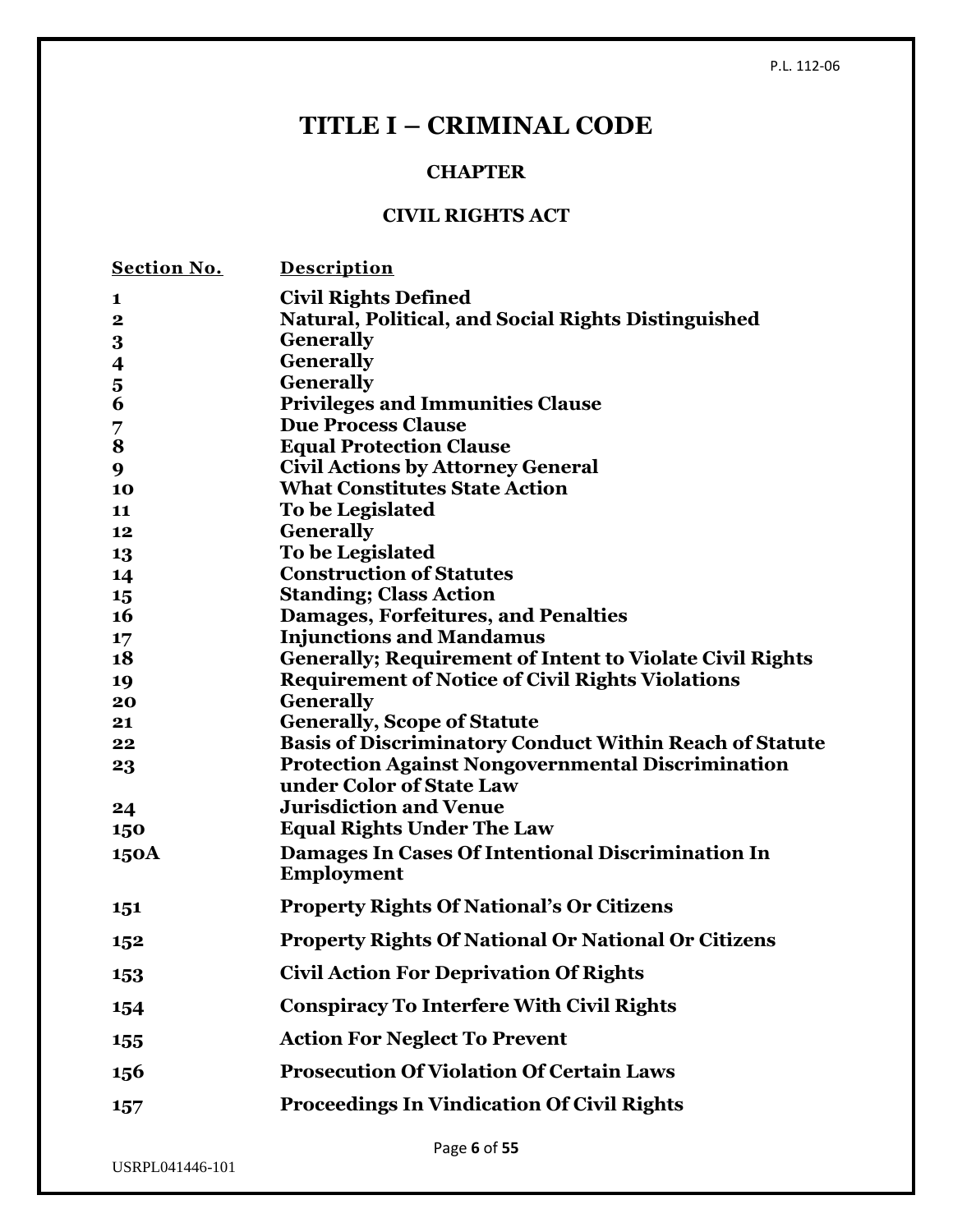# TITLE I – CRIMINAL CODE

## CHAPTER

## CIVIL RIGHTS ACT

| Section No. | Description |
|---|---|
| 1 | Civil Rights Defined |
| 2 | Natural, Political, and Social Rights Distinguished |
| 3 | Generally |
| 4 | Generally |
| 5 | Generally |
| 6 | Privileges and Immunities Clause |
| 7 | Due Process Clause |
| 8 | Equal Protection Clause |
| 9 | Civil Actions by Attorney General |
| 10 | What Constitutes State Action |
| 11 | To be Legislated |
| 12 | Generally |
| 13 | To be Legislated |
| 14 | Construction of Statutes |
| 15 | Standing; Class Action |
| 16 | Damages, Forfeitures, and Penalties |
| 17 | Injunctions and Mandamus |
| 18 | Generally; Requirement of Intent to Violate Civil Rights |
| 19 | Requirement of Notice of Civil Rights Violations |
| 20 | Generally |
| 21 | Generally, Scope of Statute |
| 22 | Basis of Discriminatory Conduct Within Reach of Statute |
| 23 | Protection Against Nongovernmental Discrimination under Color of State Law |
| 24 | Jurisdiction and Venue |
| 150 | Equal Rights Under The Law |
| 150A | Damages In Cases Of Intentional Discrimination In Employment |
| 151 | Property Rights Of National's Or Citizens |
| 152 | Property Rights Of National Or National Or Citizens |
| 153 | Civil Action For Deprivation Of Rights |
| 154 | Conspiracy To Interfere With Civil Rights |
| 155 | Action For Neglect To Prevent |
| 156 | Prosecution Of Violation Of Certain Laws |
| 157 | Proceedings In Vindication Of Civil Rights |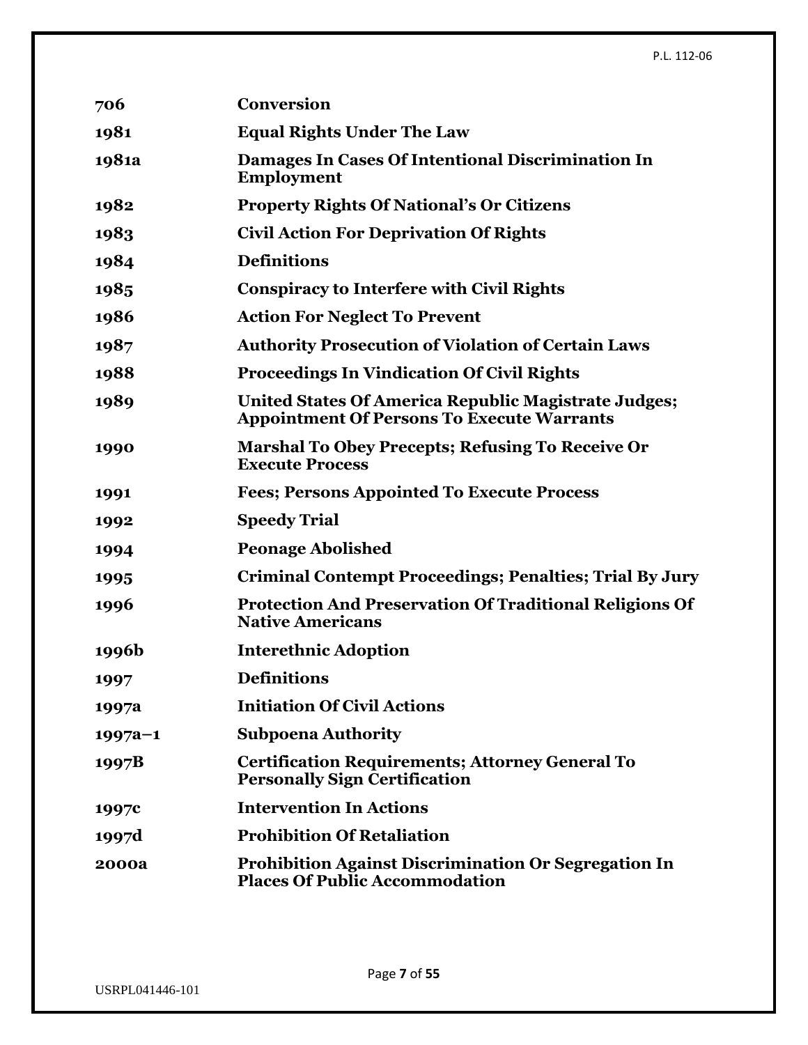| | |
|---|---|
| **706** | **Conversion** |
| **1981** | **Equal Rights Under The Law** |
| **1981a** | **Damages In Cases Of Intentional Discrimination In Employment** |
| **1982** | **Property Rights Of National's Or Citizens** |
| **1983** | **Civil Action For Deprivation Of Rights** |
| **1984** | **Definitions** |
| **1985** | **Conspiracy to Interfere with Civil Rights** |
| **1986** | **Action For Neglect To Prevent** |
| **1987** | **Authority Prosecution of Violation of Certain Laws** |
| **1988** | **Proceedings In Vindication Of Civil Rights** |
| **1989** | **United States Of America Republic Magistrate Judges; Appointment Of Persons To Execute Warrants** |
| **1990** | **Marshal To Obey Precepts; Refusing To Receive Or Execute Process** |
| **1991** | **Fees; Persons Appointed To Execute Process** |
| **1992** | **Speedy Trial** |
| **1994** | **Peonage Abolished** |
| **1995** | **Criminal Contempt Proceedings; Penalties; Trial By Jury** |
| **1996** | **Protection And Preservation Of Traditional Religions Of Native Americans** |
| **1996b** | **Interethnic Adoption** |
| **1997** | **Definitions** |
| **1997a** | **Initiation Of Civil Actions** |
| **1997a–1** | **Subpoena Authority** |
| **1997B** | **Certification Requirements; Attorney General To Personally Sign Certification** |
| **1997c** | **Intervention In Actions** |
| **1997d** | **Prohibition Of Retaliation** |
| **2000a** | **Prohibition Against Discrimination Or Segregation In Places Of Public Accommodation** |

USRPL041446-101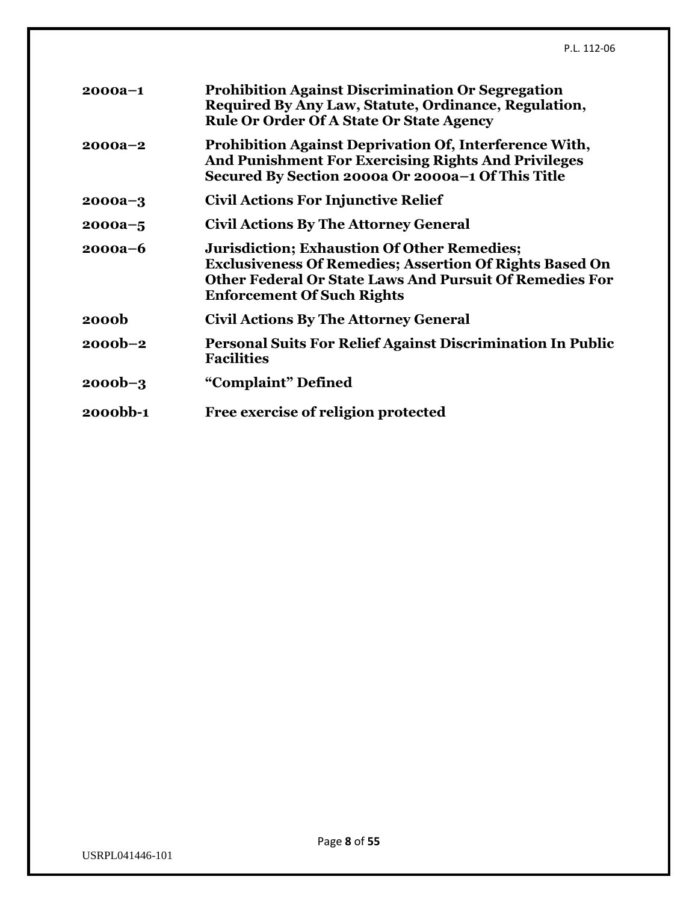| | |
|---|---|
| **2000a–1** | **Prohibition Against Discrimination Or Segregation Required By Any Law, Statute, Ordinance, Regulation, Rule Or Order Of A State Or State Agency** |
| **2000a–2** | **Prohibition Against Deprivation Of, Interference With, And Punishment For Exercising Rights And Privileges Secured By Section 2000a Or 2000a–1 Of This Title** |
| **2000a–3** | **Civil Actions For Injunctive Relief** |
| **2000a–5** | **Civil Actions By The Attorney General** |
| **2000a–6** | **Jurisdiction; Exhaustion Of Other Remedies; Exclusiveness Of Remedies; Assertion Of Rights Based On Other Federal Or State Laws And Pursuit Of Remedies For Enforcement Of Such Rights** |
| **2000b** | **Civil Actions By The Attorney General** |
| **2000b–2** | **Personal Suits For Relief Against Discrimination In Public Facilities** |
| **2000b–3** | **"Complaint" Defined** |
| **2000bb-1** | **Free exercise of religion protected** |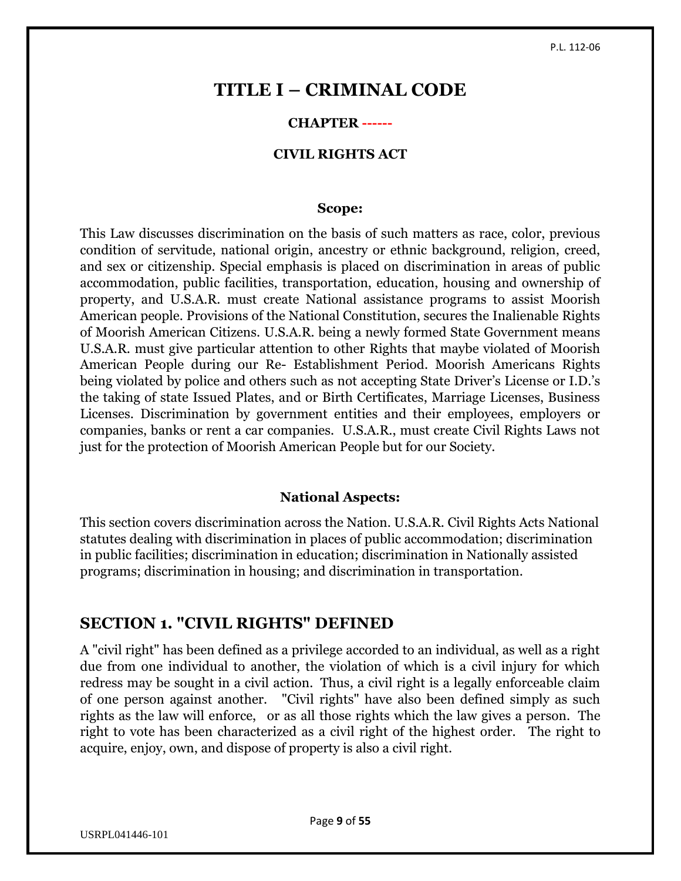# TITLE I – CRIMINAL CODE

## CHAPTER ------

## CIVIL RIGHTS ACT

### Scope:

This Law discusses discrimination on the basis of such matters as race, color, previous condition of servitude, national origin, ancestry or ethnic background, religion, creed, and sex or citizenship. Special emphasis is placed on discrimination in areas of public accommodation, public facilities, transportation, education, housing and ownership of property, and U.S.A.R. must create National assistance programs to assist Moorish American people. Provisions of the National Constitution, secures the Inalienable Rights of Moorish American Citizens. U.S.A.R. being a newly formed State Government means U.S.A.R. must give particular attention to other Rights that maybe violated of Moorish American People during our Re- Establishment Period. Moorish Americans Rights being violated by police and others such as not accepting State Driver's License or I.D.'s the taking of state Issued Plates, and or Birth Certificates, Marriage Licenses, Business Licenses. Discrimination by government entities and their employees, employers or companies, banks or rent a car companies. U.S.A.R., must create Civil Rights Laws not just for the protection of Moorish American People but for our Society.

### National Aspects:

This section covers discrimination across the Nation. U.S.A.R. Civil Rights Acts National statutes dealing with discrimination in places of public accommodation; discrimination in public facilities; discrimination in education; discrimination in Nationally assisted programs; discrimination in housing; and discrimination in transportation.

## SECTION 1. "CIVIL RIGHTS" DEFINED

A "civil right" has been defined as a privilege accorded to an individual, as well as a right due from one individual to another, the violation of which is a civil injury for which redress may be sought in a civil action. Thus, a civil right is a legally enforceable claim of one person against another. "Civil rights" have also been defined simply as such rights as the law will enforce, or as all those rights which the law gives a person. The right to vote has been characterized as a civil right of the highest order. The right to acquire, enjoy, own, and dispose of property is also a civil right.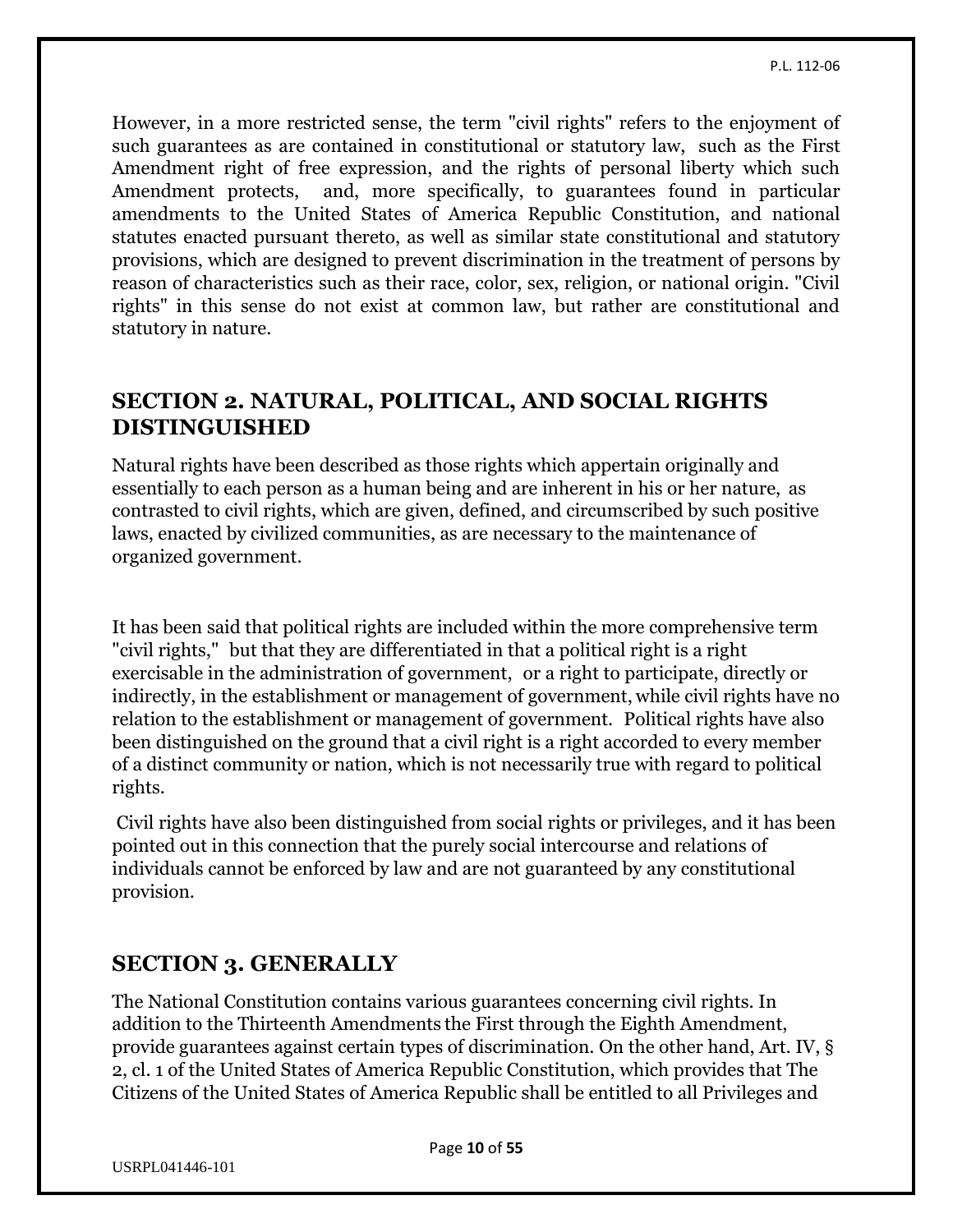However, in a more restricted sense, the term "civil rights" refers to the enjoyment of such guarantees as are contained in constitutional or statutory law, such as the First Amendment right of free expression, and the rights of personal liberty which such Amendment protects, and, more specifically, to guarantees found in particular amendments to the United States of America Republic Constitution, and national statutes enacted pursuant thereto, as well as similar state constitutional and statutory provisions, which are designed to prevent discrimination in the treatment of persons by reason of characteristics such as their race, color, sex, religion, or national origin. "Civil rights" in this sense do not exist at common law, but rather are constitutional and statutory in nature.

## SECTION 2. NATURAL, POLITICAL, AND SOCIAL RIGHTS DISTINGUISHED

Natural rights have been described as those rights which appertain originally and essentially to each person as a human being and are inherent in his or her nature, as contrasted to civil rights, which are given, defined, and circumscribed by such positive laws, enacted by civilized communities, as are necessary to the maintenance of organized government.

It has been said that political rights are included within the more comprehensive term "civil rights," but that they are differentiated in that a political right is a right exercisable in the administration of government, or a right to participate, directly or indirectly, in the establishment or management of government, while civil rights have no relation to the establishment or management of government. Political rights have also been distinguished on the ground that a civil right is a right accorded to every member of a distinct community or nation, which is not necessarily true with regard to political rights.

Civil rights have also been distinguished from social rights or privileges, and it has been pointed out in this connection that the purely social intercourse and relations of individuals cannot be enforced by law and are not guaranteed by any constitutional provision.

## SECTION 3. GENERALLY

The National Constitution contains various guarantees concerning civil rights. In addition to the Thirteenth Amendments the First through the Eighth Amendment, provide guarantees against certain types of discrimination. On the other hand, Art. IV, § 2, cl. 1 of the United States of America Republic Constitution, which provides that The Citizens of the United States of America Republic shall be entitled to all Privileges and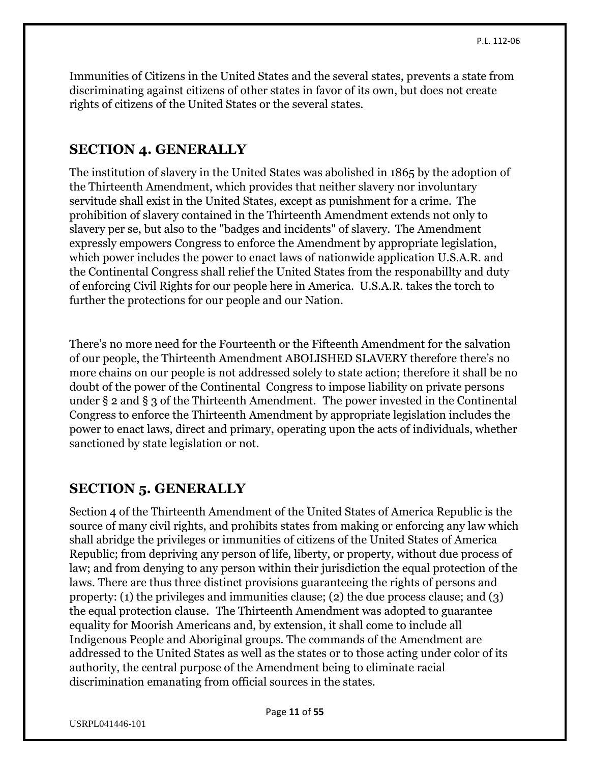Immunities of Citizens in the United States and the several states, prevents a state from discriminating against citizens of other states in favor of its own, but does not create rights of citizens of the United States or the several states.

## SECTION 4. GENERALLY

The institution of slavery in the United States was abolished in 1865 by the adoption of the Thirteenth Amendment, which provides that neither slavery nor involuntary servitude shall exist in the United States, except as punishment for a crime. The prohibition of slavery contained in the Thirteenth Amendment extends not only to slavery per se, but also to the "badges and incidents" of slavery. The Amendment expressly empowers Congress to enforce the Amendment by appropriate legislation, which power includes the power to enact laws of nationwide application U.S.A.R. and the Continental Congress shall relief the United States from the responabillty and duty of enforcing Civil Rights for our people here in America. U.S.A.R. takes the torch to further the protections for our people and our Nation.

There's no more need for the Fourteenth or the Fifteenth Amendment for the salvation of our people, the Thirteenth Amendment ABOLISHED SLAVERY therefore there's no more chains on our people is not addressed solely to state action; therefore it shall be no doubt of the power of the Continental Congress to impose liability on private persons under § 2 and § 3 of the Thirteenth Amendment. The power invested in the Continental Congress to enforce the Thirteenth Amendment by appropriate legislation includes the power to enact laws, direct and primary, operating upon the acts of individuals, whether sanctioned by state legislation or not.

## SECTION 5. GENERALLY

Section 4 of the Thirteenth Amendment of the United States of America Republic is the source of many civil rights, and prohibits states from making or enforcing any law which shall abridge the privileges or immunities of citizens of the United States of America Republic; from depriving any person of life, liberty, or property, without due process of law; and from denying to any person within their jurisdiction the equal protection of the laws. There are thus three distinct provisions guaranteeing the rights of persons and property: (1) the privileges and immunities clause; (2) the due process clause; and (3) the equal protection clause. The Thirteenth Amendment was adopted to guarantee equality for Moorish Americans and, by extension, it shall come to include all Indigenous People and Aboriginal groups. The commands of the Amendment are addressed to the United States as well as the states or to those acting under color of its authority, the central purpose of the Amendment being to eliminate racial discrimination emanating from official sources in the states.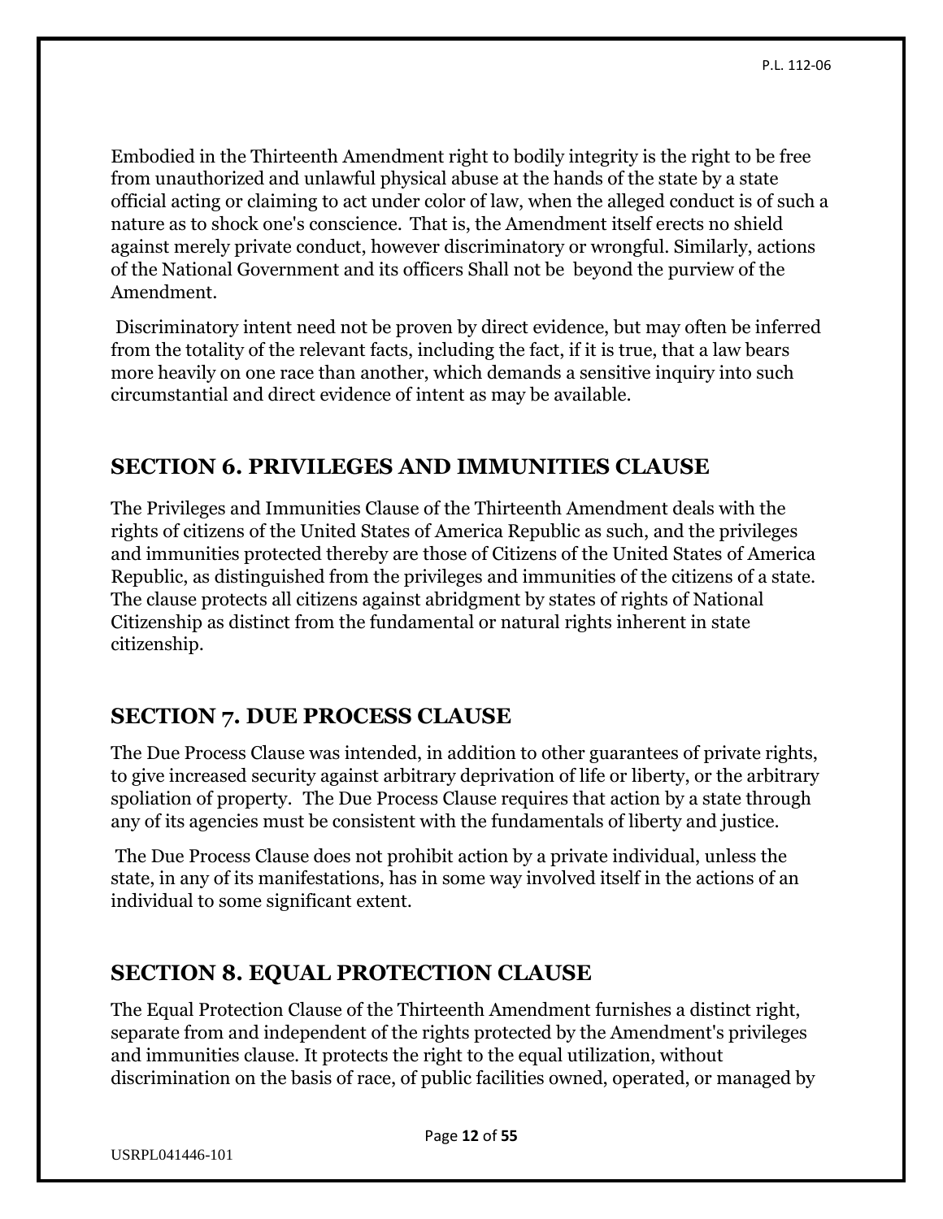Embodied in the Thirteenth Amendment right to bodily integrity is the right to be free from unauthorized and unlawful physical abuse at the hands of the state by a state official acting or claiming to act under color of law, when the alleged conduct is of such a nature as to shock one's conscience. That is, the Amendment itself erects no shield against merely private conduct, however discriminatory or wrongful. Similarly, actions of the National Government and its officers Shall not be beyond the purview of the Amendment.

Discriminatory intent need not be proven by direct evidence, but may often be inferred from the totality of the relevant facts, including the fact, if it is true, that a law bears more heavily on one race than another, which demands a sensitive inquiry into such circumstantial and direct evidence of intent as may be available.

## SECTION 6. PRIVILEGES AND IMMUNITIES CLAUSE

The Privileges and Immunities Clause of the Thirteenth Amendment deals with the rights of citizens of the United States of America Republic as such, and the privileges and immunities protected thereby are those of Citizens of the United States of America Republic, as distinguished from the privileges and immunities of the citizens of a state. The clause protects all citizens against abridgment by states of rights of National Citizenship as distinct from the fundamental or natural rights inherent in state citizenship.

## SECTION 7. DUE PROCESS CLAUSE

The Due Process Clause was intended, in addition to other guarantees of private rights, to give increased security against arbitrary deprivation of life or liberty, or the arbitrary spoliation of property. The Due Process Clause requires that action by a state through any of its agencies must be consistent with the fundamentals of liberty and justice.

The Due Process Clause does not prohibit action by a private individual, unless the state, in any of its manifestations, has in some way involved itself in the actions of an individual to some significant extent.

## SECTION 8. EQUAL PROTECTION CLAUSE

The Equal Protection Clause of the Thirteenth Amendment furnishes a distinct right, separate from and independent of the rights protected by the Amendment's privileges and immunities clause. It protects the right to the equal utilization, without discrimination on the basis of race, of public facilities owned, operated, or managed by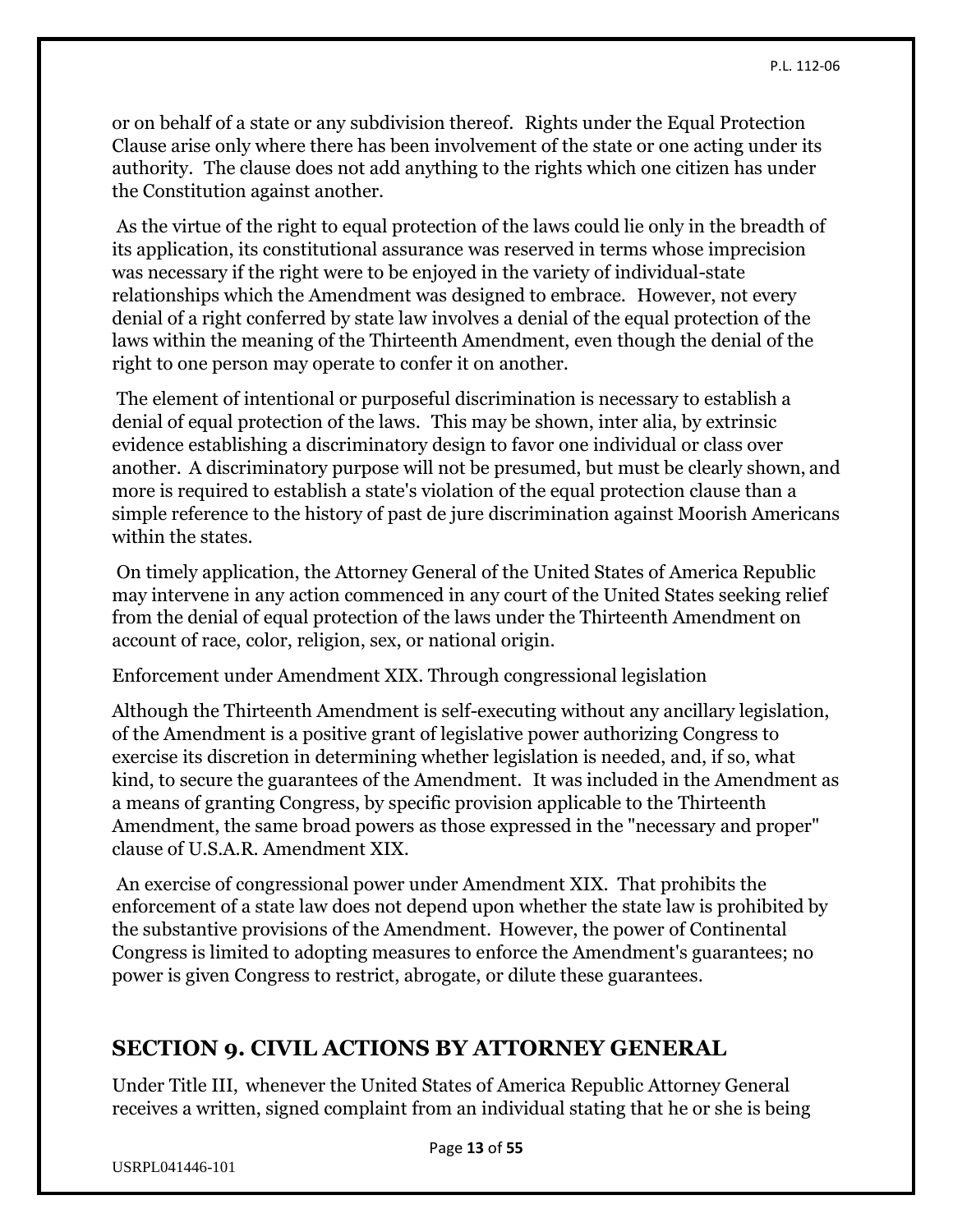or on behalf of a state or any subdivision thereof. Rights under the Equal Protection Clause arise only where there has been involvement of the state or one acting under its authority. The clause does not add anything to the rights which one citizen has under the Constitution against another.

As the virtue of the right to equal protection of the laws could lie only in the breadth of its application, its constitutional assurance was reserved in terms whose imprecision was necessary if the right were to be enjoyed in the variety of individual-state relationships which the Amendment was designed to embrace. However, not every denial of a right conferred by state law involves a denial of the equal protection of the laws within the meaning of the Thirteenth Amendment, even though the denial of the right to one person may operate to confer it on another.

The element of intentional or purposeful discrimination is necessary to establish a denial of equal protection of the laws. This may be shown, inter alia, by extrinsic evidence establishing a discriminatory design to favor one individual or class over another. A discriminatory purpose will not be presumed, but must be clearly shown, and more is required to establish a state's violation of the equal protection clause than a simple reference to the history of past de jure discrimination against Moorish Americans within the states.

On timely application, the Attorney General of the United States of America Republic may intervene in any action commenced in any court of the United States seeking relief from the denial of equal protection of the laws under the Thirteenth Amendment on account of race, color, religion, sex, or national origin.

Enforcement under Amendment XIX. Through congressional legislation

Although the Thirteenth Amendment is self-executing without any ancillary legislation, of the Amendment is a positive grant of legislative power authorizing Congress to exercise its discretion in determining whether legislation is needed, and, if so, what kind, to secure the guarantees of the Amendment. It was included in the Amendment as a means of granting Congress, by specific provision applicable to the Thirteenth Amendment, the same broad powers as those expressed in the "necessary and proper" clause of U.S.A.R. Amendment XIX.

An exercise of congressional power under Amendment XIX. That prohibits the enforcement of a state law does not depend upon whether the state law is prohibited by the substantive provisions of the Amendment. However, the power of Continental Congress is limited to adopting measures to enforce the Amendment's guarantees; no power is given Congress to restrict, abrogate, or dilute these guarantees.

## SECTION 9. CIVIL ACTIONS BY ATTORNEY GENERAL

Under Title III, whenever the United States of America Republic Attorney General receives a written, signed complaint from an individual stating that he or she is being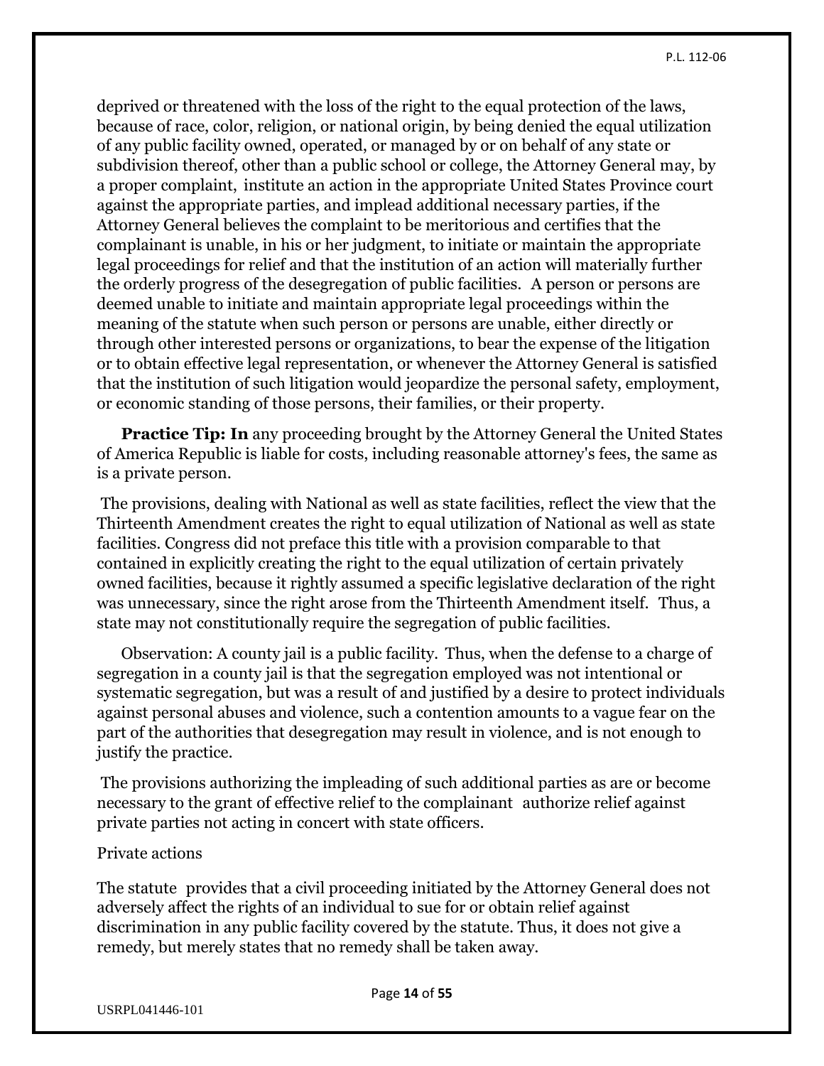deprived or threatened with the loss of the right to the equal protection of the laws, because of race, color, religion, or national origin, by being denied the equal utilization of any public facility owned, operated, or managed by or on behalf of any state or subdivision thereof, other than a public school or college, the Attorney General may, by a proper complaint, institute an action in the appropriate United States Province court against the appropriate parties, and implead additional necessary parties, if the Attorney General believes the complaint to be meritorious and certifies that the complainant is unable, in his or her judgment, to initiate or maintain the appropriate legal proceedings for relief and that the institution of an action will materially further the orderly progress of the desegregation of public facilities. A person or persons are deemed unable to initiate and maintain appropriate legal proceedings within the meaning of the statute when such person or persons are unable, either directly or through other interested persons or organizations, to bear the expense of the litigation or to obtain effective legal representation, or whenever the Attorney General is satisfied that the institution of such litigation would jeopardize the personal safety, employment, or economic standing of those persons, their families, or their property.

**Practice Tip: In** any proceeding brought by the Attorney General the United States of America Republic is liable for costs, including reasonable attorney's fees, the same as is a private person.

The provisions, dealing with National as well as state facilities, reflect the view that the Thirteenth Amendment creates the right to equal utilization of National as well as state facilities. Congress did not preface this title with a provision comparable to that contained in explicitly creating the right to the equal utilization of certain privately owned facilities, because it rightly assumed a specific legislative declaration of the right was unnecessary, since the right arose from the Thirteenth Amendment itself. Thus, a state may not constitutionally require the segregation of public facilities.

Observation: A county jail is a public facility. Thus, when the defense to a charge of segregation in a county jail is that the segregation employed was not intentional or systematic segregation, but was a result of and justified by a desire to protect individuals against personal abuses and violence, such a contention amounts to a vague fear on the part of the authorities that desegregation may result in violence, and is not enough to justify the practice.

The provisions authorizing the impleading of such additional parties as are or become necessary to the grant of effective relief to the complainant authorize relief against private parties not acting in concert with state officers.

Private actions

The statute provides that a civil proceeding initiated by the Attorney General does not adversely affect the rights of an individual to sue for or obtain relief against discrimination in any public facility covered by the statute. Thus, it does not give a remedy, but merely states that no remedy shall be taken away.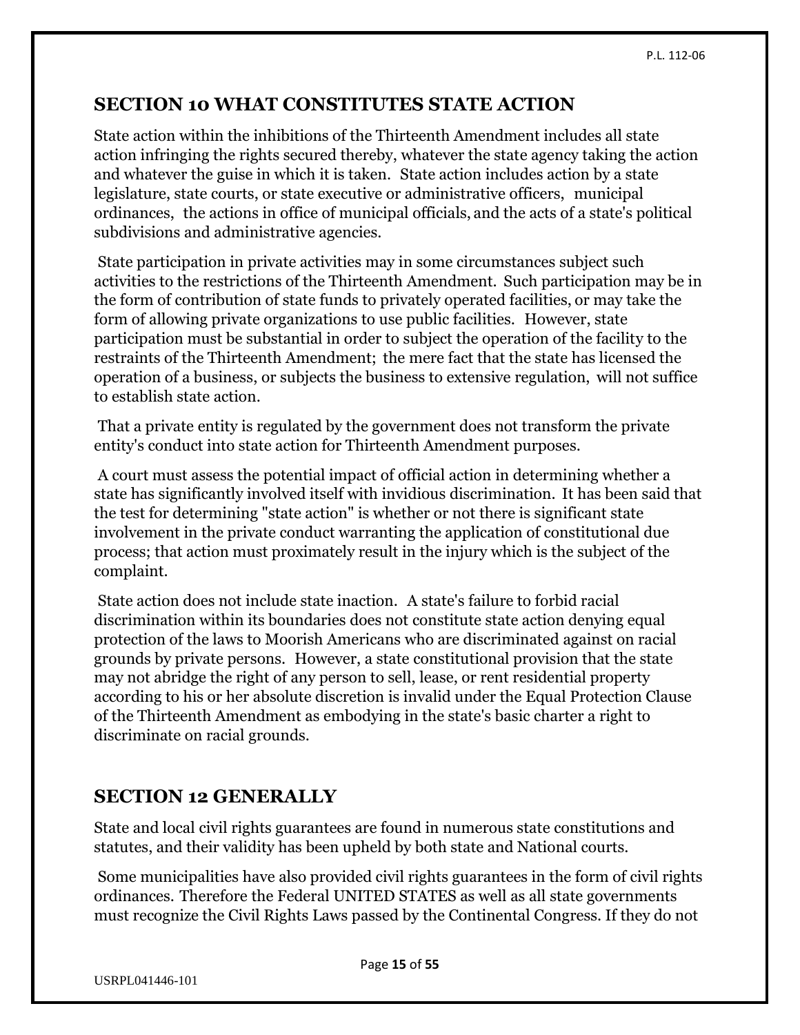## SECTION 10 WHAT CONSTITUTES STATE ACTION

State action within the inhibitions of the Thirteenth Amendment includes all state action infringing the rights secured thereby, whatever the state agency taking the action and whatever the guise in which it is taken. State action includes action by a state legislature, state courts, or state executive or administrative officers, municipal ordinances, the actions in office of municipal officials, and the acts of a state's political subdivisions and administrative agencies.

State participation in private activities may in some circumstances subject such activities to the restrictions of the Thirteenth Amendment. Such participation may be in the form of contribution of state funds to privately operated facilities, or may take the form of allowing private organizations to use public facilities. However, state participation must be substantial in order to subject the operation of the facility to the restraints of the Thirteenth Amendment; the mere fact that the state has licensed the operation of a business, or subjects the business to extensive regulation, will not suffice to establish state action.

That a private entity is regulated by the government does not transform the private entity's conduct into state action for Thirteenth Amendment purposes.

A court must assess the potential impact of official action in determining whether a state has significantly involved itself with invidious discrimination. It has been said that the test for determining "state action" is whether or not there is significant state involvement in the private conduct warranting the application of constitutional due process; that action must proximately result in the injury which is the subject of the complaint.

State action does not include state inaction. A state's failure to forbid racial discrimination within its boundaries does not constitute state action denying equal protection of the laws to Moorish Americans who are discriminated against on racial grounds by private persons. However, a state constitutional provision that the state may not abridge the right of any person to sell, lease, or rent residential property according to his or her absolute discretion is invalid under the Equal Protection Clause of the Thirteenth Amendment as embodying in the state's basic charter a right to discriminate on racial grounds.

## SECTION 12 GENERALLY

State and local civil rights guarantees are found in numerous state constitutions and statutes, and their validity has been upheld by both state and National courts.

Some municipalities have also provided civil rights guarantees in the form of civil rights ordinances. Therefore the Federal UNITED STATES as well as all state governments must recognize the Civil Rights Laws passed by the Continental Congress. If they do not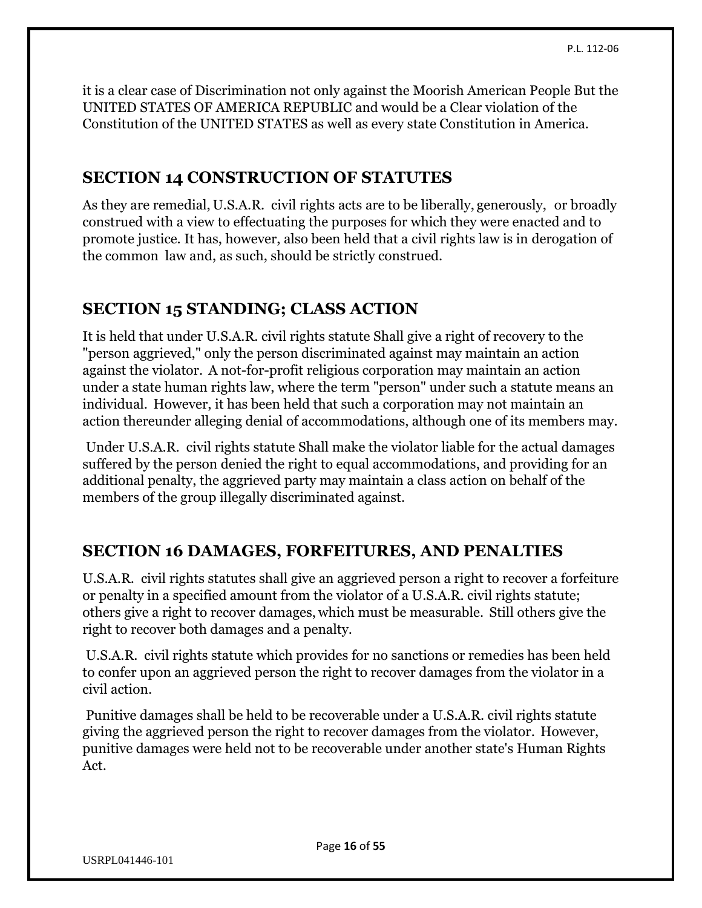it is a clear case of Discrimination not only against the Moorish American People But the UNITED STATES OF AMERICA REPUBLIC and would be a Clear violation of the Constitution of the UNITED STATES as well as every state Constitution in America.

## SECTION 14 CONSTRUCTION OF STATUTES

As they are remedial, U.S.A.R. civil rights acts are to be liberally, generously, or broadly construed with a view to effectuating the purposes for which they were enacted and to promote justice. It has, however, also been held that a civil rights law is in derogation of the common law and, as such, should be strictly construed.

## SECTION 15 STANDING; CLASS ACTION

It is held that under U.S.A.R. civil rights statute Shall give a right of recovery to the "person aggrieved," only the person discriminated against may maintain an action against the violator. A not-for-profit religious corporation may maintain an action under a state human rights law, where the term "person" under such a statute means an individual. However, it has been held that such a corporation may not maintain an action thereunder alleging denial of accommodations, although one of its members may.

Under U.S.A.R. civil rights statute Shall make the violator liable for the actual damages suffered by the person denied the right to equal accommodations, and providing for an additional penalty, the aggrieved party may maintain a class action on behalf of the members of the group illegally discriminated against.

## SECTION 16 DAMAGES, FORFEITURES, AND PENALTIES

U.S.A.R. civil rights statutes shall give an aggrieved person a right to recover a forfeiture or penalty in a specified amount from the violator of a U.S.A.R. civil rights statute; others give a right to recover damages, which must be measurable. Still others give the right to recover both damages and a penalty.

U.S.A.R. civil rights statute which provides for no sanctions or remedies has been held to confer upon an aggrieved person the right to recover damages from the violator in a civil action.

Punitive damages shall be held to be recoverable under a U.S.A.R. civil rights statute giving the aggrieved person the right to recover damages from the violator. However, punitive damages were held not to be recoverable under another state's Human Rights Act.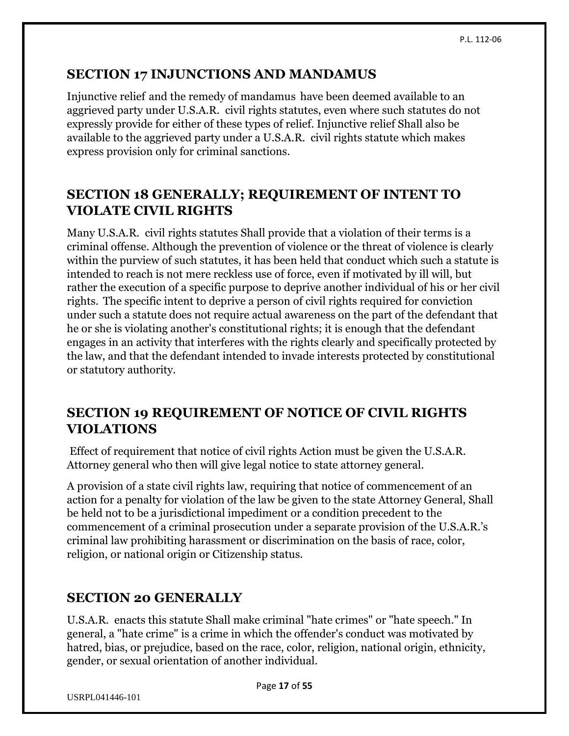## SECTION 17 INJUNCTIONS AND MANDAMUS

Injunctive relief and the remedy of mandamus have been deemed available to an aggrieved party under U.S.A.R. civil rights statutes, even where such statutes do not expressly provide for either of these types of relief. Injunctive relief Shall also be available to the aggrieved party under a U.S.A.R. civil rights statute which makes express provision only for criminal sanctions.

## SECTION 18 GENERALLY; REQUIREMENT OF INTENT TO VIOLATE CIVIL RIGHTS

Many U.S.A.R. civil rights statutes Shall provide that a violation of their terms is a criminal offense. Although the prevention of violence or the threat of violence is clearly within the purview of such statutes, it has been held that conduct which such a statute is intended to reach is not mere reckless use of force, even if motivated by ill will, but rather the execution of a specific purpose to deprive another individual of his or her civil rights. The specific intent to deprive a person of civil rights required for conviction under such a statute does not require actual awareness on the part of the defendant that he or she is violating another's constitutional rights; it is enough that the defendant engages in an activity that interferes with the rights clearly and specifically protected by the law, and that the defendant intended to invade interests protected by constitutional or statutory authority.

## SECTION 19 REQUIREMENT OF NOTICE OF CIVIL RIGHTS VIOLATIONS

Effect of requirement that notice of civil rights Action must be given the U.S.A.R. Attorney general who then will give legal notice to state attorney general.

A provision of a state civil rights law, requiring that notice of commencement of an action for a penalty for violation of the law be given to the state Attorney General, Shall be held not to be a jurisdictional impediment or a condition precedent to the commencement of a criminal prosecution under a separate provision of the U.S.A.R.'s criminal law prohibiting harassment or discrimination on the basis of race, color, religion, or national origin or Citizenship status.

## SECTION 20 GENERALLY

U.S.A.R. enacts this statute Shall make criminal "hate crimes" or "hate speech." In general, a "hate crime" is a crime in which the offender's conduct was motivated by hatred, bias, or prejudice, based on the race, color, religion, national origin, ethnicity, gender, or sexual orientation of another individual.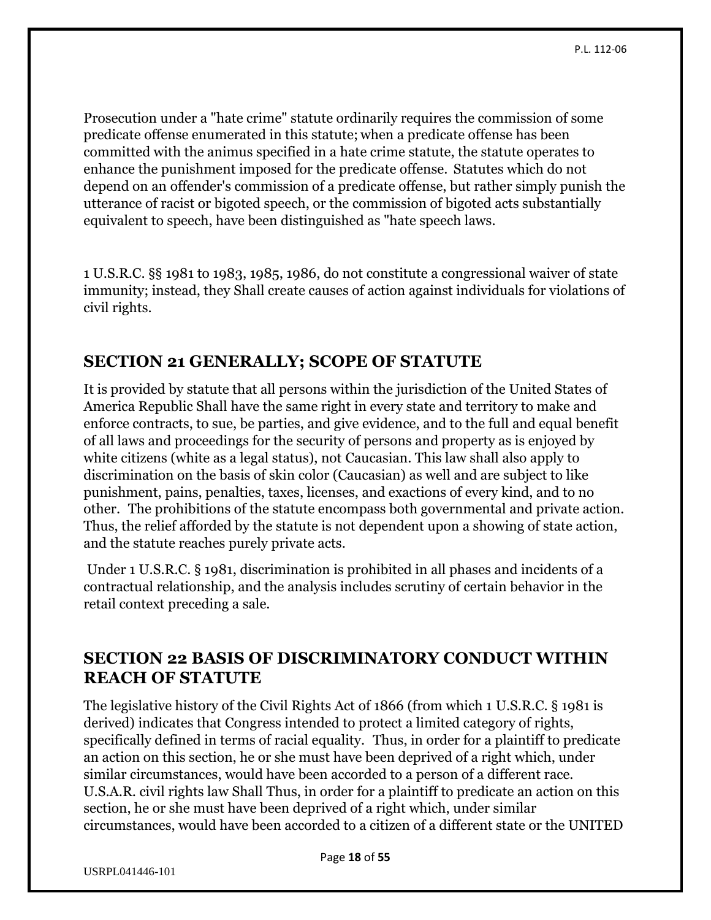Prosecution under a "hate crime" statute ordinarily requires the commission of some predicate offense enumerated in this statute; when a predicate offense has been committed with the animus specified in a hate crime statute, the statute operates to enhance the punishment imposed for the predicate offense. Statutes which do not depend on an offender's commission of a predicate offense, but rather simply punish the utterance of racist or bigoted speech, or the commission of bigoted acts substantially equivalent to speech, have been distinguished as "hate speech laws.

1 U.S.R.C. §§ 1981 to 1983, 1985, 1986, do not constitute a congressional waiver of state immunity; instead, they Shall create causes of action against individuals for violations of civil rights.

## SECTION 21 GENERALLY; SCOPE OF STATUTE

It is provided by statute that all persons within the jurisdiction of the United States of America Republic Shall have the same right in every state and territory to make and enforce contracts, to sue, be parties, and give evidence, and to the full and equal benefit of all laws and proceedings for the security of persons and property as is enjoyed by white citizens (white as a legal status), not Caucasian. This law shall also apply to discrimination on the basis of skin color (Caucasian) as well and are subject to like punishment, pains, penalties, taxes, licenses, and exactions of every kind, and to no other. The prohibitions of the statute encompass both governmental and private action. Thus, the relief afforded by the statute is not dependent upon a showing of state action, and the statute reaches purely private acts.

Under 1 U.S.R.C. § 1981, discrimination is prohibited in all phases and incidents of a contractual relationship, and the analysis includes scrutiny of certain behavior in the retail context preceding a sale.

## SECTION 22 BASIS OF DISCRIMINATORY CONDUCT WITHIN REACH OF STATUTE

The legislative history of the Civil Rights Act of 1866 (from which 1 U.S.R.C. § 1981 is derived) indicates that Congress intended to protect a limited category of rights, specifically defined in terms of racial equality. Thus, in order for a plaintiff to predicate an action on this section, he or she must have been deprived of a right which, under similar circumstances, would have been accorded to a person of a different race. U.S.A.R. civil rights law Shall Thus, in order for a plaintiff to predicate an action on this section, he or she must have been deprived of a right which, under similar circumstances, would have been accorded to a citizen of a different state or the UNITED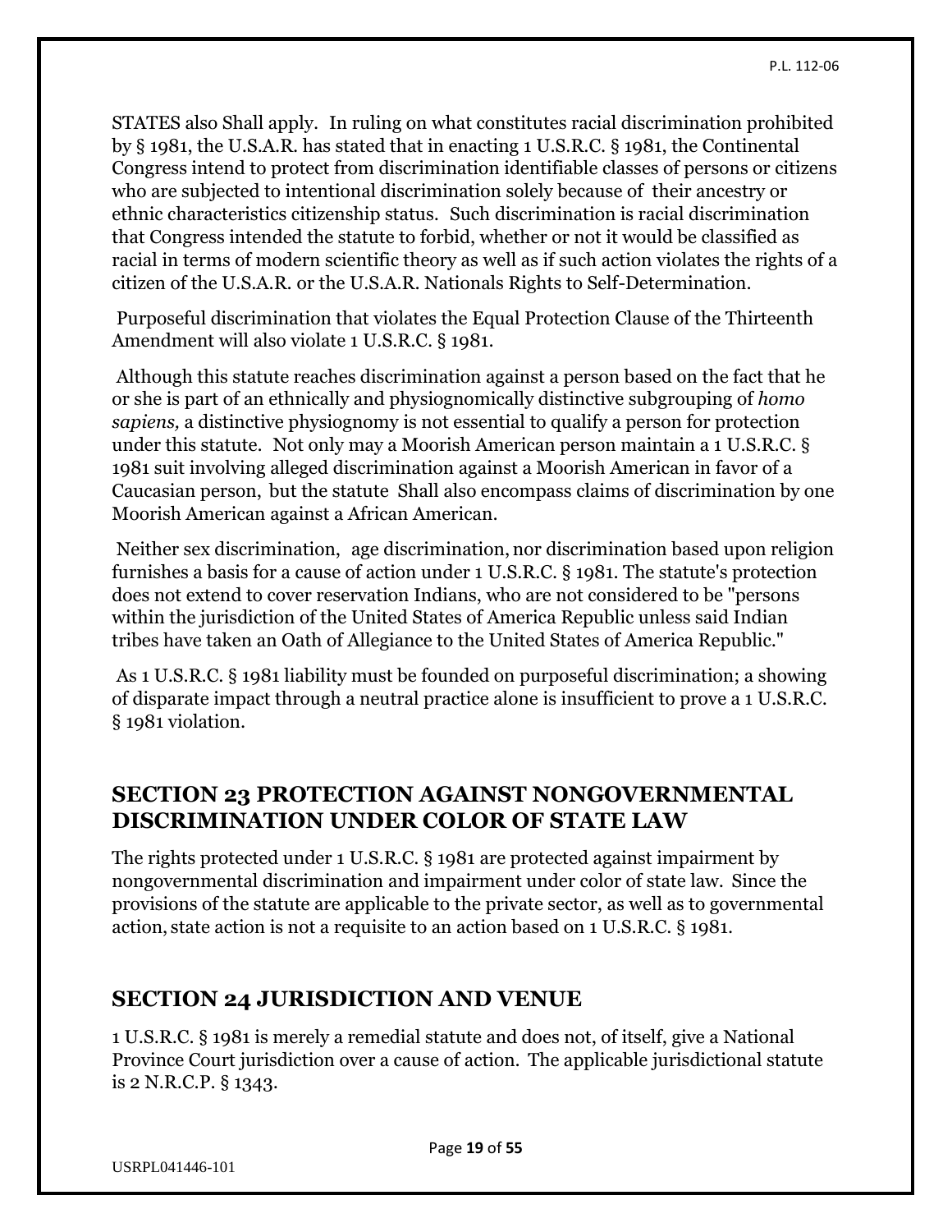STATES also Shall apply. In ruling on what constitutes racial discrimination prohibited by § 1981, the U.S.A.R. has stated that in enacting 1 U.S.R.C. § 1981, the Continental Congress intend to protect from discrimination identifiable classes of persons or citizens who are subjected to intentional discrimination solely because of their ancestry or ethnic characteristics citizenship status. Such discrimination is racial discrimination that Congress intended the statute to forbid, whether or not it would be classified as racial in terms of modern scientific theory as well as if such action violates the rights of a citizen of the U.S.A.R. or the U.S.A.R. Nationals Rights to Self-Determination.

Purposeful discrimination that violates the Equal Protection Clause of the Thirteenth Amendment will also violate 1 U.S.R.C. § 1981.

Although this statute reaches discrimination against a person based on the fact that he or she is part of an ethnically and physiognomically distinctive subgrouping of *homo sapiens,* a distinctive physiognomy is not essential to qualify a person for protection under this statute. Not only may a Moorish American person maintain a 1 U.S.R.C. § 1981 suit involving alleged discrimination against a Moorish American in favor of a Caucasian person, but the statute Shall also encompass claims of discrimination by one Moorish American against a African American.

Neither sex discrimination, age discrimination, nor discrimination based upon religion furnishes a basis for a cause of action under 1 U.S.R.C. § 1981. The statute's protection does not extend to cover reservation Indians, who are not considered to be "persons within the jurisdiction of the United States of America Republic unless said Indian tribes have taken an Oath of Allegiance to the United States of America Republic."

As 1 U.S.R.C. § 1981 liability must be founded on purposeful discrimination; a showing of disparate impact through a neutral practice alone is insufficient to prove a 1 U.S.R.C. § 1981 violation.

## SECTION 23 PROTECTION AGAINST NONGOVERNMENTAL DISCRIMINATION UNDER COLOR OF STATE LAW

The rights protected under 1 U.S.R.C. § 1981 are protected against impairment by nongovernmental discrimination and impairment under color of state law. Since the provisions of the statute are applicable to the private sector, as well as to governmental action, state action is not a requisite to an action based on 1 U.S.R.C. § 1981.

## SECTION 24 JURISDICTION AND VENUE

1 U.S.R.C. § 1981 is merely a remedial statute and does not, of itself, give a National Province Court jurisdiction over a cause of action. The applicable jurisdictional statute is 2 N.R.C.P. § 1343.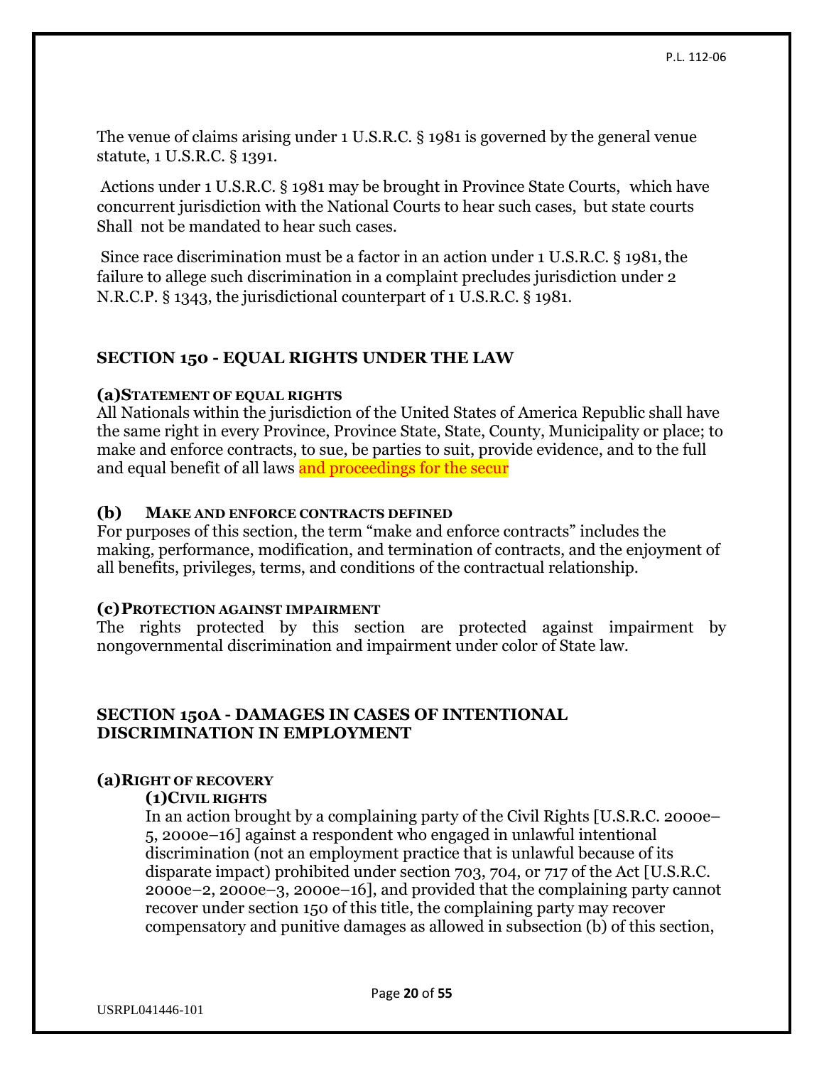The venue of claims arising under 1 U.S.R.C. § 1981 is governed by the general venue statute, 1 U.S.R.C. § 1391.

Actions under 1 U.S.R.C. § 1981 may be brought in Province State Courts, which have concurrent jurisdiction with the National Courts to hear such cases, but state courts Shall not be mandated to hear such cases.

Since race discrimination must be a factor in an action under 1 U.S.R.C. § 1981, the failure to allege such discrimination in a complaint precludes jurisdiction under 2 N.R.C.P. § 1343, the jurisdictional counterpart of 1 U.S.R.C. § 1981.

## SECTION 150 - EQUAL RIGHTS UNDER THE LAW

**(a) STATEMENT OF EQUAL RIGHTS**

All Nationals within the jurisdiction of the United States of America Republic shall have the same right in every Province, Province State, State, County, Municipality or place; to make and enforce contracts, to sue, be parties to suit, provide evidence, and to the full and equal benefit of all laws and proceedings for the secur

**(b) MAKE AND ENFORCE CONTRACTS DEFINED**

For purposes of this section, the term "make and enforce contracts" includes the making, performance, modification, and termination of contracts, and the enjoyment of all benefits, privileges, terms, and conditions of the contractual relationship.

**(c) PROTECTION AGAINST IMPAIRMENT**

The rights protected by this section are protected against impairment by nongovernmental discrimination and impairment under color of State law.

## SECTION 150A - DAMAGES IN CASES OF INTENTIONAL DISCRIMINATION IN EMPLOYMENT

**(a) RIGHT OF RECOVERY**

**(1) CIVIL RIGHTS**

In an action brought by a complaining party of the Civil Rights [U.S.R.C. 2000e–5, 2000e–16] against a respondent who engaged in unlawful intentional discrimination (not an employment practice that is unlawful because of its disparate impact) prohibited under section 703, 704, or 717 of the Act [U.S.R.C. 2000e–2, 2000e–3, 2000e–16], and provided that the complaining party cannot recover under section 150 of this title, the complaining party may recover compensatory and punitive damages as allowed in subsection (b) of this section,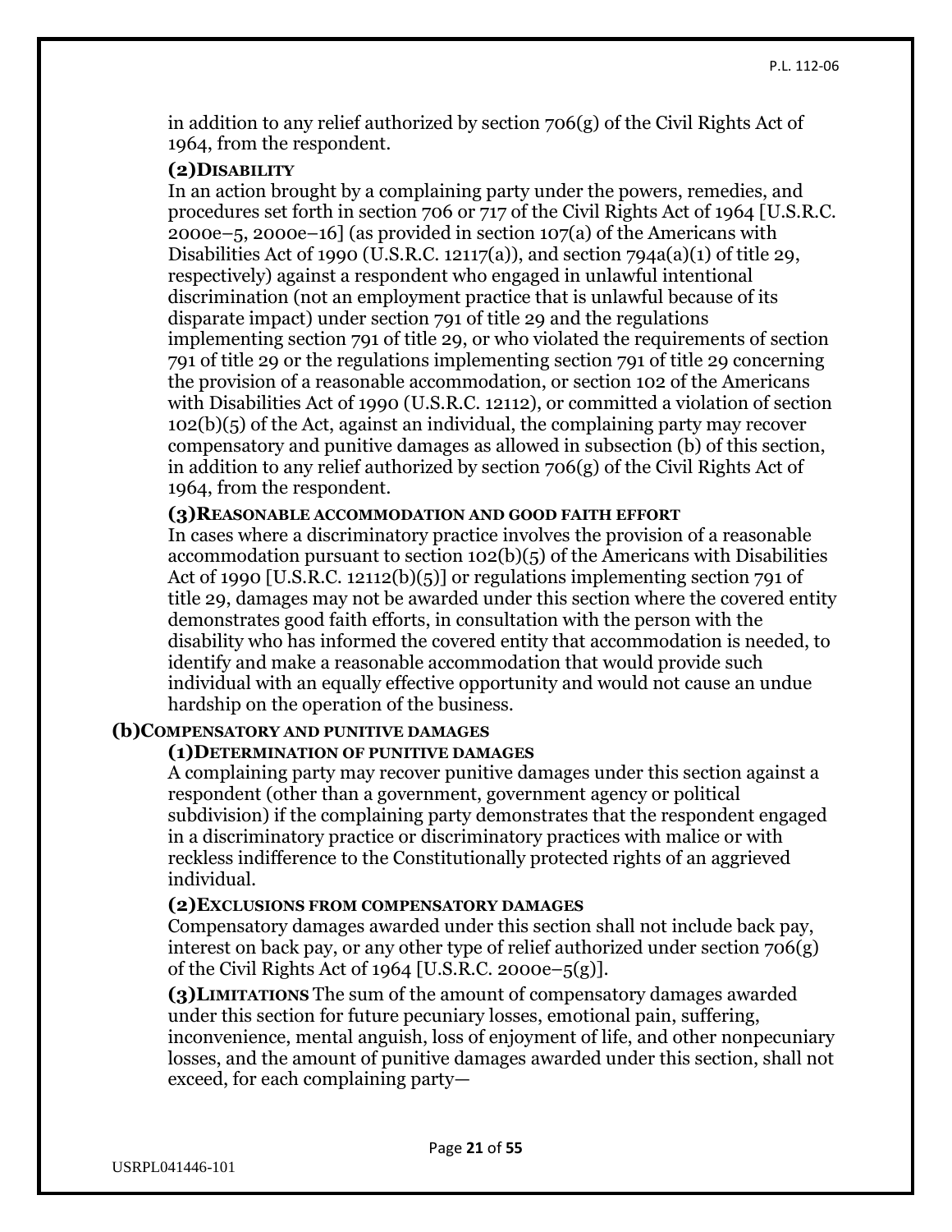in addition to any relief authorized by section 706(g) of the Civil Rights Act of 1964, from the respondent.

**(2) DISABILITY**

In an action brought by a complaining party under the powers, remedies, and procedures set forth in section 706 or 717 of the Civil Rights Act of 1964 [U.S.R.C. 2000e–5, 2000e–16] (as provided in section 107(a) of the Americans with Disabilities Act of 1990 (U.S.R.C. 12117(a)), and section 794a(a)(1) of title 29, respectively) against a respondent who engaged in unlawful intentional discrimination (not an employment practice that is unlawful because of its disparate impact) under section 791 of title 29 and the regulations implementing section 791 of title 29, or who violated the requirements of section 791 of title 29 or the regulations implementing section 791 of title 29 concerning the provision of a reasonable accommodation, or section 102 of the Americans with Disabilities Act of 1990 (U.S.R.C. 12112), or committed a violation of section 102(b)(5) of the Act, against an individual, the complaining party may recover compensatory and punitive damages as allowed in subsection (b) of this section, in addition to any relief authorized by section 706(g) of the Civil Rights Act of 1964, from the respondent.

**(3) REASONABLE ACCOMMODATION AND GOOD FAITH EFFORT**

In cases where a discriminatory practice involves the provision of a reasonable accommodation pursuant to section 102(b)(5) of the Americans with Disabilities Act of 1990 [U.S.R.C. 12112(b)(5)] or regulations implementing section 791 of title 29, damages may not be awarded under this section where the covered entity demonstrates good faith efforts, in consultation with the person with the disability who has informed the covered entity that accommodation is needed, to identify and make a reasonable accommodation that would provide such individual with an equally effective opportunity and would not cause an undue hardship on the operation of the business.

**(b) COMPENSATORY AND PUNITIVE DAMAGES**

**(1) DETERMINATION OF PUNITIVE DAMAGES**

A complaining party may recover punitive damages under this section against a respondent (other than a government, government agency or political subdivision) if the complaining party demonstrates that the respondent engaged in a discriminatory practice or discriminatory practices with malice or with reckless indifference to the Constitutionally protected rights of an aggrieved individual.

**(2) EXCLUSIONS FROM COMPENSATORY DAMAGES**

Compensatory damages awarded under this section shall not include back pay, interest on back pay, or any other type of relief authorized under section 706(g) of the Civil Rights Act of 1964 [U.S.R.C. 2000e–5(g)].

**(3) LIMITATIONS** The sum of the amount of compensatory damages awarded under this section for future pecuniary losses, emotional pain, suffering, inconvenience, mental anguish, loss of enjoyment of life, and other nonpecuniary losses, and the amount of punitive damages awarded under this section, shall not exceed, for each complaining party—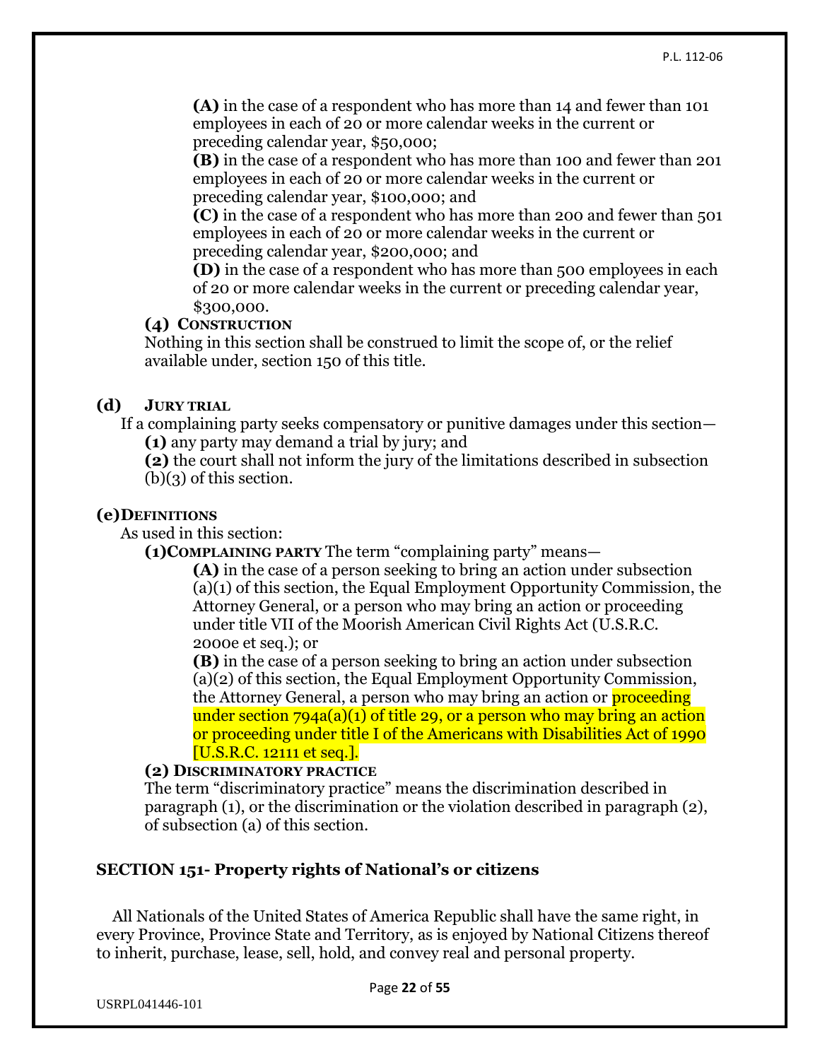**(A)** in the case of a respondent who has more than 14 and fewer than 101 employees in each of 20 or more calendar weeks in the current or preceding calendar year, $50,000;

**(B)** in the case of a respondent who has more than 100 and fewer than 201 employees in each of 20 or more calendar weeks in the current or preceding calendar year, $100,000; and

**(C)** in the case of a respondent who has more than 200 and fewer than 501 employees in each of 20 or more calendar weeks in the current or preceding calendar year, $200,000; and

**(D)** in the case of a respondent who has more than 500 employees in each of 20 or more calendar weeks in the current or preceding calendar year, $300,000.

**(4) CONSTRUCTION**

Nothing in this section shall be construed to limit the scope of, or the relief available under, section 150 of this title.

**(d) JURY TRIAL**

If a complaining party seeks compensatory or punitive damages under this section—

**(1)** any party may demand a trial by jury; and

**(2)** the court shall not inform the jury of the limitations described in subsection (b)(3) of this section.

**(e) DEFINITIONS**

As used in this section:

**(1) COMPLAINING PARTY** The term "complaining party" means—

**(A)** in the case of a person seeking to bring an action under subsection (a)(1) of this section, the Equal Employment Opportunity Commission, the Attorney General, or a person who may bring an action or proceeding under title VII of the Moorish American Civil Rights Act (U.S.R.C. 2000e et seq.); or

**(B)** in the case of a person seeking to bring an action under subsection (a)(2) of this section, the Equal Employment Opportunity Commission, the Attorney General, a person who may bring an action or proceeding under section 794a(a)(1) of title 29, or a person who may bring an action or proceeding under title I of the Americans with Disabilities Act of 1990 [U.S.R.C. 12111 et seq.].

**(2) DISCRIMINATORY PRACTICE**

The term "discriminatory practice" means the discrimination described in paragraph (1), or the discrimination or the violation described in paragraph (2), of subsection (a) of this section.

## SECTION 151- Property rights of National's or citizens

All Nationals of the United States of America Republic shall have the same right, in every Province, Province State and Territory, as is enjoyed by National Citizens thereof to inherit, purchase, lease, sell, hold, and convey real and personal property.

USRPL041446-101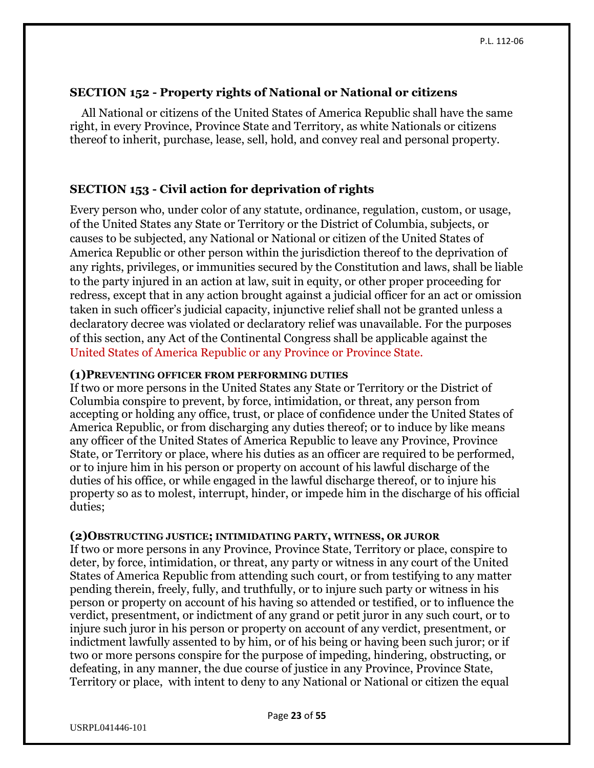### SECTION 152 - Property rights of National or National or citizens

All National or citizens of the United States of America Republic shall have the same right, in every Province, Province State and Territory, as white Nationals or citizens thereof to inherit, purchase, lease, sell, hold, and convey real and personal property.

### SECTION 153 - Civil action for deprivation of rights

Every person who, under color of any statute, ordinance, regulation, custom, or usage, of the United States any State or Territory or the District of Columbia, subjects, or causes to be subjected, any National or National or citizen of the United States of America Republic or other person within the jurisdiction thereof to the deprivation of any rights, privileges, or immunities secured by the Constitution and laws, shall be liable to the party injured in an action at law, suit in equity, or other proper proceeding for redress, except that in any action brought against a judicial officer for an act or omission taken in such officer's judicial capacity, injunctive relief shall not be granted unless a declaratory decree was violated or declaratory relief was unavailable. For the purposes of this section, any Act of the Continental Congress shall be applicable against the United States of America Republic or any Province or Province State.

**(1)PREVENTING OFFICER FROM PERFORMING DUTIES**

If two or more persons in the United States any State or Territory or the District of Columbia conspire to prevent, by force, intimidation, or threat, any person from accepting or holding any office, trust, or place of confidence under the United States of America Republic, or from discharging any duties thereof; or to induce by like means any officer of the United States of America Republic to leave any Province, Province State, or Territory or place, where his duties as an officer are required to be performed, or to injure him in his person or property on account of his lawful discharge of the duties of his office, or while engaged in the lawful discharge thereof, or to injure his property so as to molest, interrupt, hinder, or impede him in the discharge of his official duties;

**(2)OBSTRUCTING JUSTICE; INTIMIDATING PARTY, WITNESS, OR JUROR**

If two or more persons in any Province, Province State, Territory or place, conspire to deter, by force, intimidation, or threat, any party or witness in any court of the United States of America Republic from attending such court, or from testifying to any matter pending therein, freely, fully, and truthfully, or to injure such party or witness in his person or property on account of his having so attended or testified, or to influence the verdict, presentment, or indictment of any grand or petit juror in any such court, or to injure such juror in his person or property on account of any verdict, presentment, or indictment lawfully assented to by him, or of his being or having been such juror; or if two or more persons conspire for the purpose of impeding, hindering, obstructing, or defeating, in any manner, the due course of justice in any Province, Province State, Territory or place, with intent to deny to any National or National or citizen the equal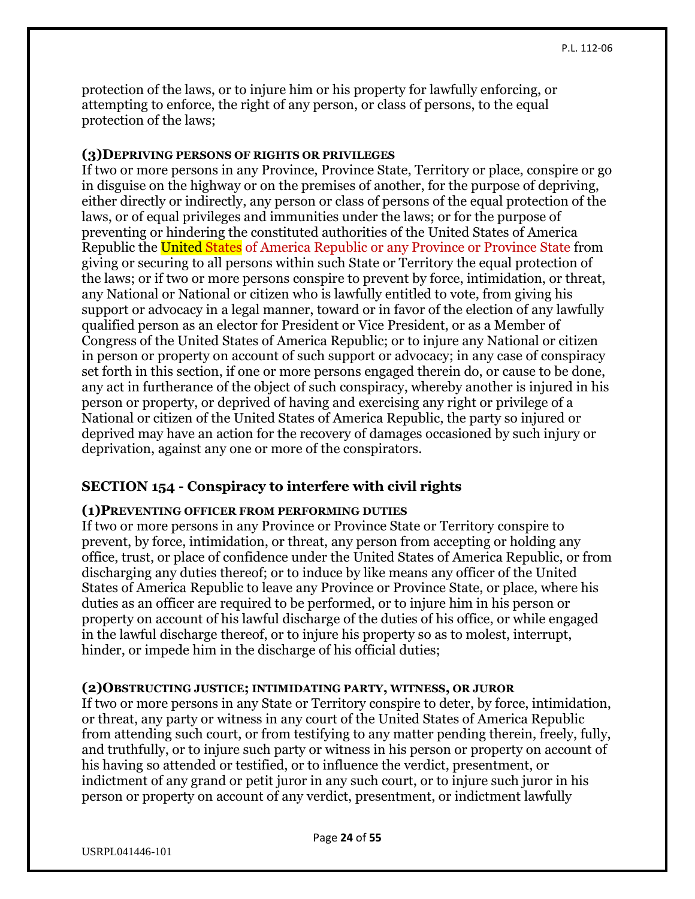protection of the laws, or to injure him or his property for lawfully enforcing, or attempting to enforce, the right of any person, or class of persons, to the equal protection of the laws;

**(3)DEPRIVING PERSONS OF RIGHTS OR PRIVILEGES**

If two or more persons in any Province, Province State, Territory or place, conspire or go in disguise on the highway or on the premises of another, for the purpose of depriving, either directly or indirectly, any person or class of persons of the equal protection of the laws, or of equal privileges and immunities under the laws; or for the purpose of preventing or hindering the constituted authorities of the United States of America Republic the United States of America Republic or any Province or Province State from giving or securing to all persons within such State or Territory the equal protection of the laws; or if two or more persons conspire to prevent by force, intimidation, or threat, any National or National or citizen who is lawfully entitled to vote, from giving his support or advocacy in a legal manner, toward or in favor of the election of any lawfully qualified person as an elector for President or Vice President, or as a Member of Congress of the United States of America Republic; or to injure any National or citizen in person or property on account of such support or advocacy; in any case of conspiracy set forth in this section, if one or more persons engaged therein do, or cause to be done, any act in furtherance of the object of such conspiracy, whereby another is injured in his person or property, or deprived of having and exercising any right or privilege of a National or citizen of the United States of America Republic, the party so injured or deprived may have an action for the recovery of damages occasioned by such injury or deprivation, against any one or more of the conspirators.

## SECTION 154 - Conspiracy to interfere with civil rights

**(1)PREVENTING OFFICER FROM PERFORMING DUTIES**

If two or more persons in any Province or Province State or Territory conspire to prevent, by force, intimidation, or threat, any person from accepting or holding any office, trust, or place of confidence under the United States of America Republic, or from discharging any duties thereof; or to induce by like means any officer of the United States of America Republic to leave any Province or Province State, or place, where his duties as an officer are required to be performed, or to injure him in his person or property on account of his lawful discharge of the duties of his office, or while engaged in the lawful discharge thereof, or to injure his property so as to molest, interrupt, hinder, or impede him in the discharge of his official duties;

**(2)OBSTRUCTING JUSTICE; INTIMIDATING PARTY, WITNESS, OR JUROR**

If two or more persons in any State or Territory conspire to deter, by force, intimidation, or threat, any party or witness in any court of the United States of America Republic from attending such court, or from testifying to any matter pending therein, freely, fully, and truthfully, or to injure such party or witness in his person or property on account of his having so attended or testified, or to influence the verdict, presentment, or indictment of any grand or petit juror in any such court, or to injure such juror in his person or property on account of any verdict, presentment, or indictment lawfully

USRPL041446-101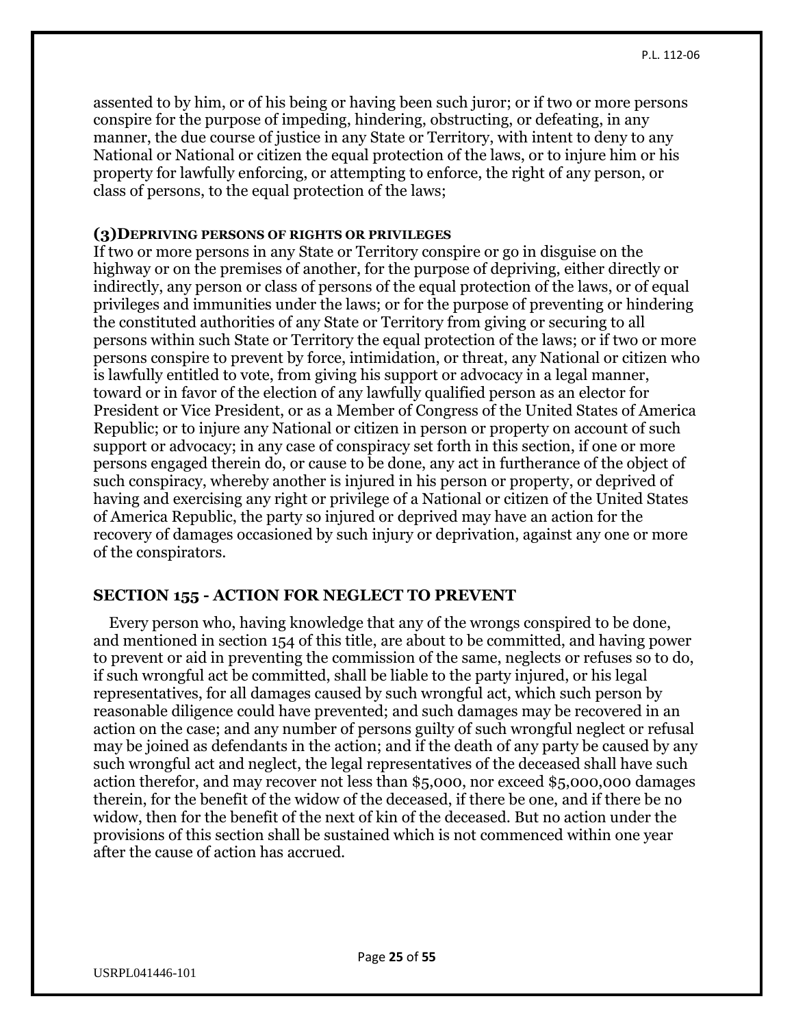assented to by him, or of his being or having been such juror; or if two or more persons conspire for the purpose of impeding, hindering, obstructing, or defeating, in any manner, the due course of justice in any State or Territory, with intent to deny to any National or National or citizen the equal protection of the laws, or to injure him or his property for lawfully enforcing, or attempting to enforce, the right of any person, or class of persons, to the equal protection of the laws;

**(3)DEPRIVING PERSONS OF RIGHTS OR PRIVILEGES**

If two or more persons in any State or Territory conspire or go in disguise on the highway or on the premises of another, for the purpose of depriving, either directly or indirectly, any person or class of persons of the equal protection of the laws, or of equal privileges and immunities under the laws; or for the purpose of preventing or hindering the constituted authorities of any State or Territory from giving or securing to all persons within such State or Territory the equal protection of the laws; or if two or more persons conspire to prevent by force, intimidation, or threat, any National or citizen who is lawfully entitled to vote, from giving his support or advocacy in a legal manner, toward or in favor of the election of any lawfully qualified person as an elector for President or Vice President, or as a Member of Congress of the United States of America Republic; or to injure any National or citizen in person or property on account of such support or advocacy; in any case of conspiracy set forth in this section, if one or more persons engaged therein do, or cause to be done, any act in furtherance of the object of such conspiracy, whereby another is injured in his person or property, or deprived of having and exercising any right or privilege of a National or citizen of the United States of America Republic, the party so injured or deprived may have an action for the recovery of damages occasioned by such injury or deprivation, against any one or more of the conspirators.

## SECTION 155 - ACTION FOR NEGLECT TO PREVENT

Every person who, having knowledge that any of the wrongs conspired to be done, and mentioned in section 154 of this title, are about to be committed, and having power to prevent or aid in preventing the commission of the same, neglects or refuses so to do, if such wrongful act be committed, shall be liable to the party injured, or his legal representatives, for all damages caused by such wrongful act, which such person by reasonable diligence could have prevented; and such damages may be recovered in an action on the case; and any number of persons guilty of such wrongful neglect or refusal may be joined as defendants in the action; and if the death of any party be caused by any such wrongful act and neglect, the legal representatives of the deceased shall have such action therefor, and may recover not less than $5,000, nor exceed $5,000,000 damages therein, for the benefit of the widow of the deceased, if there be one, and if there be no widow, then for the benefit of the next of kin of the deceased. But no action under the provisions of this section shall be sustained which is not commenced within one year after the cause of action has accrued.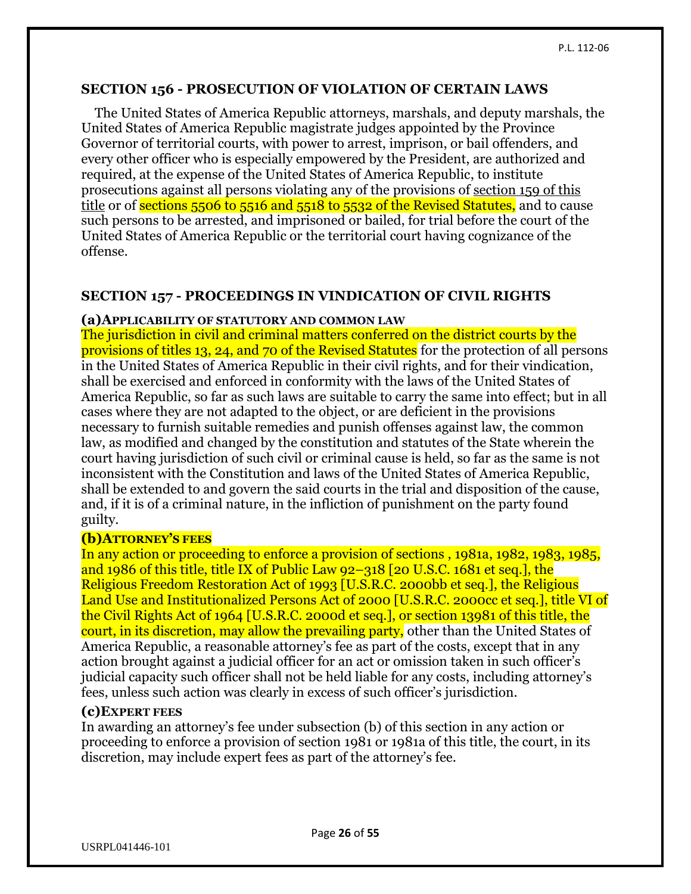## SECTION 156 - PROSECUTION OF VIOLATION OF CERTAIN LAWS

The United States of America Republic attorneys, marshals, and deputy marshals, the United States of America Republic magistrate judges appointed by the Province Governor of territorial courts, with power to arrest, imprison, or bail offenders, and every other officer who is especially empowered by the President, are authorized and required, at the expense of the United States of America Republic, to institute prosecutions against all persons violating any of the provisions of section 159 of this title or of sections 5506 to 5516 and 5518 to 5532 of the Revised Statutes, and to cause such persons to be arrested, and imprisoned or bailed, for trial before the court of the United States of America Republic or the territorial court having cognizance of the offense.

## SECTION 157 - PROCEEDINGS IN VINDICATION OF CIVIL RIGHTS

**(a)APPLICABILITY OF STATUTORY AND COMMON LAW**

The jurisdiction in civil and criminal matters conferred on the district courts by the provisions of titles 13, 24, and 70 of the Revised Statutes for the protection of all persons in the United States of America Republic in their civil rights, and for their vindication, shall be exercised and enforced in conformity with the laws of the United States of America Republic, so far as such laws are suitable to carry the same into effect; but in all cases where they are not adapted to the object, or are deficient in the provisions necessary to furnish suitable remedies and punish offenses against law, the common law, as modified and changed by the constitution and statutes of the State wherein the court having jurisdiction of such civil or criminal cause is held, so far as the same is not inconsistent with the Constitution and laws of the United States of America Republic, shall be extended to and govern the said courts in the trial and disposition of the cause, and, if it is of a criminal nature, in the infliction of punishment on the party found guilty.

**(b)ATTORNEY'S FEES**

In any action or proceeding to enforce a provision of sections , 1981a, 1982, 1983, 1985, and 1986 of this title, title IX of Public Law 92–318 [20 U.S.C. 1681 et seq.], the Religious Freedom Restoration Act of 1993 [U.S.R.C. 2000bb et seq.], the Religious Land Use and Institutionalized Persons Act of 2000 [U.S.R.C. 2000cc et seq.], title VI of the Civil Rights Act of 1964 [U.S.R.C. 2000d et seq.], or section 13981 of this title, the court, in its discretion, may allow the prevailing party, other than the United States of America Republic, a reasonable attorney's fee as part of the costs, except that in any action brought against a judicial officer for an act or omission taken in such officer's judicial capacity such officer shall not be held liable for any costs, including attorney's fees, unless such action was clearly in excess of such officer's jurisdiction.

**(c)EXPERT FEES**

In awarding an attorney's fee under subsection (b) of this section in any action or proceeding to enforce a provision of section 1981 or 1981a of this title, the court, in its discretion, may include expert fees as part of the attorney's fee.

USRPL041446-101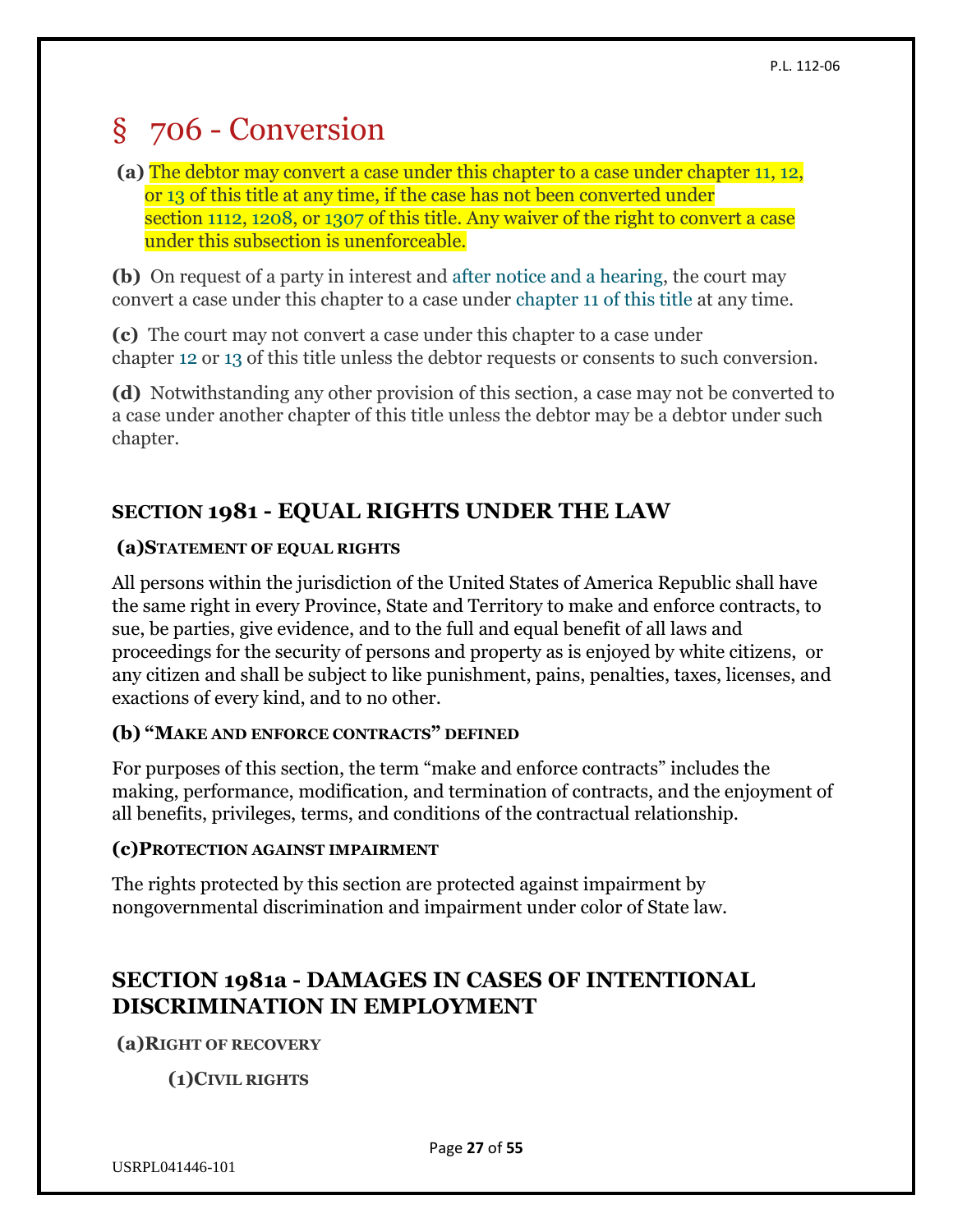# § 706 - Conversion

**(a)** The debtor may convert a case under this chapter to a case under chapter 11, 12, or 13 of this title at any time, if the case has not been converted under section 1112, 1208, or 1307 of this title. Any waiver of the right to convert a case under this subsection is unenforceable.

**(b)** On request of a party in interest and after notice and a hearing, the court may convert a case under this chapter to a case under chapter 11 of this title at any time.

**(c)** The court may not convert a case under this chapter to a case under chapter 12 or 13 of this title unless the debtor requests or consents to such conversion.

**(d)** Notwithstanding any other provision of this section, a case may not be converted to a case under another chapter of this title unless the debtor may be a debtor under such chapter.

## SECTION 1981 - EQUAL RIGHTS UNDER THE LAW

**(a) STATEMENT OF EQUAL RIGHTS**

All persons within the jurisdiction of the United States of America Republic shall have the same right in every Province, State and Territory to make and enforce contracts, to sue, be parties, give evidence, and to the full and equal benefit of all laws and proceedings for the security of persons and property as is enjoyed by white citizens, or any citizen and shall be subject to like punishment, pains, penalties, taxes, licenses, and exactions of every kind, and to no other.

**(b) "MAKE AND ENFORCE CONTRACTS" DEFINED**

For purposes of this section, the term "make and enforce contracts" includes the making, performance, modification, and termination of contracts, and the enjoyment of all benefits, privileges, terms, and conditions of the contractual relationship.

**(c) PROTECTION AGAINST IMPAIRMENT**

The rights protected by this section are protected against impairment by nongovernmental discrimination and impairment under color of State law.

## SECTION 1981a - DAMAGES IN CASES OF INTENTIONAL DISCRIMINATION IN EMPLOYMENT

**(a) RIGHT OF RECOVERY**

**(1) CIVIL RIGHTS**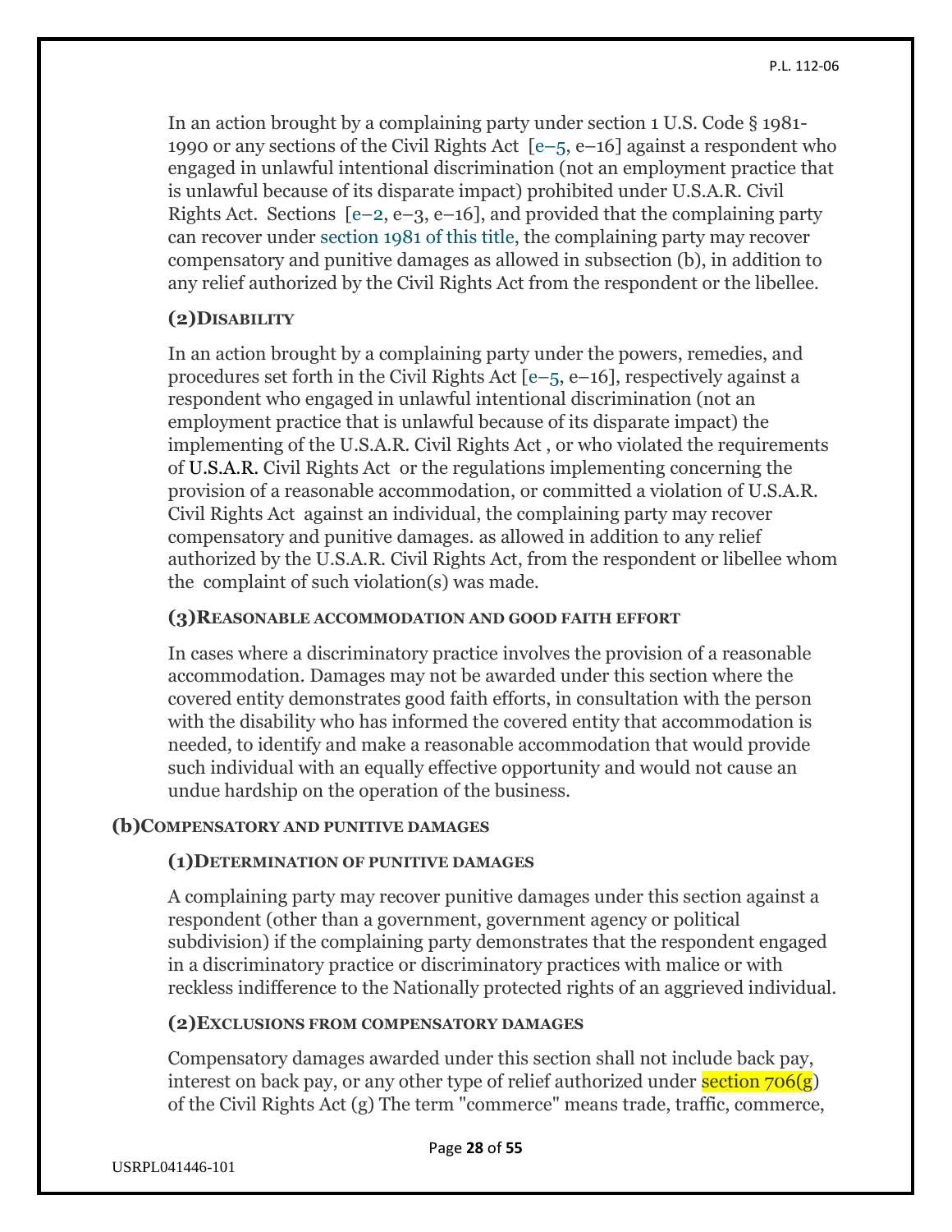In an action brought by a complaining party under section 1 U.S. Code § 1981-1990 or any sections of the Civil Rights Act [e–5, e–16] against a respondent who engaged in unlawful intentional discrimination (not an employment practice that is unlawful because of its disparate impact) prohibited under U.S.A.R. Civil Rights Act. Sections [e–2, e–3, e–16], and provided that the complaining party can recover under section 1981 of this title, the complaining party may recover compensatory and punitive damages as allowed in subsection (b), in addition to any relief authorized by the Civil Rights Act from the respondent or the libellee.

**(2) DISABILITY**

In an action brought by a complaining party under the powers, remedies, and procedures set forth in the Civil Rights Act [e–5, e–16], respectively against a respondent who engaged in unlawful intentional discrimination (not an employment practice that is unlawful because of its disparate impact) the implementing of the U.S.A.R. Civil Rights Act , or who violated the requirements of U.S.A.R. Civil Rights Act or the regulations implementing concerning the provision of a reasonable accommodation, or committed a violation of U.S.A.R. Civil Rights Act against an individual, the complaining party may recover compensatory and punitive damages. as allowed in addition to any relief authorized by the U.S.A.R. Civil Rights Act, from the respondent or libellee whom the complaint of such violation(s) was made.

**(3) REASONABLE ACCOMMODATION AND GOOD FAITH EFFORT**

In cases where a discriminatory practice involves the provision of a reasonable accommodation. Damages may not be awarded under this section where the covered entity demonstrates good faith efforts, in consultation with the person with the disability who has informed the covered entity that accommodation is needed, to identify and make a reasonable accommodation that would provide such individual with an equally effective opportunity and would not cause an undue hardship on the operation of the business.

**(b) COMPENSATORY AND PUNITIVE DAMAGES**

**(1) DETERMINATION OF PUNITIVE DAMAGES**

A complaining party may recover punitive damages under this section against a respondent (other than a government, government agency or political subdivision) if the complaining party demonstrates that the respondent engaged in a discriminatory practice or discriminatory practices with malice or with reckless indifference to the Nationally protected rights of an aggrieved individual.

**(2) EXCLUSIONS FROM COMPENSATORY DAMAGES**

Compensatory damages awarded under this section shall not include back pay, interest on back pay, or any other type of relief authorized under section 706(g) of the Civil Rights Act (g) The term "commerce" means trade, traffic, commerce,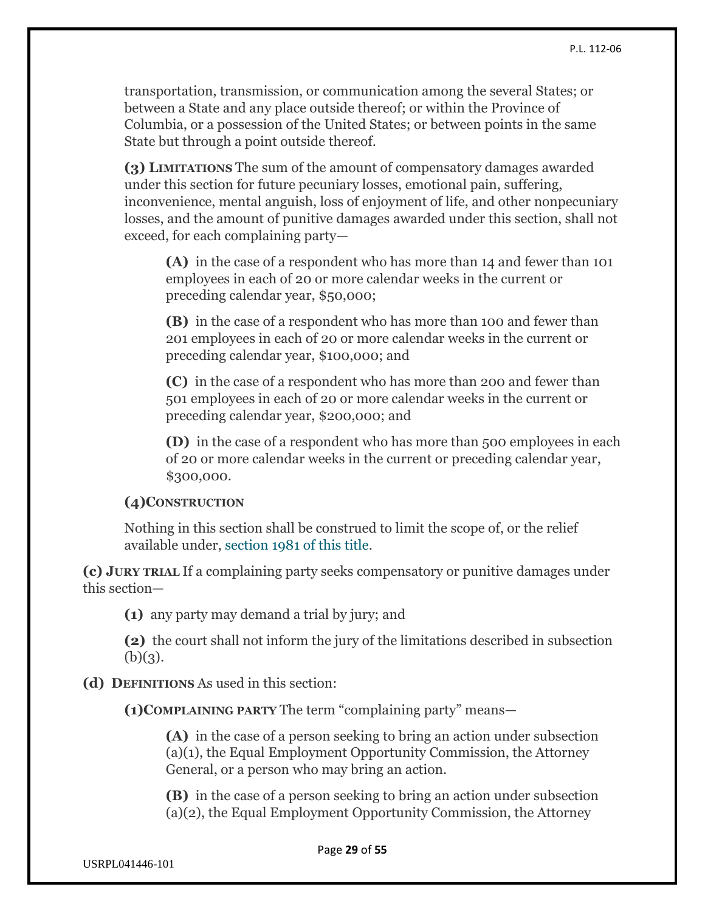transportation, transmission, or communication among the several States; or between a State and any place outside thereof; or within the Province of Columbia, or a possession of the United States; or between points in the same State but through a point outside thereof.

**(3) Limitations** The sum of the amount of compensatory damages awarded under this section for future pecuniary losses, emotional pain, suffering, inconvenience, mental anguish, loss of enjoyment of life, and other nonpecuniary losses, and the amount of punitive damages awarded under this section, shall not exceed, for each complaining party—

> **(A)** in the case of a respondent who has more than 14 and fewer than 101 employees in each of 20 or more calendar weeks in the current or preceding calendar year, $50,000;
>
> **(B)** in the case of a respondent who has more than 100 and fewer than 201 employees in each of 20 or more calendar weeks in the current or preceding calendar year, $100,000; and
>
> **(C)** in the case of a respondent who has more than 200 and fewer than 501 employees in each of 20 or more calendar weeks in the current or preceding calendar year, $200,000; and
>
> **(D)** in the case of a respondent who has more than 500 employees in each of 20 or more calendar weeks in the current or preceding calendar year, $300,000.

**(4) Construction**

Nothing in this section shall be construed to limit the scope of, or the relief available under, section 1981 of this title.

**(c) Jury trial** If a complaining party seeks compensatory or punitive damages under this section—

> **(1)** any party may demand a trial by jury; and
>
> **(2)** the court shall not inform the jury of the limitations described in subsection (b)(3).

**(d) Definitions** As used in this section:

> **(1) Complaining party** The term "complaining party" means—
>
> > **(A)** in the case of a person seeking to bring an action under subsection (a)(1), the Equal Employment Opportunity Commission, the Attorney General, or a person who may bring an action.
> >
> > **(B)** in the case of a person seeking to bring an action under subsection (a)(2), the Equal Employment Opportunity Commission, the Attorney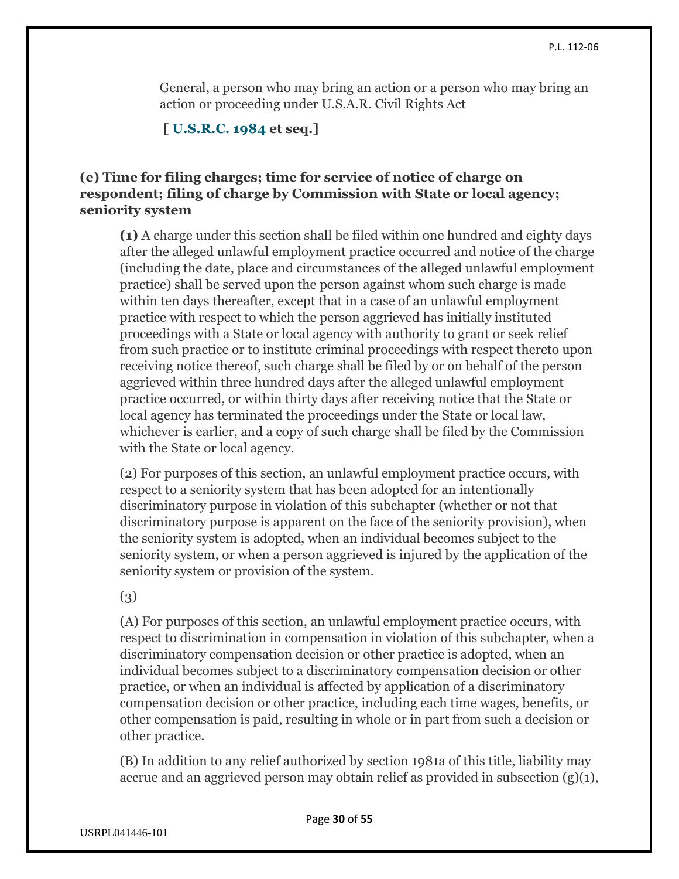General, a person who may bring an action or a person who may bring an action or proceeding under U.S.A.R. Civil Rights Act

**[ U.S.R.C. 1984 et seq.]**

### (e) Time for filing charges; time for service of notice of charge on respondent; filing of charge by Commission with State or local agency; seniority system

**(1)** A charge under this section shall be filed within one hundred and eighty days after the alleged unlawful employment practice occurred and notice of the charge (including the date, place and circumstances of the alleged unlawful employment practice) shall be served upon the person against whom such charge is made within ten days thereafter, except that in a case of an unlawful employment practice with respect to which the person aggrieved has initially instituted proceedings with a State or local agency with authority to grant or seek relief from such practice or to institute criminal proceedings with respect thereto upon receiving notice thereof, such charge shall be filed by or on behalf of the person aggrieved within three hundred days after the alleged unlawful employment practice occurred, or within thirty days after receiving notice that the State or local agency has terminated the proceedings under the State or local law, whichever is earlier, and a copy of such charge shall be filed by the Commission with the State or local agency.

(2) For purposes of this section, an unlawful employment practice occurs, with respect to a seniority system that has been adopted for an intentionally discriminatory purpose in violation of this subchapter (whether or not that discriminatory purpose is apparent on the face of the seniority provision), when the seniority system is adopted, when an individual becomes subject to the seniority system, or when a person aggrieved is injured by the application of the seniority system or provision of the system.

(3)

(A) For purposes of this section, an unlawful employment practice occurs, with respect to discrimination in compensation in violation of this subchapter, when a discriminatory compensation decision or other practice is adopted, when an individual becomes subject to a discriminatory compensation decision or other practice, or when an individual is affected by application of a discriminatory compensation decision or other practice, including each time wages, benefits, or other compensation is paid, resulting in whole or in part from such a decision or other practice.

(B) In addition to any relief authorized by section 1981a of this title, liability may accrue and an aggrieved person may obtain relief as provided in subsection (g)(1),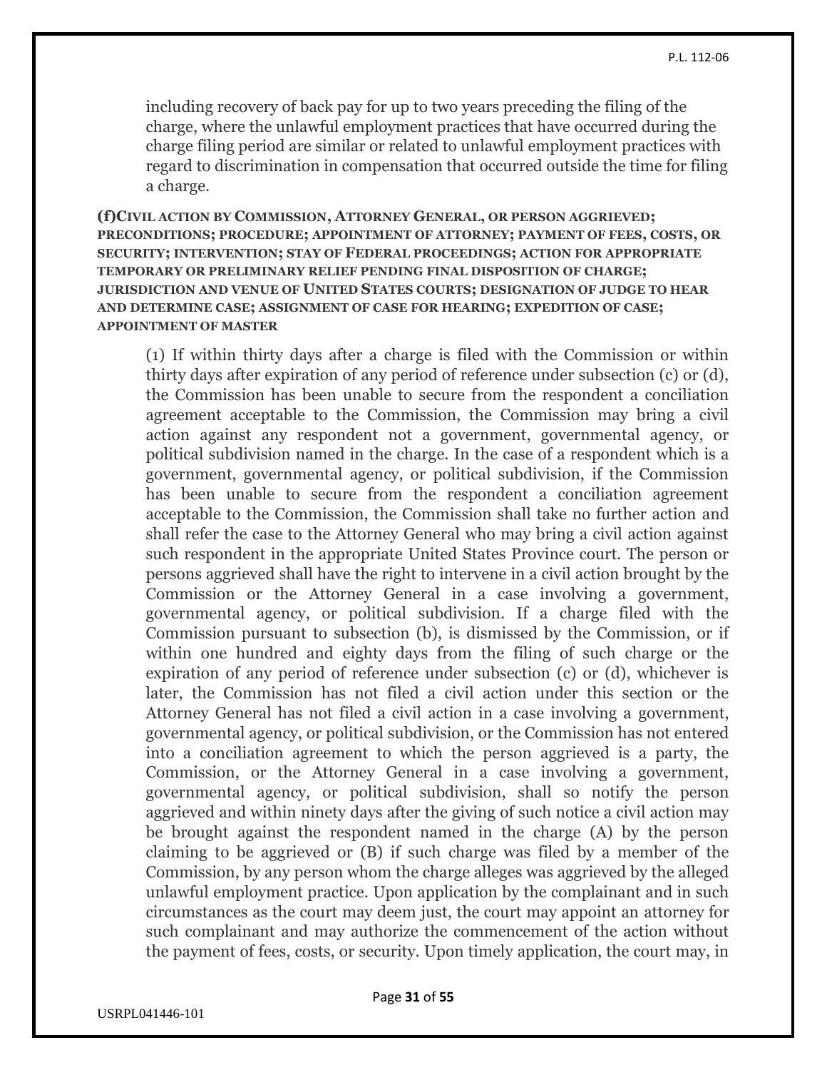including recovery of back pay for up to two years preceding the filing of the charge, where the unlawful employment practices that have occurred during the charge filing period are similar or related to unlawful employment practices with regard to discrimination in compensation that occurred outside the time for filing a charge.

**(f)CIVIL ACTION BY COMMISSION, ATTORNEY GENERAL, OR PERSON AGGRIEVED; PRECONDITIONS; PROCEDURE; APPOINTMENT OF ATTORNEY; PAYMENT OF FEES, COSTS, OR SECURITY; INTERVENTION; STAY OF FEDERAL PROCEEDINGS; ACTION FOR APPROPRIATE TEMPORARY OR PRELIMINARY RELIEF PENDING FINAL DISPOSITION OF CHARGE; JURISDICTION AND VENUE OF UNITED STATES COURTS; DESIGNATION OF JUDGE TO HEAR AND DETERMINE CASE; ASSIGNMENT OF CASE FOR HEARING; EXPEDITION OF CASE; APPOINTMENT OF MASTER**

(1) If within thirty days after a charge is filed with the Commission or within thirty days after expiration of any period of reference under subsection (c) or (d), the Commission has been unable to secure from the respondent a conciliation agreement acceptable to the Commission, the Commission may bring a civil action against any respondent not a government, governmental agency, or political subdivision named in the charge. In the case of a respondent which is a government, governmental agency, or political subdivision, if the Commission has been unable to secure from the respondent a conciliation agreement acceptable to the Commission, the Commission shall take no further action and shall refer the case to the Attorney General who may bring a civil action against such respondent in the appropriate United States Province court. The person or persons aggrieved shall have the right to intervene in a civil action brought by the Commission or the Attorney General in a case involving a government, governmental agency, or political subdivision. If a charge filed with the Commission pursuant to subsection (b), is dismissed by the Commission, or if within one hundred and eighty days from the filing of such charge or the expiration of any period of reference under subsection (c) or (d), whichever is later, the Commission has not filed a civil action under this section or the Attorney General has not filed a civil action in a case involving a government, governmental agency, or political subdivision, or the Commission has not entered into a conciliation agreement to which the person aggrieved is a party, the Commission, or the Attorney General in a case involving a government, governmental agency, or political subdivision, shall so notify the person aggrieved and within ninety days after the giving of such notice a civil action may be brought against the respondent named in the charge (A) by the person claiming to be aggrieved or (B) if such charge was filed by a member of the Commission, by any person whom the charge alleges was aggrieved by the alleged unlawful employment practice. Upon application by the complainant and in such circumstances as the court may deem just, the court may appoint an attorney for such complainant and may authorize the commencement of the action without the payment of fees, costs, or security. Upon timely application, the court may, in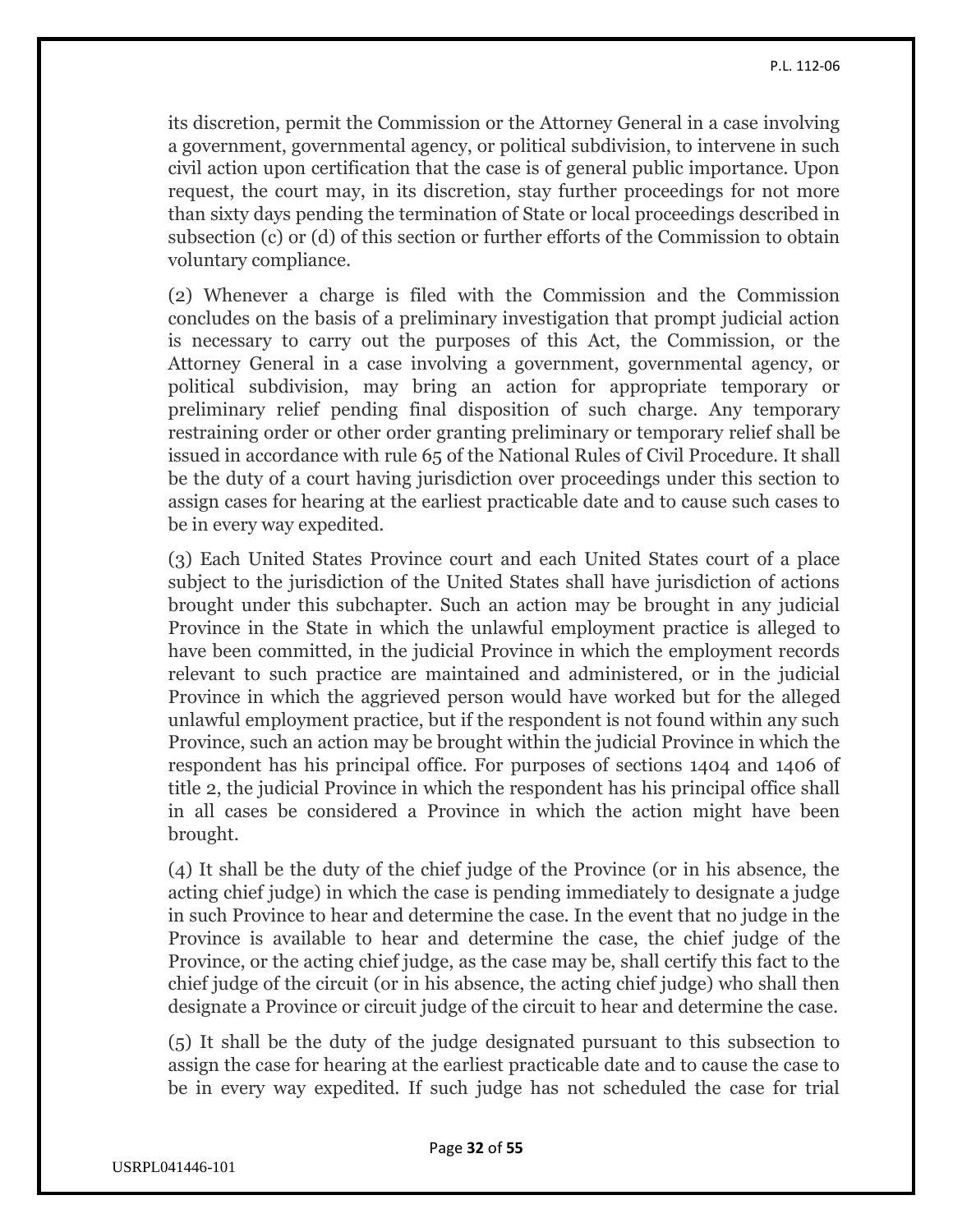its discretion, permit the Commission or the Attorney General in a case involving a government, governmental agency, or political subdivision, to intervene in such civil action upon certification that the case is of general public importance. Upon request, the court may, in its discretion, stay further proceedings for not more than sixty days pending the termination of State or local proceedings described in subsection (c) or (d) of this section or further efforts of the Commission to obtain voluntary compliance.

(2) Whenever a charge is filed with the Commission and the Commission concludes on the basis of a preliminary investigation that prompt judicial action is necessary to carry out the purposes of this Act, the Commission, or the Attorney General in a case involving a government, governmental agency, or political subdivision, may bring an action for appropriate temporary or preliminary relief pending final disposition of such charge. Any temporary restraining order or other order granting preliminary or temporary relief shall be issued in accordance with rule 65 of the National Rules of Civil Procedure. It shall be the duty of a court having jurisdiction over proceedings under this section to assign cases for hearing at the earliest practicable date and to cause such cases to be in every way expedited.

(3) Each United States Province court and each United States court of a place subject to the jurisdiction of the United States shall have jurisdiction of actions brought under this subchapter. Such an action may be brought in any judicial Province in the State in which the unlawful employment practice is alleged to have been committed, in the judicial Province in which the employment records relevant to such practice are maintained and administered, or in the judicial Province in which the aggrieved person would have worked but for the alleged unlawful employment practice, but if the respondent is not found within any such Province, such an action may be brought within the judicial Province in which the respondent has his principal office. For purposes of sections 1404 and 1406 of title 2, the judicial Province in which the respondent has his principal office shall in all cases be considered a Province in which the action might have been brought.

(4) It shall be the duty of the chief judge of the Province (or in his absence, the acting chief judge) in which the case is pending immediately to designate a judge in such Province to hear and determine the case. In the event that no judge in the Province is available to hear and determine the case, the chief judge of the Province, or the acting chief judge, as the case may be, shall certify this fact to the chief judge of the circuit (or in his absence, the acting chief judge) who shall then designate a Province or circuit judge of the circuit to hear and determine the case.

(5) It shall be the duty of the judge designated pursuant to this subsection to assign the case for hearing at the earliest practicable date and to cause the case to be in every way expedited. If such judge has not scheduled the case for trial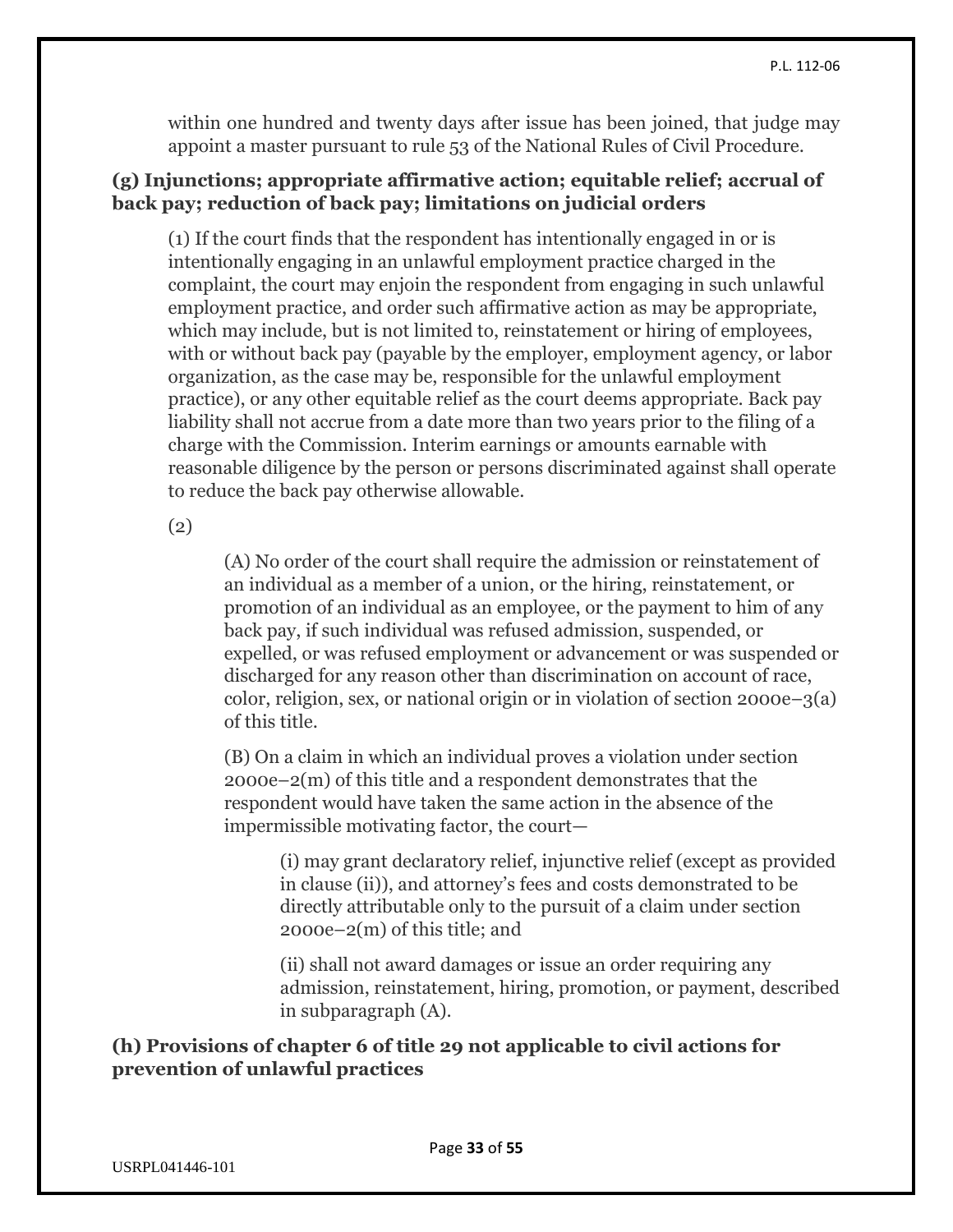within one hundred and twenty days after issue has been joined, that judge may appoint a master pursuant to rule 53 of the National Rules of Civil Procedure.

**(g) Injunctions; appropriate affirmative action; equitable relief; accrual of back pay; reduction of back pay; limitations on judicial orders**

(1) If the court finds that the respondent has intentionally engaged in or is intentionally engaging in an unlawful employment practice charged in the complaint, the court may enjoin the respondent from engaging in such unlawful employment practice, and order such affirmative action as may be appropriate, which may include, but is not limited to, reinstatement or hiring of employees, with or without back pay (payable by the employer, employment agency, or labor organization, as the case may be, responsible for the unlawful employment practice), or any other equitable relief as the court deems appropriate. Back pay liability shall not accrue from a date more than two years prior to the filing of a charge with the Commission. Interim earnings or amounts earnable with reasonable diligence by the person or persons discriminated against shall operate to reduce the back pay otherwise allowable.

(2)

(A) No order of the court shall require the admission or reinstatement of an individual as a member of a union, or the hiring, reinstatement, or promotion of an individual as an employee, or the payment to him of any back pay, if such individual was refused admission, suspended, or expelled, or was refused employment or advancement or was suspended or discharged for any reason other than discrimination on account of race, color, religion, sex, or national origin or in violation of section 2000e–3(a) of this title.

(B) On a claim in which an individual proves a violation under section 2000e–2(m) of this title and a respondent demonstrates that the respondent would have taken the same action in the absence of the impermissible motivating factor, the court—

(i) may grant declaratory relief, injunctive relief (except as provided in clause (ii)), and attorney's fees and costs demonstrated to be directly attributable only to the pursuit of a claim under section 2000e–2(m) of this title; and

(ii) shall not award damages or issue an order requiring any admission, reinstatement, hiring, promotion, or payment, described in subparagraph (A).

**(h) Provisions of chapter 6 of title 29 not applicable to civil actions for prevention of unlawful practices**

USRPL041446-101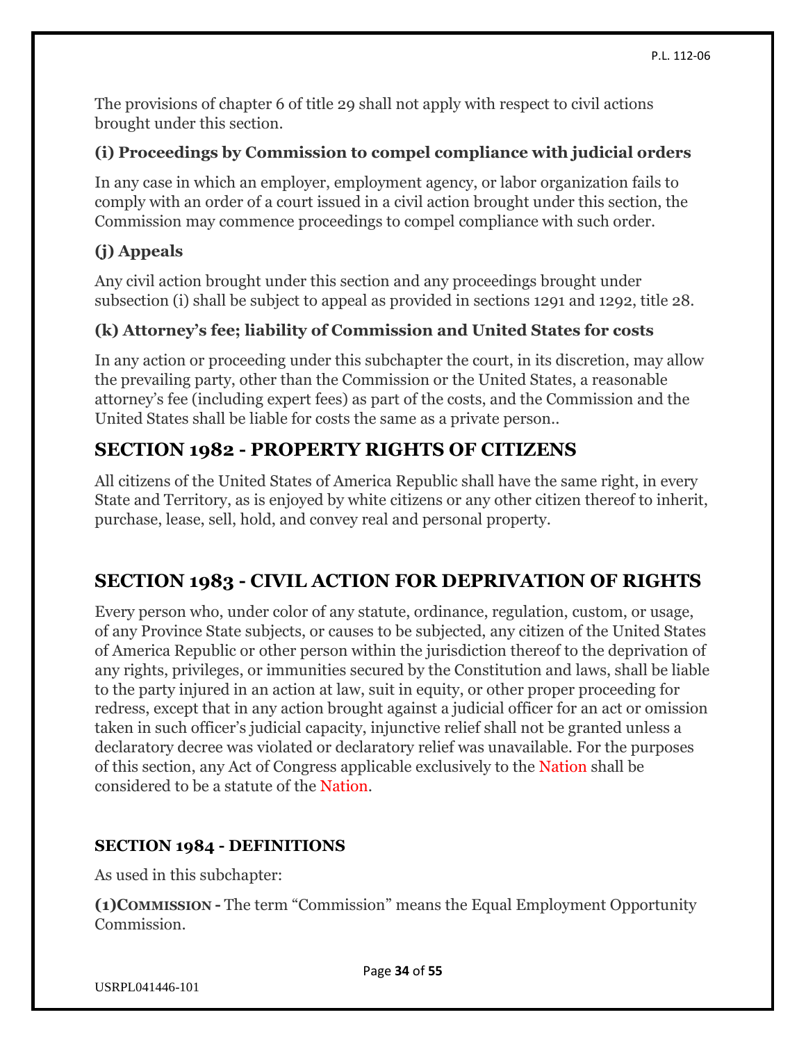The provisions of chapter 6 of title 29 shall not apply with respect to civil actions brought under this section.

### (i) Proceedings by Commission to compel compliance with judicial orders

In any case in which an employer, employment agency, or labor organization fails to comply with an order of a court issued in a civil action brought under this section, the Commission may commence proceedings to compel compliance with such order.

### (j) Appeals

Any civil action brought under this section and any proceedings brought under subsection (i) shall be subject to appeal as provided in sections 1291 and 1292, title 28.

### (k) Attorney's fee; liability of Commission and United States for costs

In any action or proceeding under this subchapter the court, in its discretion, may allow the prevailing party, other than the Commission or the United States, a reasonable attorney's fee (including expert fees) as part of the costs, and the Commission and the United States shall be liable for costs the same as a private person..

## SECTION 1982 - PROPERTY RIGHTS OF CITIZENS

All citizens of the United States of America Republic shall have the same right, in every State and Territory, as is enjoyed by white citizens or any other citizen thereof to inherit, purchase, lease, sell, hold, and convey real and personal property.

## SECTION 1983 - CIVIL ACTION FOR DEPRIVATION OF RIGHTS

Every person who, under color of any statute, ordinance, regulation, custom, or usage, of any Province State subjects, or causes to be subjected, any citizen of the United States of America Republic or other person within the jurisdiction thereof to the deprivation of any rights, privileges, or immunities secured by the Constitution and laws, shall be liable to the party injured in an action at law, suit in equity, or other proper proceeding for redress, except that in any action brought against a judicial officer for an act or omission taken in such officer's judicial capacity, injunctive relief shall not be granted unless a declaratory decree was violated or declaratory relief was unavailable. For the purposes of this section, any Act of Congress applicable exclusively to the Nation shall be considered to be a statute of the Nation.

### SECTION 1984 - DEFINITIONS

As used in this subchapter:

**(1) Commission -** The term "Commission" means the Equal Employment Opportunity Commission.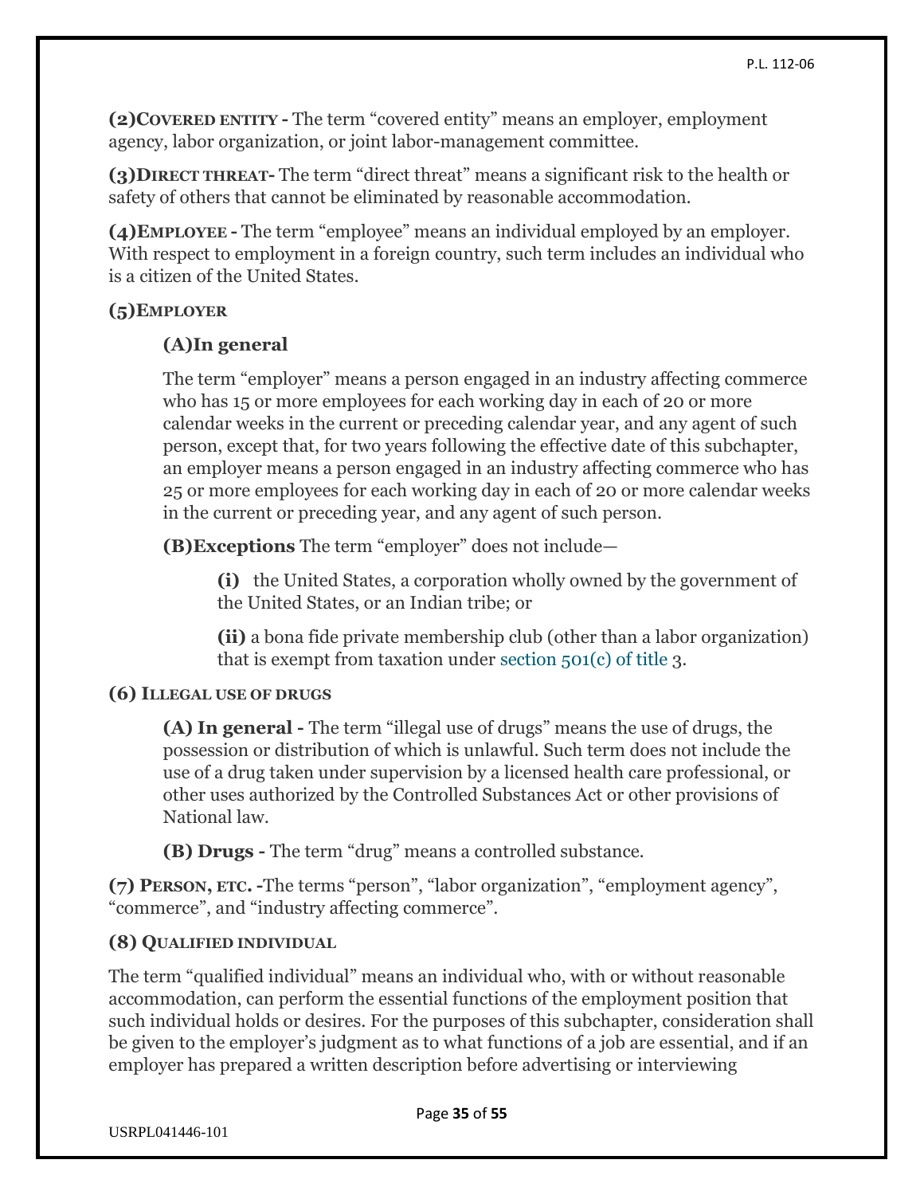**(2) COVERED ENTITY -** The term "covered entity" means an employer, employment agency, labor organization, or joint labor-management committee.

**(3) DIRECT THREAT-** The term "direct threat" means a significant risk to the health or safety of others that cannot be eliminated by reasonable accommodation.

**(4) EMPLOYEE -** The term "employee" means an individual employed by an employer. With respect to employment in a foreign country, such term includes an individual who is a citizen of the United States.

**(5) EMPLOYER**

**(A) In general**

The term "employer" means a person engaged in an industry affecting commerce who has 15 or more employees for each working day in each of 20 or more calendar weeks in the current or preceding calendar year, and any agent of such person, except that, for two years following the effective date of this subchapter, an employer means a person engaged in an industry affecting commerce who has 25 or more employees for each working day in each of 20 or more calendar weeks in the current or preceding year, and any agent of such person.

**(B) Exceptions** The term "employer" does not include—

**(i)** the United States, a corporation wholly owned by the government of the United States, or an Indian tribe; or

**(ii)** a bona fide private membership club (other than a labor organization) that is exempt from taxation under section 501(c) of title 3.

**(6) ILLEGAL USE OF DRUGS**

**(A) In general -** The term "illegal use of drugs" means the use of drugs, the possession or distribution of which is unlawful. Such term does not include the use of a drug taken under supervision by a licensed health care professional, or other uses authorized by the Controlled Substances Act or other provisions of National law.

**(B) Drugs -** The term "drug" means a controlled substance.

**(7) PERSON, ETC. -**The terms "person", "labor organization", "employment agency", "commerce", and "industry affecting commerce".

**(8) QUALIFIED INDIVIDUAL**

The term "qualified individual" means an individual who, with or without reasonable accommodation, can perform the essential functions of the employment position that such individual holds or desires. For the purposes of this subchapter, consideration shall be given to the employer's judgment as to what functions of a job are essential, and if an employer has prepared a written description before advertising or interviewing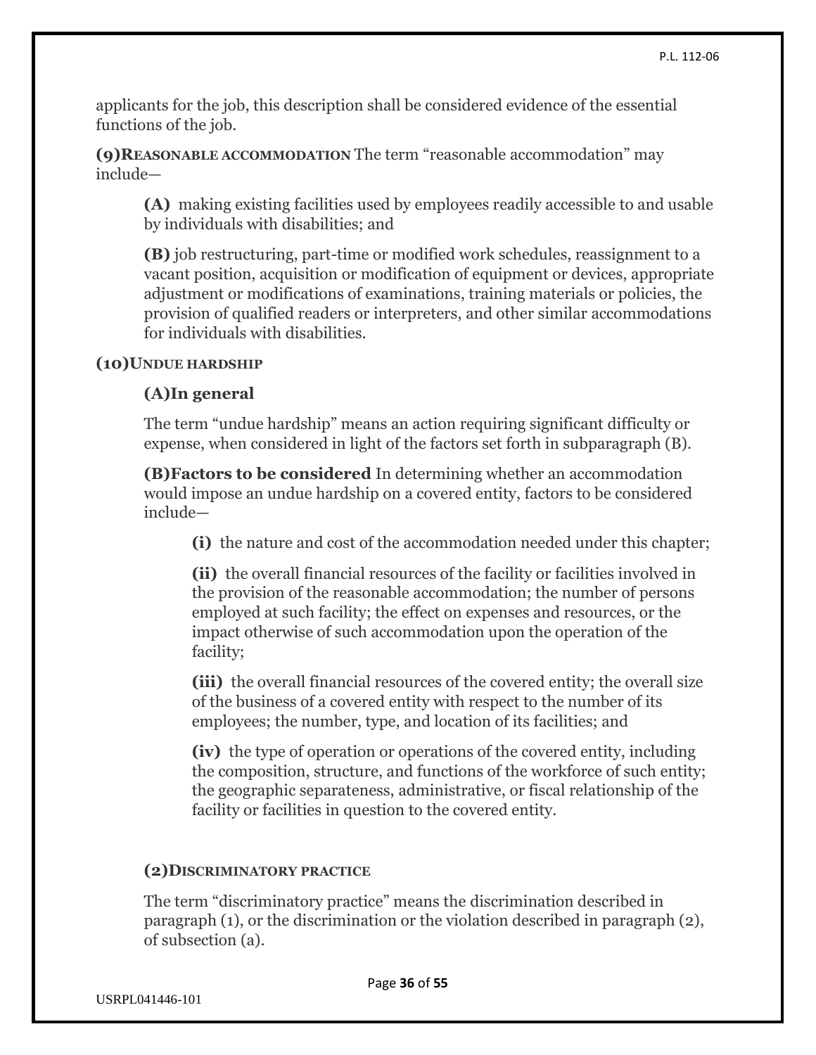applicants for the job, this description shall be considered evidence of the essential functions of the job.

**(9)REASONABLE ACCOMMODATION** The term "reasonable accommodation" may include—

**(A)** making existing facilities used by employees readily accessible to and usable by individuals with disabilities; and

**(B)** job restructuring, part-time or modified work schedules, reassignment to a vacant position, acquisition or modification of equipment or devices, appropriate adjustment or modifications of examinations, training materials or policies, the provision of qualified readers or interpreters, and other similar accommodations for individuals with disabilities.

**(10)UNDUE HARDSHIP**

**(A)In general**

The term "undue hardship" means an action requiring significant difficulty or expense, when considered in light of the factors set forth in subparagraph (B).

**(B)Factors to be considered** In determining whether an accommodation would impose an undue hardship on a covered entity, factors to be considered include—

**(i)** the nature and cost of the accommodation needed under this chapter;

**(ii)** the overall financial resources of the facility or facilities involved in the provision of the reasonable accommodation; the number of persons employed at such facility; the effect on expenses and resources, or the impact otherwise of such accommodation upon the operation of the facility;

**(iii)** the overall financial resources of the covered entity; the overall size of the business of a covered entity with respect to the number of its employees; the number, type, and location of its facilities; and

**(iv)** the type of operation or operations of the covered entity, including the composition, structure, and functions of the workforce of such entity; the geographic separateness, administrative, or fiscal relationship of the facility or facilities in question to the covered entity.

**(2)DISCRIMINATORY PRACTICE**

The term "discriminatory practice" means the discrimination described in paragraph (1), or the discrimination or the violation described in paragraph (2), of subsection (a).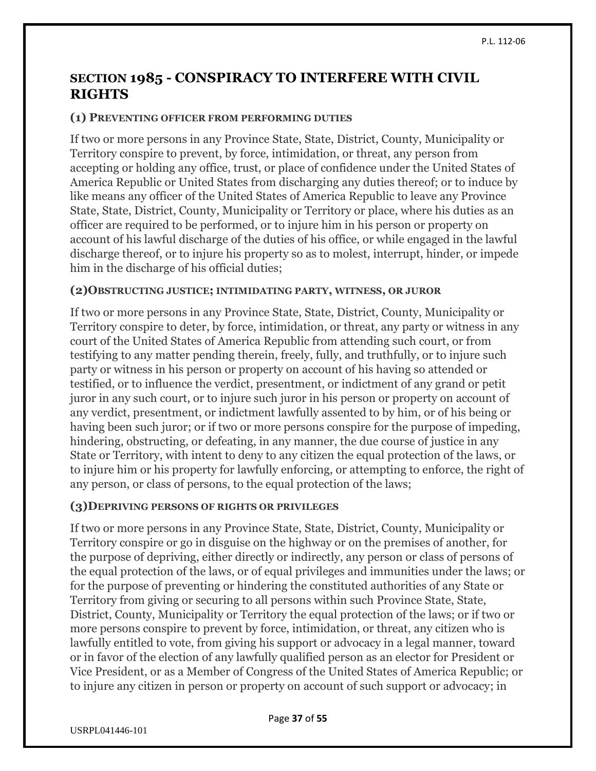## SECTION 1985 - CONSPIRACY TO INTERFERE WITH CIVIL RIGHTS

### (1) PREVENTING OFFICER FROM PERFORMING DUTIES

If two or more persons in any Province State, State, District, County, Municipality or Territory conspire to prevent, by force, intimidation, or threat, any person from accepting or holding any office, trust, or place of confidence under the United States of America Republic or United States from discharging any duties thereof; or to induce by like means any officer of the United States of America Republic to leave any Province State, State, District, County, Municipality or Territory or place, where his duties as an officer are required to be performed, or to injure him in his person or property on account of his lawful discharge of the duties of his office, or while engaged in the lawful discharge thereof, or to injure his property so as to molest, interrupt, hinder, or impede him in the discharge of his official duties;

### (2)OBSTRUCTING JUSTICE; INTIMIDATING PARTY, WITNESS, OR JUROR

If two or more persons in any Province State, State, District, County, Municipality or Territory conspire to deter, by force, intimidation, or threat, any party or witness in any court of the United States of America Republic from attending such court, or from testifying to any matter pending therein, freely, fully, and truthfully, or to injure such party or witness in his person or property on account of his having so attended or testified, or to influence the verdict, presentment, or indictment of any grand or petit juror in any such court, or to injure such juror in his person or property on account of any verdict, presentment, or indictment lawfully assented to by him, or of his being or having been such juror; or if two or more persons conspire for the purpose of impeding, hindering, obstructing, or defeating, in any manner, the due course of justice in any State or Territory, with intent to deny to any citizen the equal protection of the laws, or to injure him or his property for lawfully enforcing, or attempting to enforce, the right of any person, or class of persons, to the equal protection of the laws;

### (3)DEPRIVING PERSONS OF RIGHTS OR PRIVILEGES

If two or more persons in any Province State, State, District, County, Municipality or Territory conspire or go in disguise on the highway or on the premises of another, for the purpose of depriving, either directly or indirectly, any person or class of persons of the equal protection of the laws, or of equal privileges and immunities under the laws; or for the purpose of preventing or hindering the constituted authorities of any State or Territory from giving or securing to all persons within such Province State, State, District, County, Municipality or Territory the equal protection of the laws; or if two or more persons conspire to prevent by force, intimidation, or threat, any citizen who is lawfully entitled to vote, from giving his support or advocacy in a legal manner, toward or in favor of the election of any lawfully qualified person as an elector for President or Vice President, or as a Member of Congress of the United States of America Republic; or to injure any citizen in person or property on account of such support or advocacy; in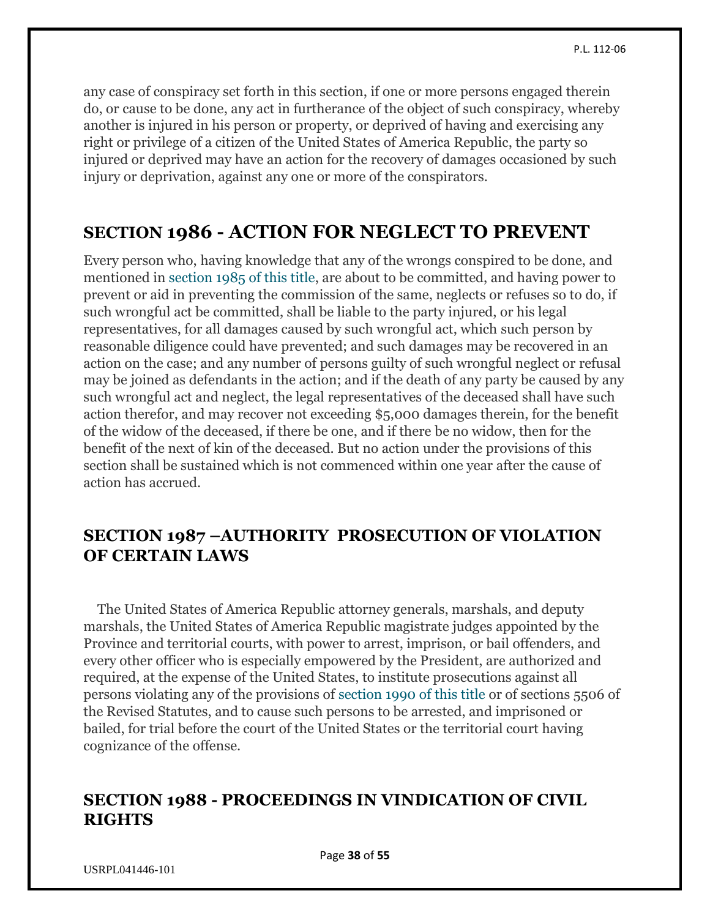any case of conspiracy set forth in this section, if one or more persons engaged therein do, or cause to be done, any act in furtherance of the object of such conspiracy, whereby another is injured in his person or property, or deprived of having and exercising any right or privilege of a citizen of the United States of America Republic, the party so injured or deprived may have an action for the recovery of damages occasioned by such injury or deprivation, against any one or more of the conspirators.

## SECTION 1986 - ACTION FOR NEGLECT TO PREVENT

Every person who, having knowledge that any of the wrongs conspired to be done, and mentioned in section 1985 of this title, are about to be committed, and having power to prevent or aid in preventing the commission of the same, neglects or refuses so to do, if such wrongful act be committed, shall be liable to the party injured, or his legal representatives, for all damages caused by such wrongful act, which such person by reasonable diligence could have prevented; and such damages may be recovered in an action on the case; and any number of persons guilty of such wrongful neglect or refusal may be joined as defendants in the action; and if the death of any party be caused by any such wrongful act and neglect, the legal representatives of the deceased shall have such action therefor, and may recover not exceeding $5,000 damages therein, for the benefit of the widow of the deceased, if there be one, and if there be no widow, then for the benefit of the next of kin of the deceased. But no action under the provisions of this section shall be sustained which is not commenced within one year after the cause of action has accrued.

## SECTION 1987 –AUTHORITY PROSECUTION OF VIOLATION OF CERTAIN LAWS

The United States of America Republic attorney generals, marshals, and deputy marshals, the United States of America Republic magistrate judges appointed by the Province and territorial courts, with power to arrest, imprison, or bail offenders, and every other officer who is especially empowered by the President, are authorized and required, at the expense of the United States, to institute prosecutions against all persons violating any of the provisions of section 1990 of this title or of sections 5506 of the Revised Statutes, and to cause such persons to be arrested, and imprisoned or bailed, for trial before the court of the United States or the territorial court having cognizance of the offense.

## SECTION 1988 - PROCEEDINGS IN VINDICATION OF CIVIL RIGHTS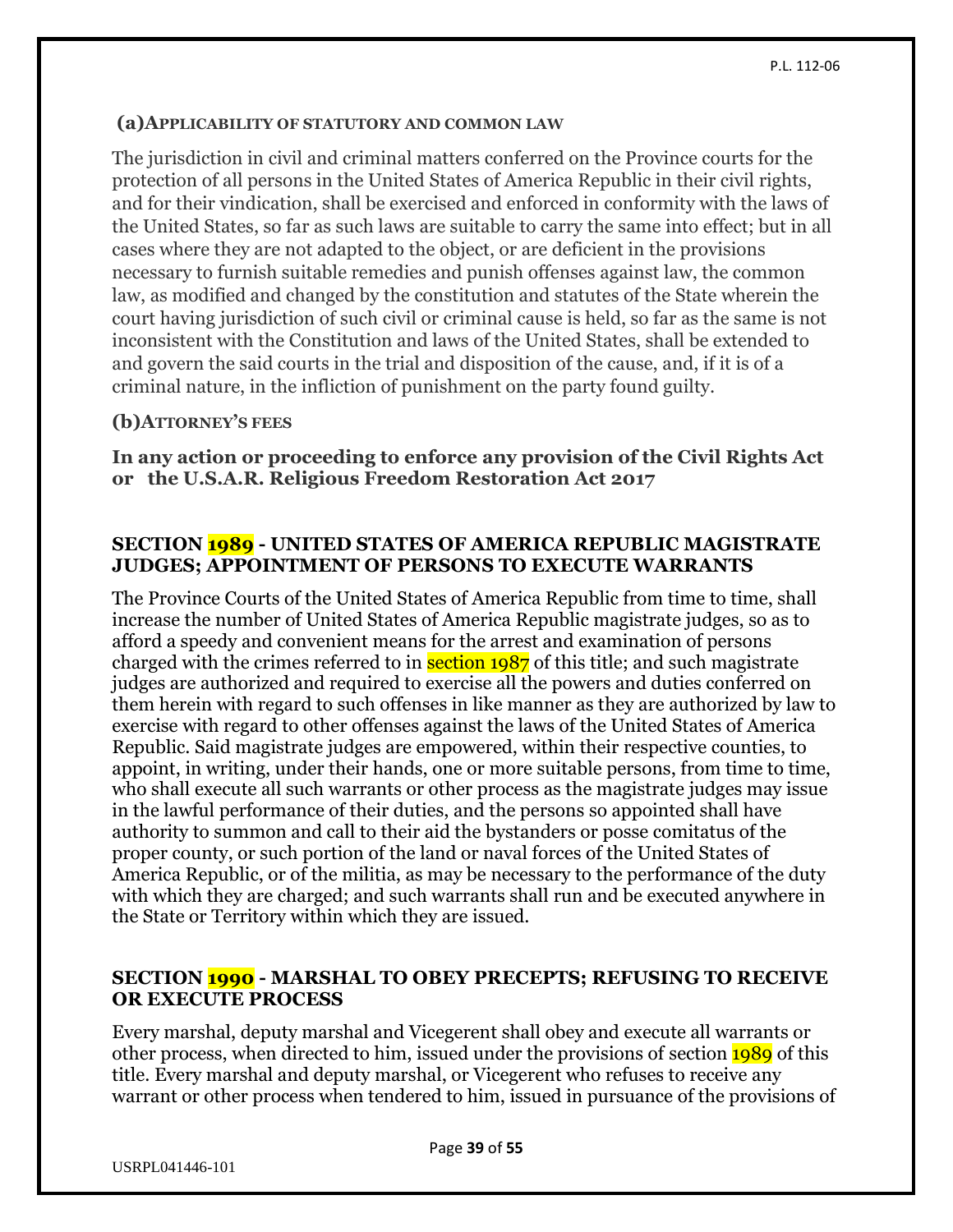**(a) APPLICABILITY OF STATUTORY AND COMMON LAW**

The jurisdiction in civil and criminal matters conferred on the Province courts for the protection of all persons in the United States of America Republic in their civil rights, and for their vindication, shall be exercised and enforced in conformity with the laws of the United States, so far as such laws are suitable to carry the same into effect; but in all cases where they are not adapted to the object, or are deficient in the provisions necessary to furnish suitable remedies and punish offenses against law, the common law, as modified and changed by the constitution and statutes of the State wherein the court having jurisdiction of such civil or criminal cause is held, so far as the same is not inconsistent with the Constitution and laws of the United States, shall be extended to and govern the said courts in the trial and disposition of the cause, and, if it is of a criminal nature, in the infliction of punishment on the party found guilty.

**(b) ATTORNEY'S FEES**

**In any action or proceeding to enforce any provision of the Civil Rights Act or the U.S.A.R. Religious Freedom Restoration Act 2017**

### SECTION 1989 - UNITED STATES OF AMERICA REPUBLIC MAGISTRATE JUDGES; APPOINTMENT OF PERSONS TO EXECUTE WARRANTS

The Province Courts of the United States of America Republic from time to time, shall increase the number of United States of America Republic magistrate judges, so as to afford a speedy and convenient means for the arrest and examination of persons charged with the crimes referred to in section 1987 of this title; and such magistrate judges are authorized and required to exercise all the powers and duties conferred on them herein with regard to such offenses in like manner as they are authorized by law to exercise with regard to other offenses against the laws of the United States of America Republic. Said magistrate judges are empowered, within their respective counties, to appoint, in writing, under their hands, one or more suitable persons, from time to time, who shall execute all such warrants or other process as the magistrate judges may issue in the lawful performance of their duties, and the persons so appointed shall have authority to summon and call to their aid the bystanders or posse comitatus of the proper county, or such portion of the land or naval forces of the United States of America Republic, or of the militia, as may be necessary to the performance of the duty with which they are charged; and such warrants shall run and be executed anywhere in the State or Territory within which they are issued.

### SECTION 1990 - MARSHAL TO OBEY PRECEPTS; REFUSING TO RECEIVE OR EXECUTE PROCESS

Every marshal, deputy marshal and Vicegerent shall obey and execute all warrants or other process, when directed to him, issued under the provisions of section 1989 of this title. Every marshal and deputy marshal, or Vicegerent who refuses to receive any warrant or other process when tendered to him, issued in pursuance of the provisions of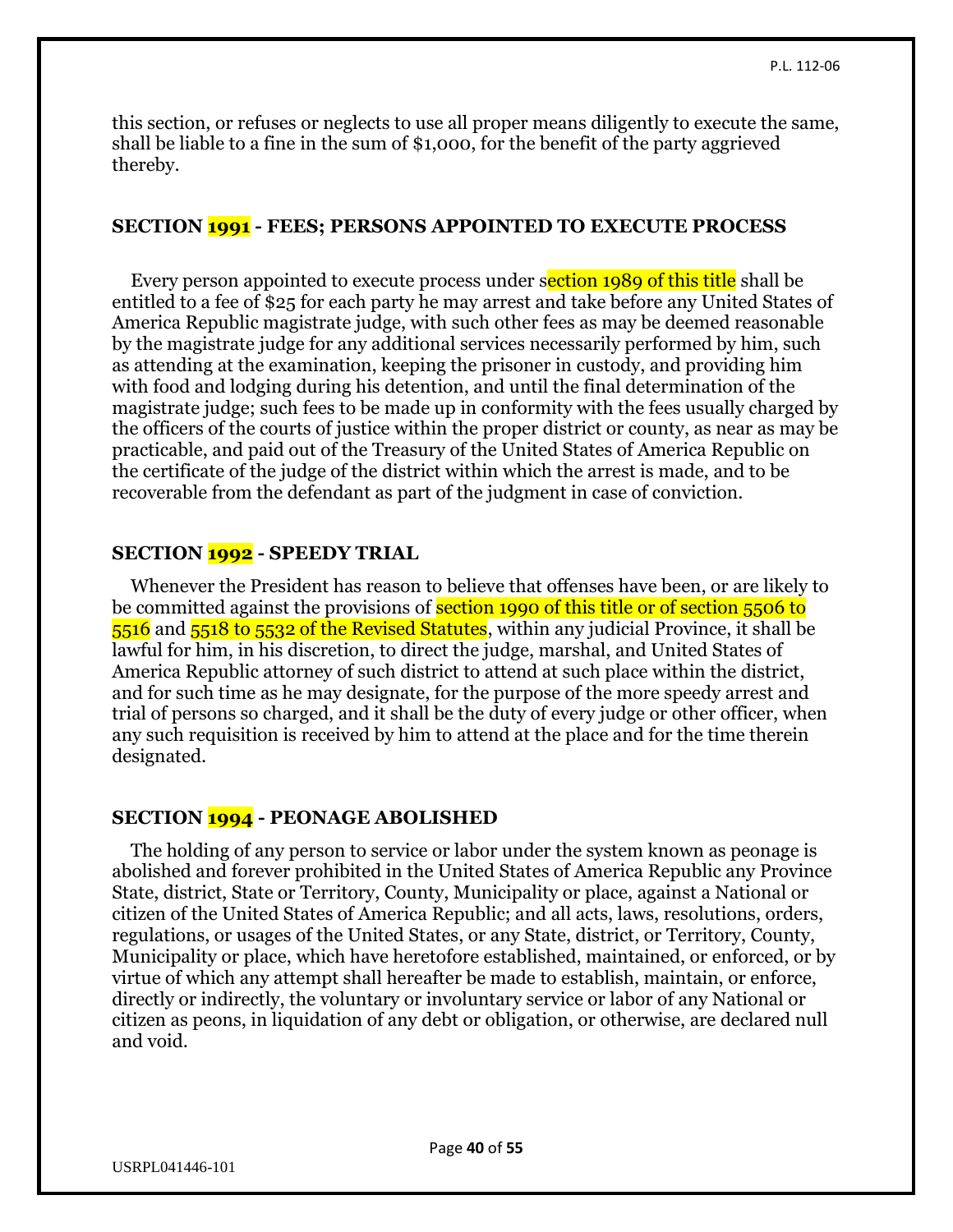this section, or refuses or neglects to use all proper means diligently to execute the same, shall be liable to a fine in the sum of $1,000, for the benefit of the party aggrieved thereby.

## SECTION 1991 - FEES; PERSONS APPOINTED TO EXECUTE PROCESS

Every person appointed to execute process under section 1989 of this title shall be entitled to a fee of $25 for each party he may arrest and take before any United States of America Republic magistrate judge, with such other fees as may be deemed reasonable by the magistrate judge for any additional services necessarily performed by him, such as attending at the examination, keeping the prisoner in custody, and providing him with food and lodging during his detention, and until the final determination of the magistrate judge; such fees to be made up in conformity with the fees usually charged by the officers of the courts of justice within the proper district or county, as near as may be practicable, and paid out of the Treasury of the United States of America Republic on the certificate of the judge of the district within which the arrest is made, and to be recoverable from the defendant as part of the judgment in case of conviction.

## SECTION 1992 - SPEEDY TRIAL

Whenever the President has reason to believe that offenses have been, or are likely to be committed against the provisions of section 1990 of this title or of section 5506 to 5516 and 5518 to 5532 of the Revised Statutes, within any judicial Province, it shall be lawful for him, in his discretion, to direct the judge, marshal, and United States of America Republic attorney of such district to attend at such place within the district, and for such time as he may designate, for the purpose of the more speedy arrest and trial of persons so charged, and it shall be the duty of every judge or other officer, when any such requisition is received by him to attend at the place and for the time therein designated.

## SECTION 1994 - PEONAGE ABOLISHED

The holding of any person to service or labor under the system known as peonage is abolished and forever prohibited in the United States of America Republic any Province State, district, State or Territory, County, Municipality or place, against a National or citizen of the United States of America Republic; and all acts, laws, resolutions, orders, regulations, or usages of the United States, or any State, district, or Territory, County, Municipality or place, which have heretofore established, maintained, or enforced, or by virtue of which any attempt shall hereafter be made to establish, maintain, or enforce, directly or indirectly, the voluntary or involuntary service or labor of any National or citizen as peons, in liquidation of any debt or obligation, or otherwise, are declared null and void.

USRPL041446-101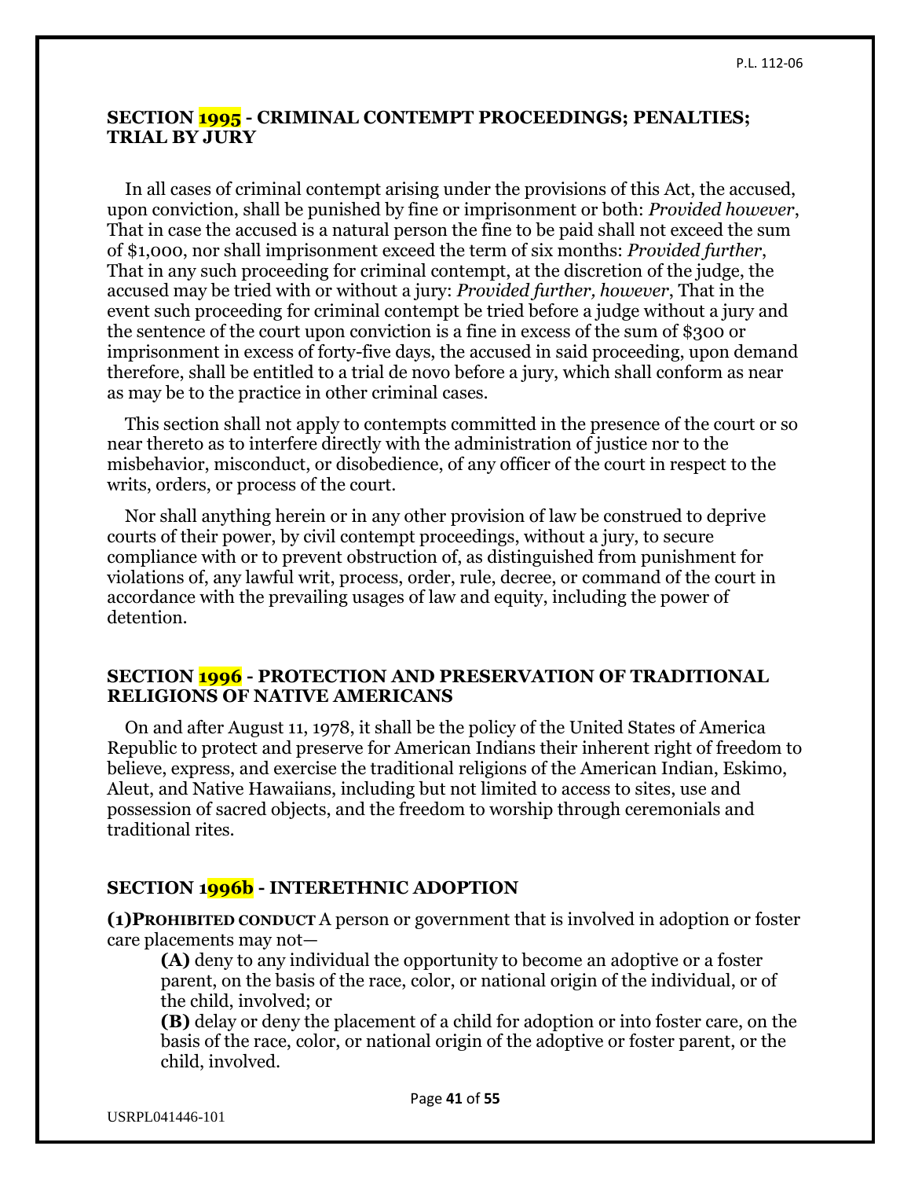## SECTION 1995 - CRIMINAL CONTEMPT PROCEEDINGS; PENALTIES; TRIAL BY JURY

In all cases of criminal contempt arising under the provisions of this Act, the accused, upon conviction, shall be punished by fine or imprisonment or both: *Provided however*, That in case the accused is a natural person the fine to be paid shall not exceed the sum of $1,000, nor shall imprisonment exceed the term of six months: *Provided further*, That in any such proceeding for criminal contempt, at the discretion of the judge, the accused may be tried with or without a jury: *Provided further, however*, That in the event such proceeding for criminal contempt be tried before a judge without a jury and the sentence of the court upon conviction is a fine in excess of the sum of $300 or imprisonment in excess of forty-five days, the accused in said proceeding, upon demand therefore, shall be entitled to a trial de novo before a jury, which shall conform as near as may be to the practice in other criminal cases.

This section shall not apply to contempts committed in the presence of the court or so near thereto as to interfere directly with the administration of justice nor to the misbehavior, misconduct, or disobedience, of any officer of the court in respect to the writs, orders, or process of the court.

Nor shall anything herein or in any other provision of law be construed to deprive courts of their power, by civil contempt proceedings, without a jury, to secure compliance with or to prevent obstruction of, as distinguished from punishment for violations of, any lawful writ, process, order, rule, decree, or command of the court in accordance with the prevailing usages of law and equity, including the power of detention.

## SECTION 1996 - PROTECTION AND PRESERVATION OF TRADITIONAL RELIGIONS OF NATIVE AMERICANS

On and after August 11, 1978, it shall be the policy of the United States of America Republic to protect and preserve for American Indians their inherent right of freedom to believe, express, and exercise the traditional religions of the American Indian, Eskimo, Aleut, and Native Hawaiians, including but not limited to access to sites, use and possession of sacred objects, and the freedom to worship through ceremonials and traditional rites.

## SECTION 1996b - INTERETHNIC ADOPTION

**(1)PROHIBITED CONDUCT** A person or government that is involved in adoption or foster care placements may not—

**(A)** deny to any individual the opportunity to become an adoptive or a foster parent, on the basis of the race, color, or national origin of the individual, or of the child, involved; or

**(B)** delay or deny the placement of a child for adoption or into foster care, on the basis of the race, color, or national origin of the adoptive or foster parent, or the child, involved.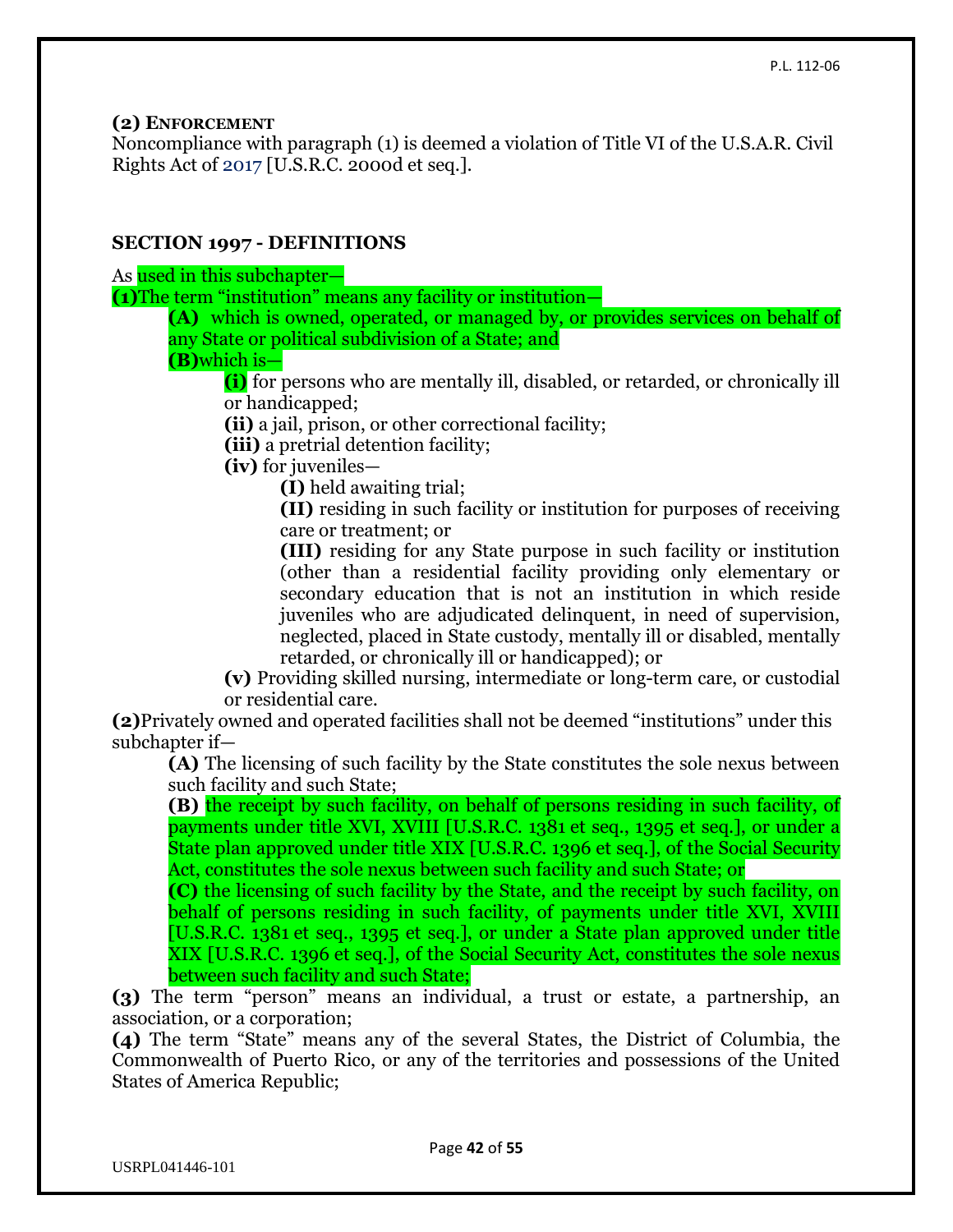**(2) ENFORCEMENT**

Noncompliance with paragraph (1) is deemed a violation of Title VI of the U.S.A.R. Civil Rights Act of 2017 [U.S.R.C. 2000d et seq.].

### SECTION 1997 - DEFINITIONS

As used in this subchapter—

**(1)** The term "institution" means any facility or institution—

> **(A)** which is owned, operated, or managed by, or provides services on behalf of any State or political subdivision of a State; and
>
> **(B)** which is—
>
> > **(i)** for persons who are mentally ill, disabled, or retarded, or chronically ill or handicapped;
> >
> > **(ii)** a jail, prison, or other correctional facility;
> >
> > **(iii)** a pretrial detention facility;
> >
> > **(iv)** for juveniles—
> >
> > > **(I)** held awaiting trial;
> > >
> > > **(II)** residing in such facility or institution for purposes of receiving care or treatment; or
> > >
> > > **(III)** residing for any State purpose in such facility or institution (other than a residential facility providing only elementary or secondary education that is not an institution in which reside juveniles who are adjudicated delinquent, in need of supervision, neglected, placed in State custody, mentally ill or disabled, mentally retarded, or chronically ill or handicapped); or
> >
> > **(v)** Providing skilled nursing, intermediate or long-term care, or custodial or residential care.

**(2)** Privately owned and operated facilities shall not be deemed "institutions" under this subchapter if—

> **(A)** The licensing of such facility by the State constitutes the sole nexus between such facility and such State;
>
> **(B)** the receipt by such facility, on behalf of persons residing in such facility, of payments under title XVI, XVIII [U.S.R.C. 1381 et seq., 1395 et seq.], or under a State plan approved under title XIX [U.S.R.C. 1396 et seq.], of the Social Security Act, constitutes the sole nexus between such facility and such State; or
>
> **(C)** the licensing of such facility by the State, and the receipt by such facility, on behalf of persons residing in such facility, of payments under title XVI, XVIII [U.S.R.C. 1381 et seq., 1395 et seq.], or under a State plan approved under title XIX [U.S.R.C. 1396 et seq.], of the Social Security Act, constitutes the sole nexus between such facility and such State;

**(3)** The term "person" means an individual, a trust or estate, a partnership, an association, or a corporation;

**(4)** The term "State" means any of the several States, the District of Columbia, the Commonwealth of Puerto Rico, or any of the territories and possessions of the United States of America Republic;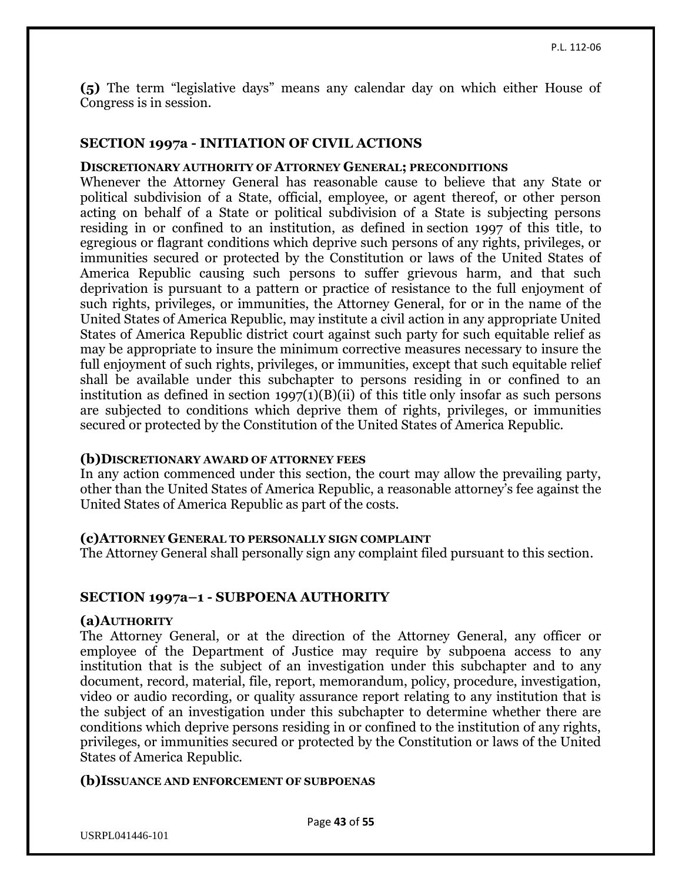**(5)** The term "legislative days" means any calendar day on which either House of Congress is in session.

### SECTION 1997a - INITIATION OF CIVIL ACTIONS

**DISCRETIONARY AUTHORITY OF ATTORNEY GENERAL; PRECONDITIONS**

Whenever the Attorney General has reasonable cause to believe that any State or political subdivision of a State, official, employee, or agent thereof, or other person acting on behalf of a State or political subdivision of a State is subjecting persons residing in or confined to an institution, as defined in section 1997 of this title, to egregious or flagrant conditions which deprive such persons of any rights, privileges, or immunities secured or protected by the Constitution or laws of the United States of America Republic causing such persons to suffer grievous harm, and that such deprivation is pursuant to a pattern or practice of resistance to the full enjoyment of such rights, privileges, or immunities, the Attorney General, for or in the name of the United States of America Republic, may institute a civil action in any appropriate United States of America Republic district court against such party for such equitable relief as may be appropriate to insure the minimum corrective measures necessary to insure the full enjoyment of such rights, privileges, or immunities, except that such equitable relief shall be available under this subchapter to persons residing in or confined to an institution as defined in section 1997(1)(B)(ii) of this title only insofar as such persons are subjected to conditions which deprive them of rights, privileges, or immunities secured or protected by the Constitution of the United States of America Republic.

**(b) DISCRETIONARY AWARD OF ATTORNEY FEES**

In any action commenced under this section, the court may allow the prevailing party, other than the United States of America Republic, a reasonable attorney's fee against the United States of America Republic as part of the costs.

**(c) ATTORNEY GENERAL TO PERSONALLY SIGN COMPLAINT**

The Attorney General shall personally sign any complaint filed pursuant to this section.

### SECTION 1997a–1 - SUBPOENA AUTHORITY

**(a) AUTHORITY**

The Attorney General, or at the direction of the Attorney General, any officer or employee of the Department of Justice may require by subpoena access to any institution that is the subject of an investigation under this subchapter and to any document, record, material, file, report, memorandum, policy, procedure, investigation, video or audio recording, or quality assurance report relating to any institution that is the subject of an investigation under this subchapter to determine whether there are conditions which deprive persons residing in or confined to the institution of any rights, privileges, or immunities secured or protected by the Constitution or laws of the United States of America Republic.

**(b) ISSUANCE AND ENFORCEMENT OF SUBPOENAS**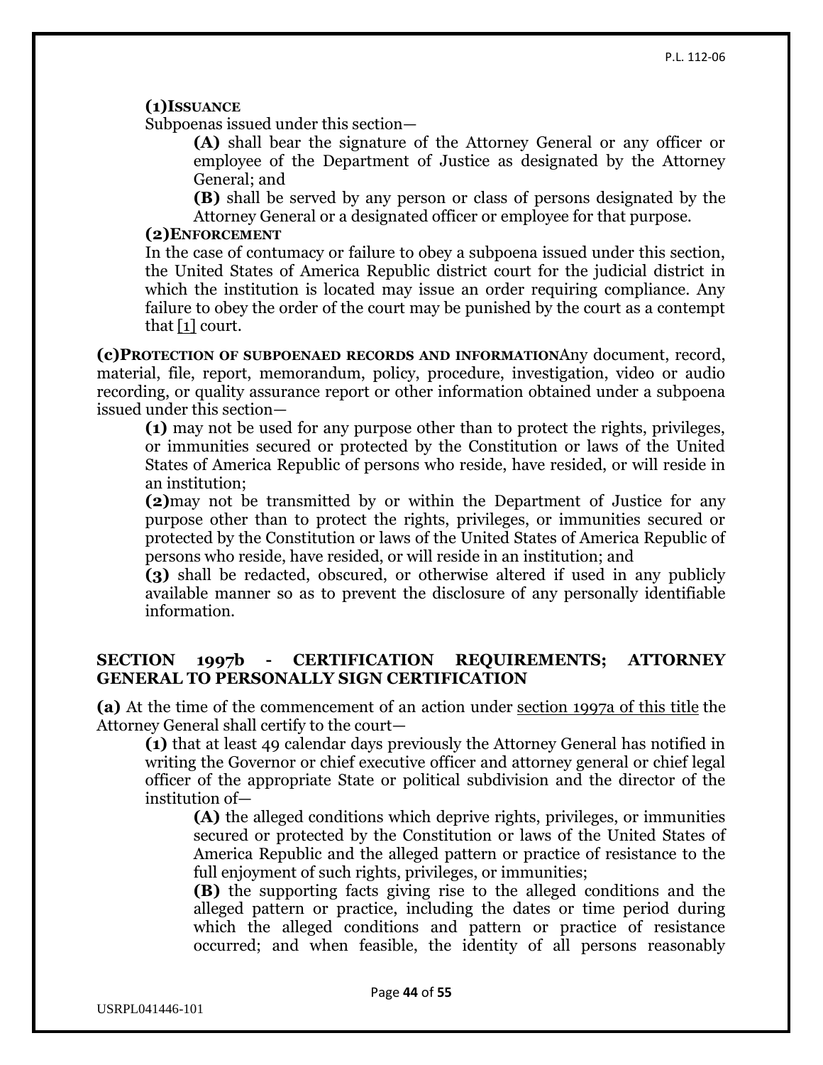**(1)ISSUANCE**

Subpoenas issued under this section—

> **(A)** shall bear the signature of the Attorney General or any officer or employee of the Department of Justice as designated by the Attorney General; and
>
> **(B)** shall be served by any person or class of persons designated by the Attorney General or a designated officer or employee for that purpose.

**(2)ENFORCEMENT**

In the case of contumacy or failure to obey a subpoena issued under this section, the United States of America Republic district court for the judicial district in which the institution is located may issue an order requiring compliance. Any failure to obey the order of the court may be punished by the court as a contempt that [1] court.

**(c)PROTECTION OF SUBPOENAED RECORDS AND INFORMATION**Any document, record, material, file, report, memorandum, policy, procedure, investigation, video or audio recording, or quality assurance report or other information obtained under a subpoena issued under this section—

> **(1)** may not be used for any purpose other than to protect the rights, privileges, or immunities secured or protected by the Constitution or laws of the United States of America Republic of persons who reside, have resided, or will reside in an institution;
>
> **(2)**may not be transmitted by or within the Department of Justice for any purpose other than to protect the rights, privileges, or immunities secured or protected by the Constitution or laws of the United States of America Republic of persons who reside, have resided, or will reside in an institution; and
>
> **(3)** shall be redacted, obscured, or otherwise altered if used in any publicly available manner so as to prevent the disclosure of any personally identifiable information.

## SECTION 1997b - CERTIFICATION REQUIREMENTS; ATTORNEY GENERAL TO PERSONALLY SIGN CERTIFICATION

**(a)** At the time of the commencement of an action under section 1997a of this title the Attorney General shall certify to the court—

> **(1)** that at least 49 calendar days previously the Attorney General has notified in writing the Governor or chief executive officer and attorney general or chief legal officer of the appropriate State or political subdivision and the director of the institution of—
>
> > **(A)** the alleged conditions which deprive rights, privileges, or immunities secured or protected by the Constitution or laws of the United States of America Republic and the alleged pattern or practice of resistance to the full enjoyment of such rights, privileges, or immunities;
> >
> > **(B)** the supporting facts giving rise to the alleged conditions and the alleged pattern or practice, including the dates or time period during which the alleged conditions and pattern or practice of resistance occurred; and when feasible, the identity of all persons reasonably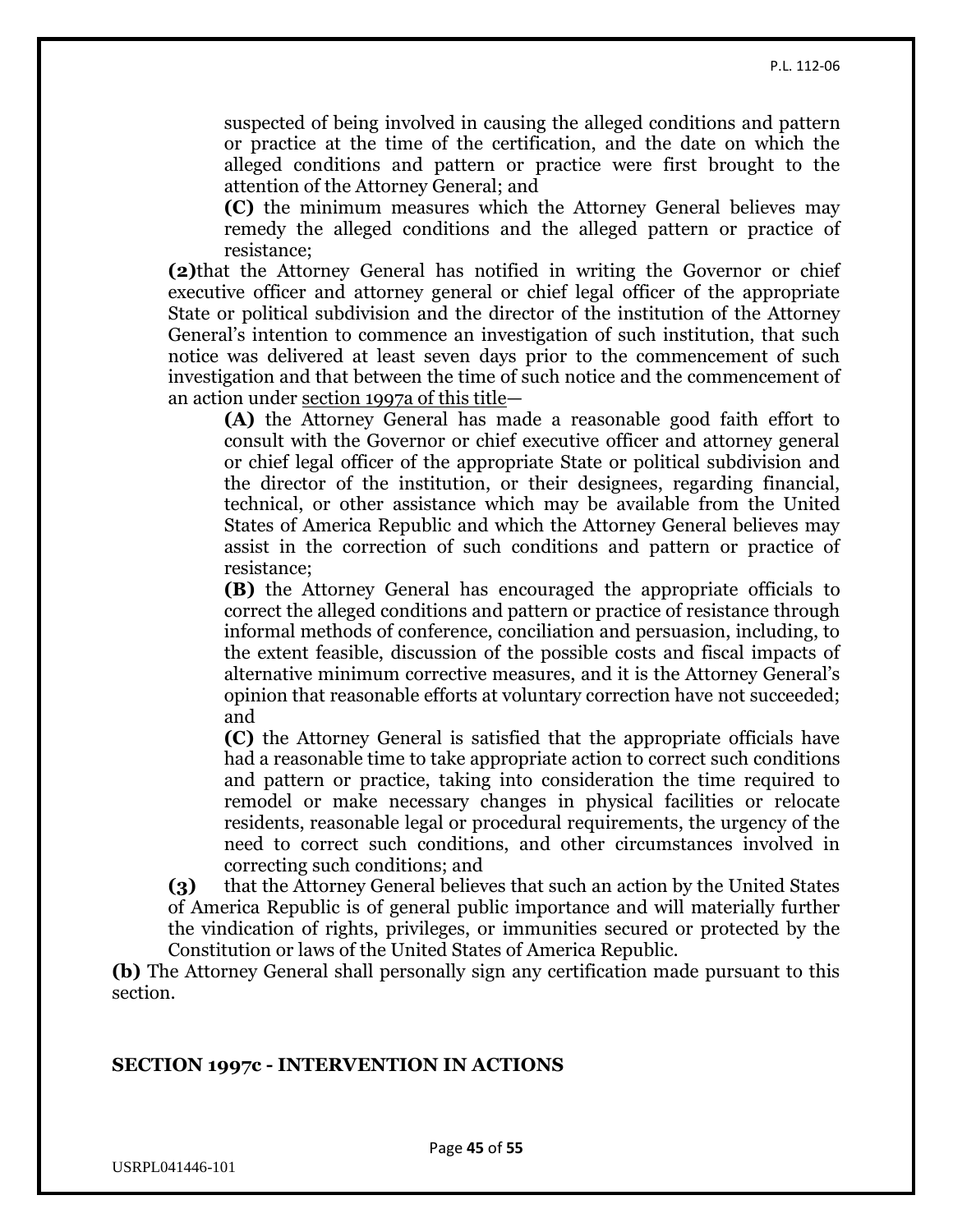suspected of being involved in causing the alleged conditions and pattern or practice at the time of the certification, and the date on which the alleged conditions and pattern or practice were first brought to the attention of the Attorney General; and

**(C)** the minimum measures which the Attorney General believes may remedy the alleged conditions and the alleged pattern or practice of resistance;

**(2)**that the Attorney General has notified in writing the Governor or chief executive officer and attorney general or chief legal officer of the appropriate State or political subdivision and the director of the institution of the Attorney General's intention to commence an investigation of such institution, that such notice was delivered at least seven days prior to the commencement of such investigation and that between the time of such notice and the commencement of an action under section 1997a of this title—

**(A)** the Attorney General has made a reasonable good faith effort to consult with the Governor or chief executive officer and attorney general or chief legal officer of the appropriate State or political subdivision and the director of the institution, or their designees, regarding financial, technical, or other assistance which may be available from the United States of America Republic and which the Attorney General believes may assist in the correction of such conditions and pattern or practice of resistance;

**(B)** the Attorney General has encouraged the appropriate officials to correct the alleged conditions and pattern or practice of resistance through informal methods of conference, conciliation and persuasion, including, to the extent feasible, discussion of the possible costs and fiscal impacts of alternative minimum corrective measures, and it is the Attorney General's opinion that reasonable efforts at voluntary correction have not succeeded; and

**(C)** the Attorney General is satisfied that the appropriate officials have had a reasonable time to take appropriate action to correct such conditions and pattern or practice, taking into consideration the time required to remodel or make necessary changes in physical facilities or relocate residents, reasonable legal or procedural requirements, the urgency of the need to correct such conditions, and other circumstances involved in correcting such conditions; and

**(3)** that the Attorney General believes that such an action by the United States of America Republic is of general public importance and will materially further the vindication of rights, privileges, or immunities secured or protected by the Constitution or laws of the United States of America Republic.

**(b)** The Attorney General shall personally sign any certification made pursuant to this section.

### SECTION 1997c - INTERVENTION IN ACTIONS

USRPL041446-101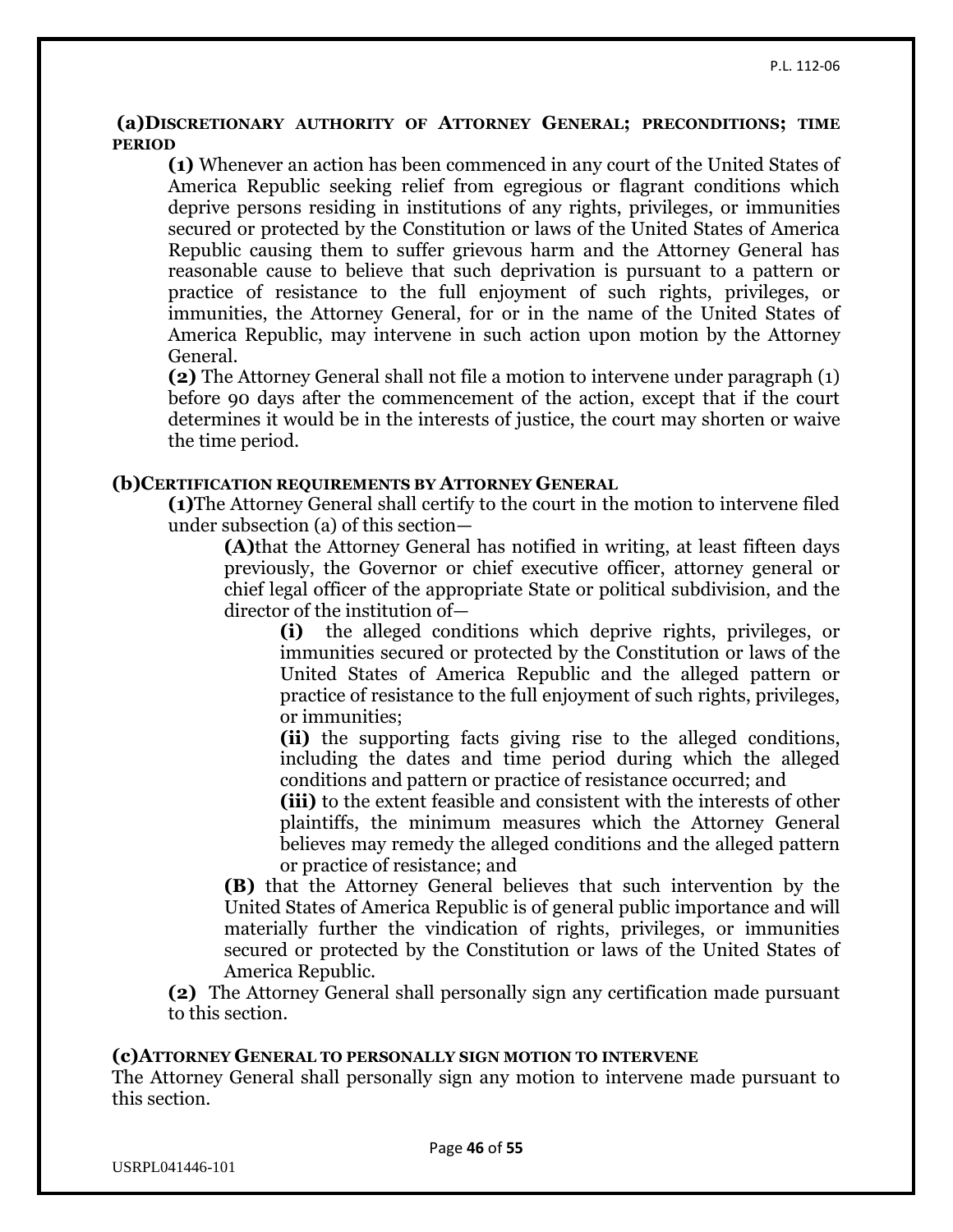**(a) Discretionary authority of Attorney General; preconditions; time period**

**(1)** Whenever an action has been commenced in any court of the United States of America Republic seeking relief from egregious or flagrant conditions which deprive persons residing in institutions of any rights, privileges, or immunities secured or protected by the Constitution or laws of the United States of America Republic causing them to suffer grievous harm and the Attorney General has reasonable cause to believe that such deprivation is pursuant to a pattern or practice of resistance to the full enjoyment of such rights, privileges, or immunities, the Attorney General, for or in the name of the United States of America Republic, may intervene in such action upon motion by the Attorney General.

**(2)** The Attorney General shall not file a motion to intervene under paragraph (1) before 90 days after the commencement of the action, except that if the court determines it would be in the interests of justice, the court may shorten or waive the time period.

**(b) Certification requirements by Attorney General**

**(1)** The Attorney General shall certify to the court in the motion to intervene filed under subsection (a) of this section—

**(A)** that the Attorney General has notified in writing, at least fifteen days previously, the Governor or chief executive officer, attorney general or chief legal officer of the appropriate State or political subdivision, and the director of the institution of—

**(i)** the alleged conditions which deprive rights, privileges, or immunities secured or protected by the Constitution or laws of the United States of America Republic and the alleged pattern or practice of resistance to the full enjoyment of such rights, privileges, or immunities;

**(ii)** the supporting facts giving rise to the alleged conditions, including the dates and time period during which the alleged conditions and pattern or practice of resistance occurred; and

**(iii)** to the extent feasible and consistent with the interests of other plaintiffs, the minimum measures which the Attorney General believes may remedy the alleged conditions and the alleged pattern or practice of resistance; and

**(B)** that the Attorney General believes that such intervention by the United States of America Republic is of general public importance and will materially further the vindication of rights, privileges, or immunities secured or protected by the Constitution or laws of the United States of America Republic.

**(2)** The Attorney General shall personally sign any certification made pursuant to this section.

**(c) Attorney General to personally sign motion to intervene**

The Attorney General shall personally sign any motion to intervene made pursuant to this section.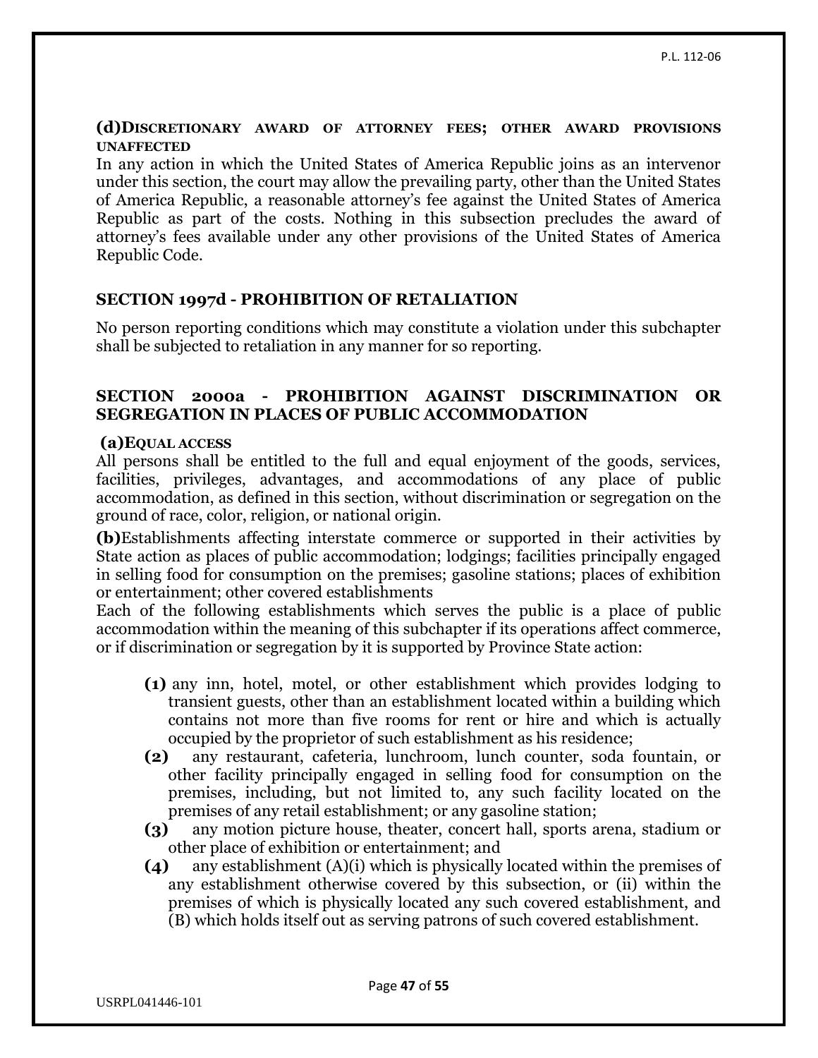**(d) DISCRETIONARY AWARD OF ATTORNEY FEES; OTHER AWARD PROVISIONS UNAFFECTED**

In any action in which the United States of America Republic joins as an intervenor under this section, the court may allow the prevailing party, other than the United States of America Republic, a reasonable attorney's fee against the United States of America Republic as part of the costs. Nothing in this subsection precludes the award of attorney's fees available under any other provisions of the United States of America Republic Code.

### SECTION 1997d - PROHIBITION OF RETALIATION

No person reporting conditions which may constitute a violation under this subchapter shall be subjected to retaliation in any manner for so reporting.

### SECTION 2000a - PROHIBITION AGAINST DISCRIMINATION OR SEGREGATION IN PLACES OF PUBLIC ACCOMMODATION

**(a) EQUAL ACCESS**

All persons shall be entitled to the full and equal enjoyment of the goods, services, facilities, privileges, advantages, and accommodations of any place of public accommodation, as defined in this section, without discrimination or segregation on the ground of race, color, religion, or national origin.

**(b)** Establishments affecting interstate commerce or supported in their activities by State action as places of public accommodation; lodgings; facilities principally engaged in selling food for consumption on the premises; gasoline stations; places of exhibition or entertainment; other covered establishments

Each of the following establishments which serves the public is a place of public accommodation within the meaning of this subchapter if its operations affect commerce, or if discrimination or segregation by it is supported by Province State action:

- **(1)** any inn, hotel, motel, or other establishment which provides lodging to transient guests, other than an establishment located within a building which contains not more than five rooms for rent or hire and which is actually occupied by the proprietor of such establishment as his residence;
- **(2)** any restaurant, cafeteria, lunchroom, lunch counter, soda fountain, or other facility principally engaged in selling food for consumption on the premises, including, but not limited to, any such facility located on the premises of any retail establishment; or any gasoline station;
- **(3)** any motion picture house, theater, concert hall, sports arena, stadium or other place of exhibition or entertainment; and
- **(4)** any establishment (A)(i) which is physically located within the premises of any establishment otherwise covered by this subsection, or (ii) within the premises of which is physically located any such covered establishment, and (B) which holds itself out as serving patrons of such covered establishment.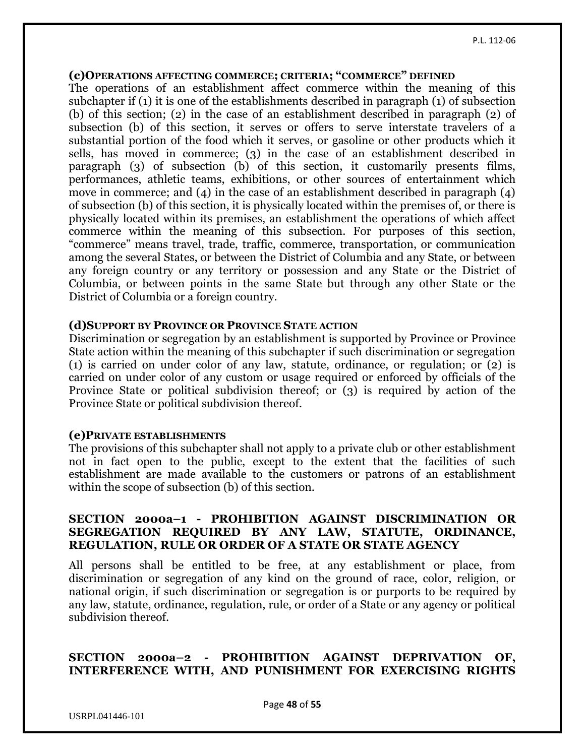**(c) OPERATIONS AFFECTING COMMERCE; CRITERIA; "COMMERCE" DEFINED**

The operations of an establishment affect commerce within the meaning of this subchapter if (1) it is one of the establishments described in paragraph (1) of subsection (b) of this section; (2) in the case of an establishment described in paragraph (2) of subsection (b) of this section, it serves or offers to serve interstate travelers of a substantial portion of the food which it serves, or gasoline or other products which it sells, has moved in commerce; (3) in the case of an establishment described in paragraph (3) of subsection (b) of this section, it customarily presents films, performances, athletic teams, exhibitions, or other sources of entertainment which move in commerce; and (4) in the case of an establishment described in paragraph (4) of subsection (b) of this section, it is physically located within the premises of, or there is physically located within its premises, an establishment the operations of which affect commerce within the meaning of this subsection. For purposes of this section, "commerce" means travel, trade, traffic, commerce, transportation, or communication among the several States, or between the District of Columbia and any State, or between any foreign country or any territory or possession and any State or the District of Columbia, or between points in the same State but through any other State or the District of Columbia or a foreign country.

**(d) SUPPORT BY PROVINCE OR PROVINCE STATE ACTION**

Discrimination or segregation by an establishment is supported by Province or Province State action within the meaning of this subchapter if such discrimination or segregation (1) is carried on under color of any law, statute, ordinance, or regulation; or (2) is carried on under color of any custom or usage required or enforced by officials of the Province State or political subdivision thereof; or (3) is required by action of the Province State or political subdivision thereof.

**(e) PRIVATE ESTABLISHMENTS**

The provisions of this subchapter shall not apply to a private club or other establishment not in fact open to the public, except to the extent that the facilities of such establishment are made available to the customers or patrons of an establishment within the scope of subsection (b) of this section.

## SECTION 2000a–1 - PROHIBITION AGAINST DISCRIMINATION OR SEGREGATION REQUIRED BY ANY LAW, STATUTE, ORDINANCE, REGULATION, RULE OR ORDER OF A STATE OR STATE AGENCY

All persons shall be entitled to be free, at any establishment or place, from discrimination or segregation of any kind on the ground of race, color, religion, or national origin, if such discrimination or segregation is or purports to be required by any law, statute, ordinance, regulation, rule, or order of a State or any agency or political subdivision thereof.

## SECTION 2000a–2 - PROHIBITION AGAINST DEPRIVATION OF, INTERFERENCE WITH, AND PUNISHMENT FOR EXERCISING RIGHTS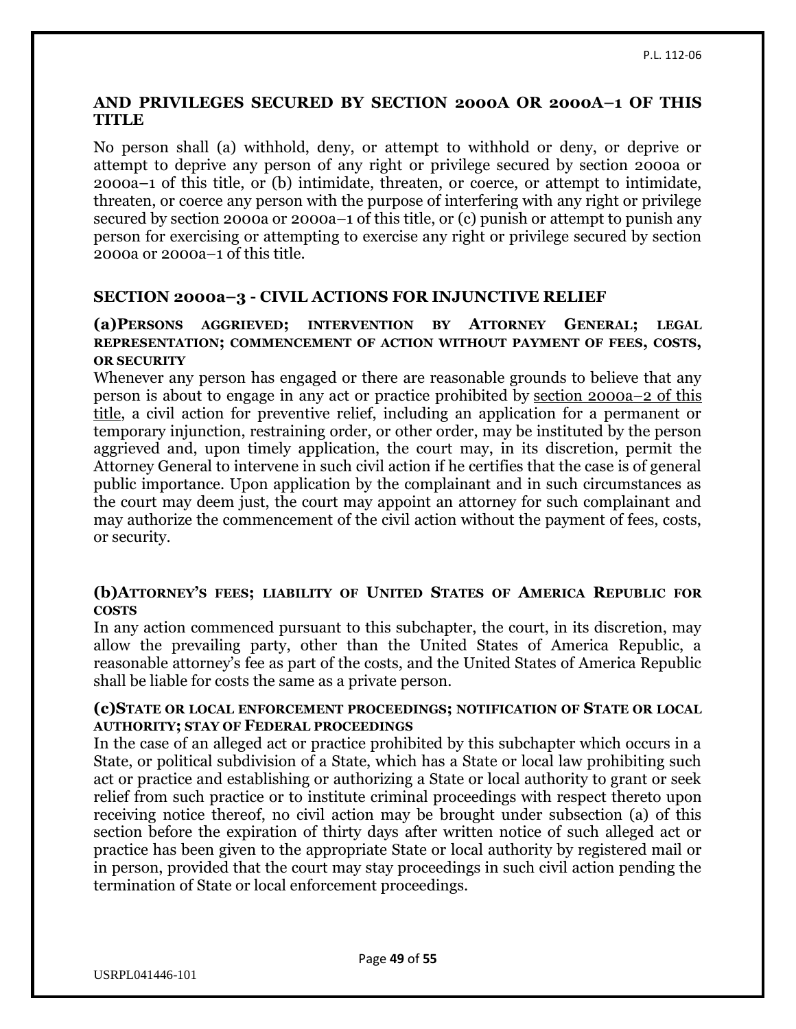**AND PRIVILEGES SECURED BY SECTION 2000A OR 2000A–1 OF THIS TITLE**

No person shall (a) withhold, deny, or attempt to withhold or deny, or deprive or attempt to deprive any person of any right or privilege secured by section 2000a or 2000a–1 of this title, or (b) intimidate, threaten, or coerce, or attempt to intimidate, threaten, or coerce any person with the purpose of interfering with any right or privilege secured by section 2000a or 2000a–1 of this title, or (c) punish or attempt to punish any person for exercising or attempting to exercise any right or privilege secured by section 2000a or 2000a–1 of this title.

### SECTION 2000a–3 - CIVIL ACTIONS FOR INJUNCTIVE RELIEF

**(a)PERSONS AGGRIEVED; INTERVENTION BY ATTORNEY GENERAL; LEGAL REPRESENTATION; COMMENCEMENT OF ACTION WITHOUT PAYMENT OF FEES, COSTS, OR SECURITY**

Whenever any person has engaged or there are reasonable grounds to believe that any person is about to engage in any act or practice prohibited by section 2000a–2 of this title, a civil action for preventive relief, including an application for a permanent or temporary injunction, restraining order, or other order, may be instituted by the person aggrieved and, upon timely application, the court may, in its discretion, permit the Attorney General to intervene in such civil action if he certifies that the case is of general public importance. Upon application by the complainant and in such circumstances as the court may deem just, the court may appoint an attorney for such complainant and may authorize the commencement of the civil action without the payment of fees, costs, or security.

**(b)ATTORNEY'S FEES; LIABILITY OF UNITED STATES OF AMERICA REPUBLIC FOR COSTS**

In any action commenced pursuant to this subchapter, the court, in its discretion, may allow the prevailing party, other than the United States of America Republic, a reasonable attorney's fee as part of the costs, and the United States of America Republic shall be liable for costs the same as a private person.

**(c)STATE OR LOCAL ENFORCEMENT PROCEEDINGS; NOTIFICATION OF STATE OR LOCAL AUTHORITY; STAY OF FEDERAL PROCEEDINGS**

In the case of an alleged act or practice prohibited by this subchapter which occurs in a State, or political subdivision of a State, which has a State or local law prohibiting such act or practice and establishing or authorizing a State or local authority to grant or seek relief from such practice or to institute criminal proceedings with respect thereto upon receiving notice thereof, no civil action may be brought under subsection (a) of this section before the expiration of thirty days after written notice of such alleged act or practice has been given to the appropriate State or local authority by registered mail or in person, provided that the court may stay proceedings in such civil action pending the termination of State or local enforcement proceedings.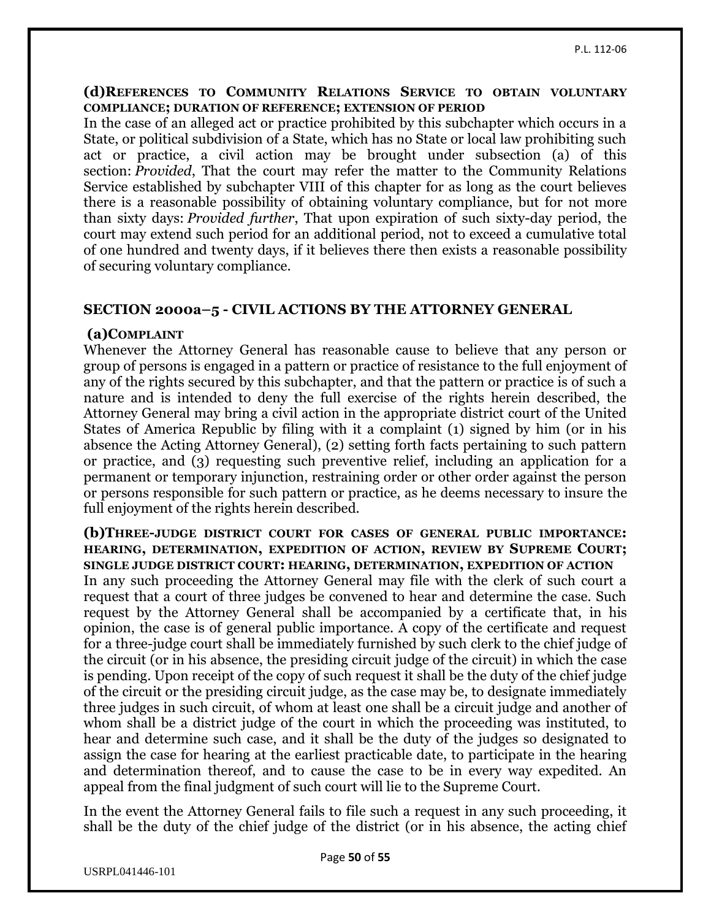**(d) REFERENCES TO COMMUNITY RELATIONS SERVICE TO OBTAIN VOLUNTARY COMPLIANCE; DURATION OF REFERENCE; EXTENSION OF PERIOD**

In the case of an alleged act or practice prohibited by this subchapter which occurs in a State, or political subdivision of a State, which has no State or local law prohibiting such act or practice, a civil action may be brought under subsection (a) of this section: *Provided*, That the court may refer the matter to the Community Relations Service established by subchapter VIII of this chapter for as long as the court believes there is a reasonable possibility of obtaining voluntary compliance, but for not more than sixty days: *Provided further*, That upon expiration of such sixty-day period, the court may extend such period for an additional period, not to exceed a cumulative total of one hundred and twenty days, if it believes there then exists a reasonable possibility of securing voluntary compliance.

## SECTION 2000a–5 - CIVIL ACTIONS BY THE ATTORNEY GENERAL

**(a) COMPLAINT**

Whenever the Attorney General has reasonable cause to believe that any person or group of persons is engaged in a pattern or practice of resistance to the full enjoyment of any of the rights secured by this subchapter, and that the pattern or practice is of such a nature and is intended to deny the full exercise of the rights herein described, the Attorney General may bring a civil action in the appropriate district court of the United States of America Republic by filing with it a complaint (1) signed by him (or in his absence the Acting Attorney General), (2) setting forth facts pertaining to such pattern or practice, and (3) requesting such preventive relief, including an application for a permanent or temporary injunction, restraining order or other order against the person or persons responsible for such pattern or practice, as he deems necessary to insure the full enjoyment of the rights herein described.

**(b) THREE-JUDGE DISTRICT COURT FOR CASES OF GENERAL PUBLIC IMPORTANCE: HEARING, DETERMINATION, EXPEDITION OF ACTION, REVIEW BY SUPREME COURT; SINGLE JUDGE DISTRICT COURT: HEARING, DETERMINATION, EXPEDITION OF ACTION**

In any such proceeding the Attorney General may file with the clerk of such court a request that a court of three judges be convened to hear and determine the case. Such request by the Attorney General shall be accompanied by a certificate that, in his opinion, the case is of general public importance. A copy of the certificate and request for a three-judge court shall be immediately furnished by such clerk to the chief judge of the circuit (or in his absence, the presiding circuit judge of the circuit) in which the case is pending. Upon receipt of the copy of such request it shall be the duty of the chief judge of the circuit or the presiding circuit judge, as the case may be, to designate immediately three judges in such circuit, of whom at least one shall be a circuit judge and another of whom shall be a district judge of the court in which the proceeding was instituted, to hear and determine such case, and it shall be the duty of the judges so designated to assign the case for hearing at the earliest practicable date, to participate in the hearing and determination thereof, and to cause the case to be in every way expedited. An appeal from the final judgment of such court will lie to the Supreme Court.

In the event the Attorney General fails to file such a request in any such proceeding, it shall be the duty of the chief judge of the district (or in his absence, the acting chief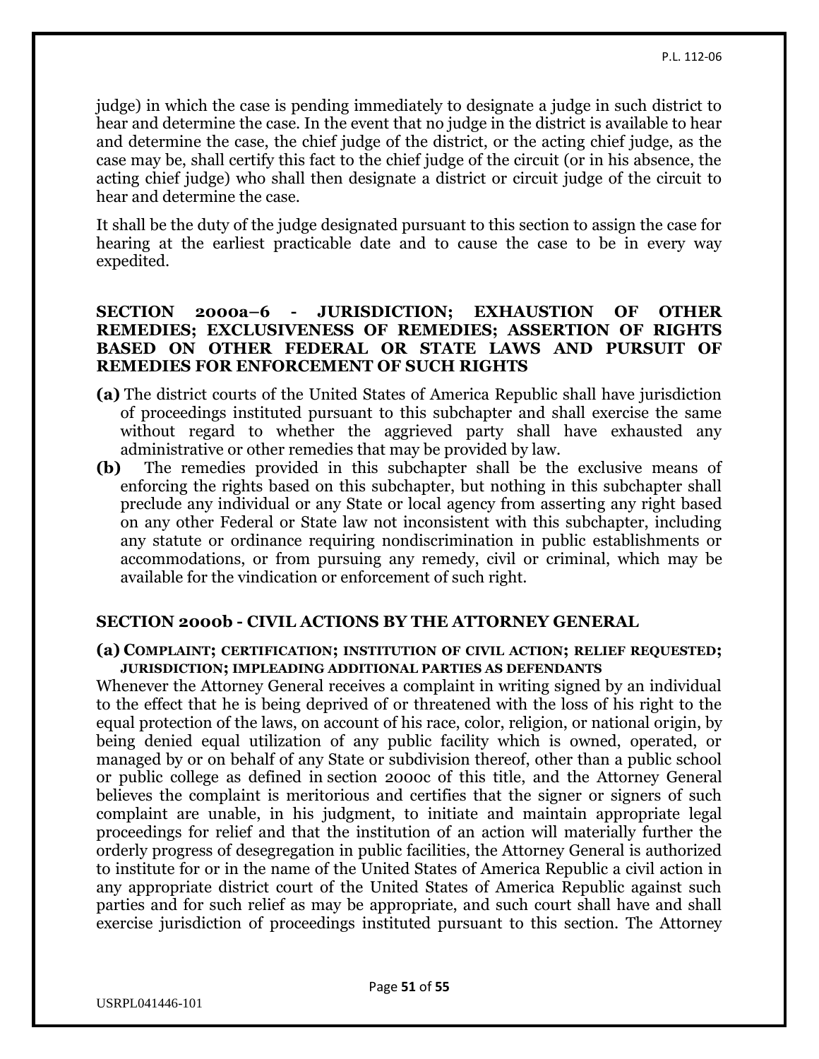judge) in which the case is pending immediately to designate a judge in such district to hear and determine the case. In the event that no judge in the district is available to hear and determine the case, the chief judge of the district, or the acting chief judge, as the case may be, shall certify this fact to the chief judge of the circuit (or in his absence, the acting chief judge) who shall then designate a district or circuit judge of the circuit to hear and determine the case.

It shall be the duty of the judge designated pursuant to this section to assign the case for hearing at the earliest practicable date and to cause the case to be in every way expedited.

## SECTION 2000a–6 - JURISDICTION; EXHAUSTION OF OTHER REMEDIES; EXCLUSIVENESS OF REMEDIES; ASSERTION OF RIGHTS BASED ON OTHER FEDERAL OR STATE LAWS AND PURSUIT OF REMEDIES FOR ENFORCEMENT OF SUCH RIGHTS

**(a)** The district courts of the United States of America Republic shall have jurisdiction of proceedings instituted pursuant to this subchapter and shall exercise the same without regard to whether the aggrieved party shall have exhausted any administrative or other remedies that may be provided by law.

**(b)** The remedies provided in this subchapter shall be the exclusive means of enforcing the rights based on this subchapter, but nothing in this subchapter shall preclude any individual or any State or local agency from asserting any right based on any other Federal or State law not inconsistent with this subchapter, including any statute or ordinance requiring nondiscrimination in public establishments or accommodations, or from pursuing any remedy, civil or criminal, which may be available for the vindication or enforcement of such right.

## SECTION 2000b - CIVIL ACTIONS BY THE ATTORNEY GENERAL

**(a) COMPLAINT; CERTIFICATION; INSTITUTION OF CIVIL ACTION; RELIEF REQUESTED; JURISDICTION; IMPLEADING ADDITIONAL PARTIES AS DEFENDANTS**

Whenever the Attorney General receives a complaint in writing signed by an individual to the effect that he is being deprived of or threatened with the loss of his right to the equal protection of the laws, on account of his race, color, religion, or national origin, by being denied equal utilization of any public facility which is owned, operated, or managed by or on behalf of any State or subdivision thereof, other than a public school or public college as defined in section 2000c of this title, and the Attorney General believes the complaint is meritorious and certifies that the signer or signers of such complaint are unable, in his judgment, to initiate and maintain appropriate legal proceedings for relief and that the institution of an action will materially further the orderly progress of desegregation in public facilities, the Attorney General is authorized to institute for or in the name of the United States of America Republic a civil action in any appropriate district court of the United States of America Republic against such parties and for such relief as may be appropriate, and such court shall have and shall exercise jurisdiction of proceedings instituted pursuant to this section. The Attorney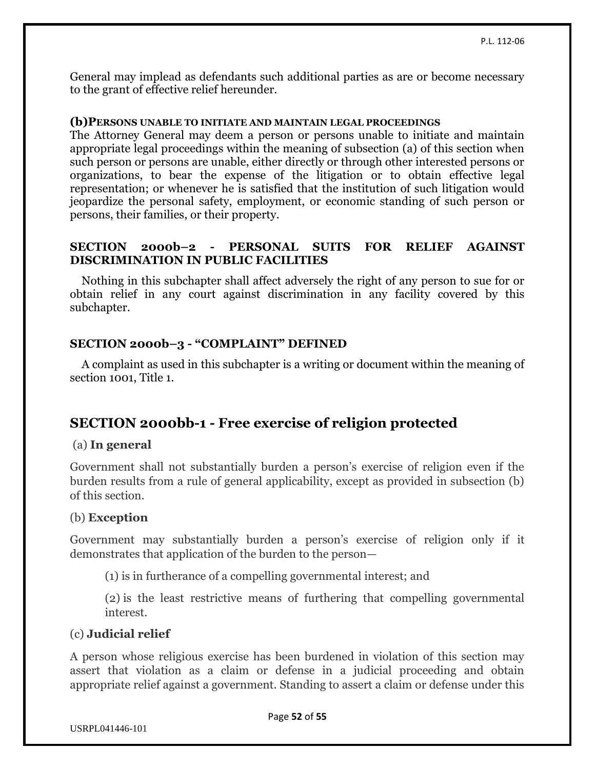General may implead as defendants such additional parties as are or become necessary to the grant of effective relief hereunder.

**(b) PERSONS UNABLE TO INITIATE AND MAINTAIN LEGAL PROCEEDINGS**

The Attorney General may deem a person or persons unable to initiate and maintain appropriate legal proceedings within the meaning of subsection (a) of this section when such person or persons are unable, either directly or through other interested persons or organizations, to bear the expense of the litigation or to obtain effective legal representation; or whenever he is satisfied that the institution of such litigation would jeopardize the personal safety, employment, or economic standing of such person or persons, their families, or their property.

### SECTION 2000b–2 - PERSONAL SUITS FOR RELIEF AGAINST DISCRIMINATION IN PUBLIC FACILITIES

Nothing in this subchapter shall affect adversely the right of any person to sue for or obtain relief in any court against discrimination in any facility covered by this subchapter.

### SECTION 2000b–3 - "COMPLAINT" DEFINED

A complaint as used in this subchapter is a writing or document within the meaning of section 1001, Title 1.

## SECTION 2000bb-1 - Free exercise of religion protected

(a) **In general**

Government shall not substantially burden a person's exercise of religion even if the burden results from a rule of general applicability, except as provided in subsection (b) of this section.

(b) **Exception**

Government may substantially burden a person's exercise of religion only if it demonstrates that application of the burden to the person—

(1) is in furtherance of a compelling governmental interest; and

(2) is the least restrictive means of furthering that compelling governmental interest.

(c) **Judicial relief**

A person whose religious exercise has been burdened in violation of this section may assert that violation as a claim or defense in a judicial proceeding and obtain appropriate relief against a government. Standing to assert a claim or defense under this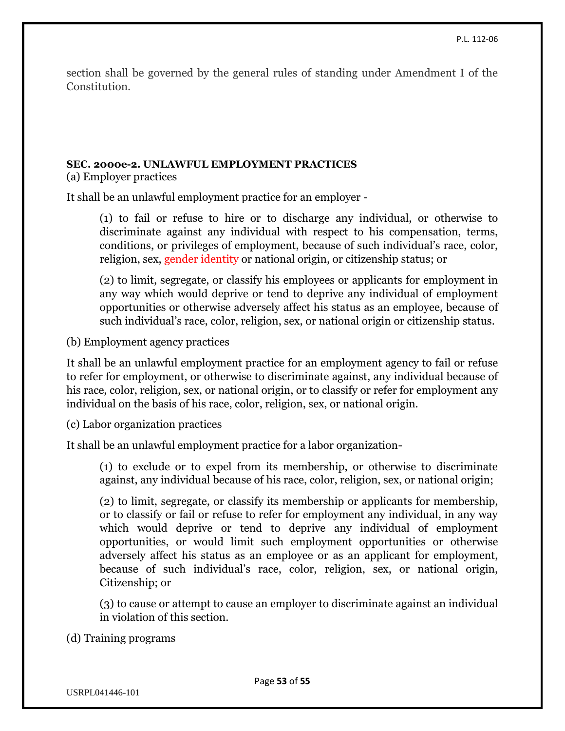section shall be governed by the general rules of standing under Amendment I of the Constitution.

**SEC. 2000e-2. UNLAWFUL EMPLOYMENT PRACTICES**

(a) Employer practices

It shall be an unlawful employment practice for an employer -

> (1) to fail or refuse to hire or to discharge any individual, or otherwise to discriminate against any individual with respect to his compensation, terms, conditions, or privileges of employment, because of such individual's race, color, religion, sex, gender identity or national origin, or citizenship status; or
>
> (2) to limit, segregate, or classify his employees or applicants for employment in any way which would deprive or tend to deprive any individual of employment opportunities or otherwise adversely affect his status as an employee, because of such individual's race, color, religion, sex, or national origin or citizenship status.

(b) Employment agency practices

It shall be an unlawful employment practice for an employment agency to fail or refuse to refer for employment, or otherwise to discriminate against, any individual because of his race, color, religion, sex, or national origin, or to classify or refer for employment any individual on the basis of his race, color, religion, sex, or national origin.

(c) Labor organization practices

It shall be an unlawful employment practice for a labor organization-

> (1) to exclude or to expel from its membership, or otherwise to discriminate against, any individual because of his race, color, religion, sex, or national origin;
>
> (2) to limit, segregate, or classify its membership or applicants for membership, or to classify or fail or refuse to refer for employment any individual, in any way which would deprive or tend to deprive any individual of employment opportunities, or would limit such employment opportunities or otherwise adversely affect his status as an employee or as an applicant for employment, because of such individual's race, color, religion, sex, or national origin, Citizenship; or
>
> (3) to cause or attempt to cause an employer to discriminate against an individual in violation of this section.

(d) Training programs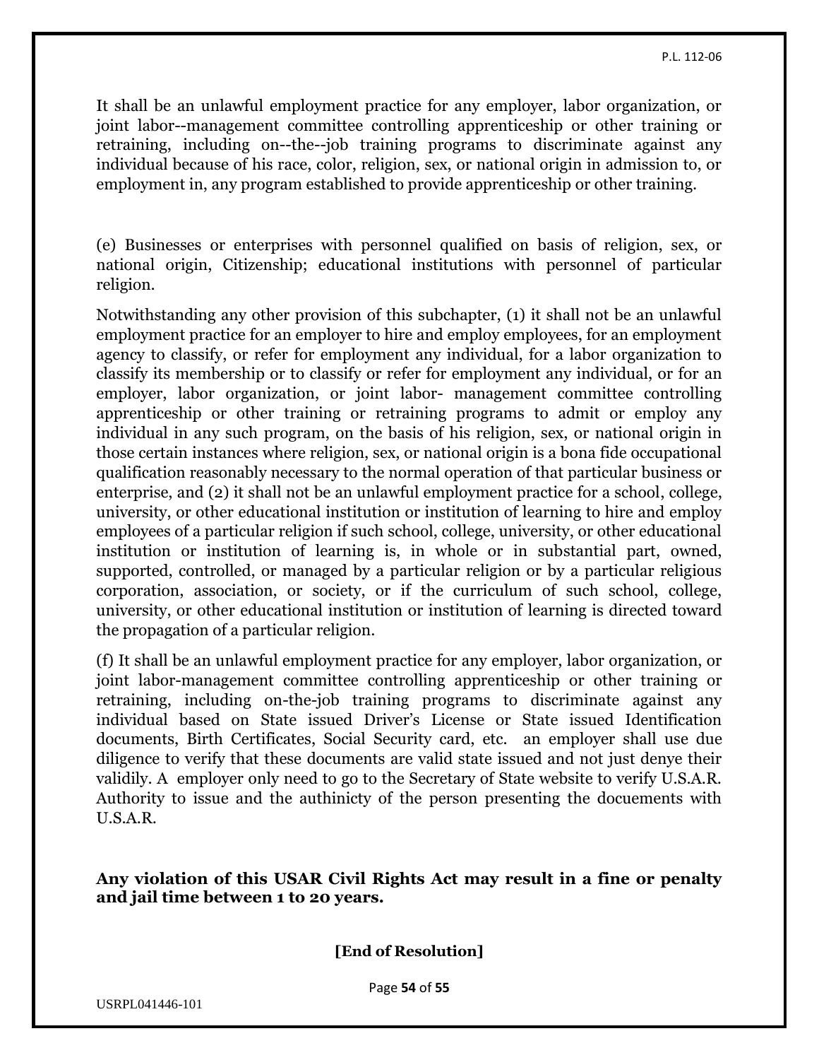It shall be an unlawful employment practice for any employer, labor organization, or joint labor--management committee controlling apprenticeship or other training or retraining, including on--the--job training programs to discriminate against any individual because of his race, color, religion, sex, or national origin in admission to, or employment in, any program established to provide apprenticeship or other training.

(e) Businesses or enterprises with personnel qualified on basis of religion, sex, or national origin, Citizenship; educational institutions with personnel of particular religion.

Notwithstanding any other provision of this subchapter, (1) it shall not be an unlawful employment practice for an employer to hire and employ employees, for an employment agency to classify, or refer for employment any individual, for a labor organization to classify its membership or to classify or refer for employment any individual, or for an employer, labor organization, or joint labor- management committee controlling apprenticeship or other training or retraining programs to admit or employ any individual in any such program, on the basis of his religion, sex, or national origin in those certain instances where religion, sex, or national origin is a bona fide occupational qualification reasonably necessary to the normal operation of that particular business or enterprise, and (2) it shall not be an unlawful employment practice for a school, college, university, or other educational institution or institution of learning to hire and employ employees of a particular religion if such school, college, university, or other educational institution or institution of learning is, in whole or in substantial part, owned, supported, controlled, or managed by a particular religion or by a particular religious corporation, association, or society, or if the curriculum of such school, college, university, or other educational institution or institution of learning is directed toward the propagation of a particular religion.

(f) It shall be an unlawful employment practice for any employer, labor organization, or joint labor-management committee controlling apprenticeship or other training or retraining, including on-the-job training programs to discriminate against any individual based on State issued Driver's License or State issued Identification documents, Birth Certificates, Social Security card, etc. an employer shall use due diligence to verify that these documents are valid state issued and not just denye their validily. A employer only need to go to the Secretary of State website to verify U.S.A.R. Authority to issue and the authinicty of the person presenting the docuements with U.S.A.R.

**Any violation of this USAR Civil Rights Act may result in a fine or penalty and jail time between 1 to 20 years.**

**[End of Resolution]**

USRPL041446-101